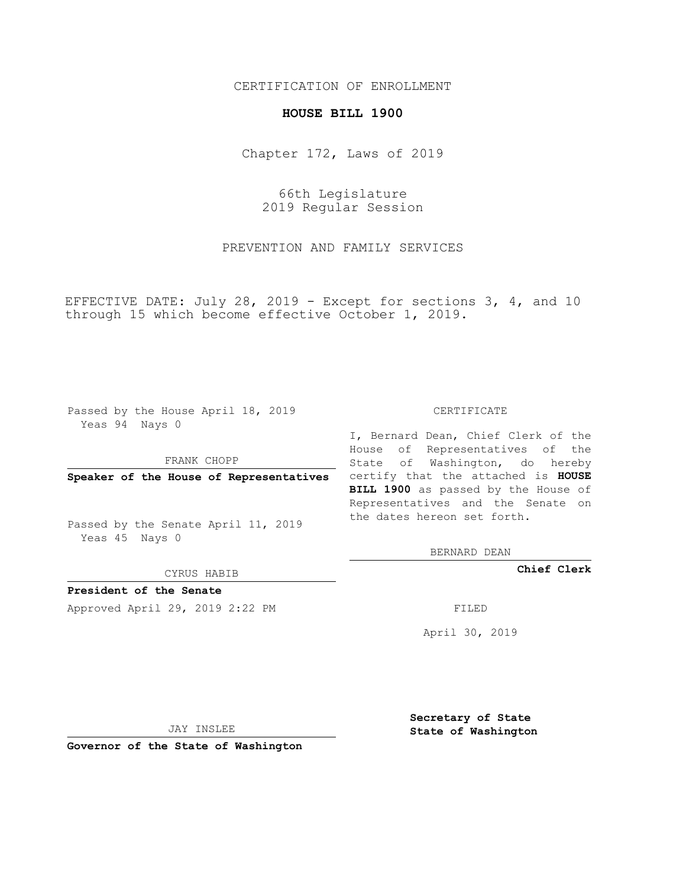CERTIFICATION OF ENROLLMENT

**HOUSE BILL 1900**

Chapter 172, Laws of 2019

66th Legislature
2019 Regular Session

PREVENTION AND FAMILY SERVICES

EFFECTIVE DATE: July 28, 2019 - Except for sections 3, 4, and 10 through 15 which become effective October 1, 2019.

Passed by the House April 18, 2019
Yeas 94 Nays 0

FRANK CHOPP

**Speaker of the House of Representatives**

Passed by the Senate April 11, 2019
Yeas 45 Nays 0

CYRUS HABIB

**President of the Senate**

Approved April 29, 2019 2:22 PM

JAY INSLEE

**Governor of the State of Washington**

CERTIFICATE

I, Bernard Dean, Chief Clerk of the House of Representatives of the State of Washington, do hereby certify that the attached is **HOUSE BILL 1900** as passed by the House of Representatives and the Senate on the dates hereon set forth.

BERNARD DEAN

**Chief Clerk**

FILED

April 30, 2019

**Secretary of State**
**State of Washington**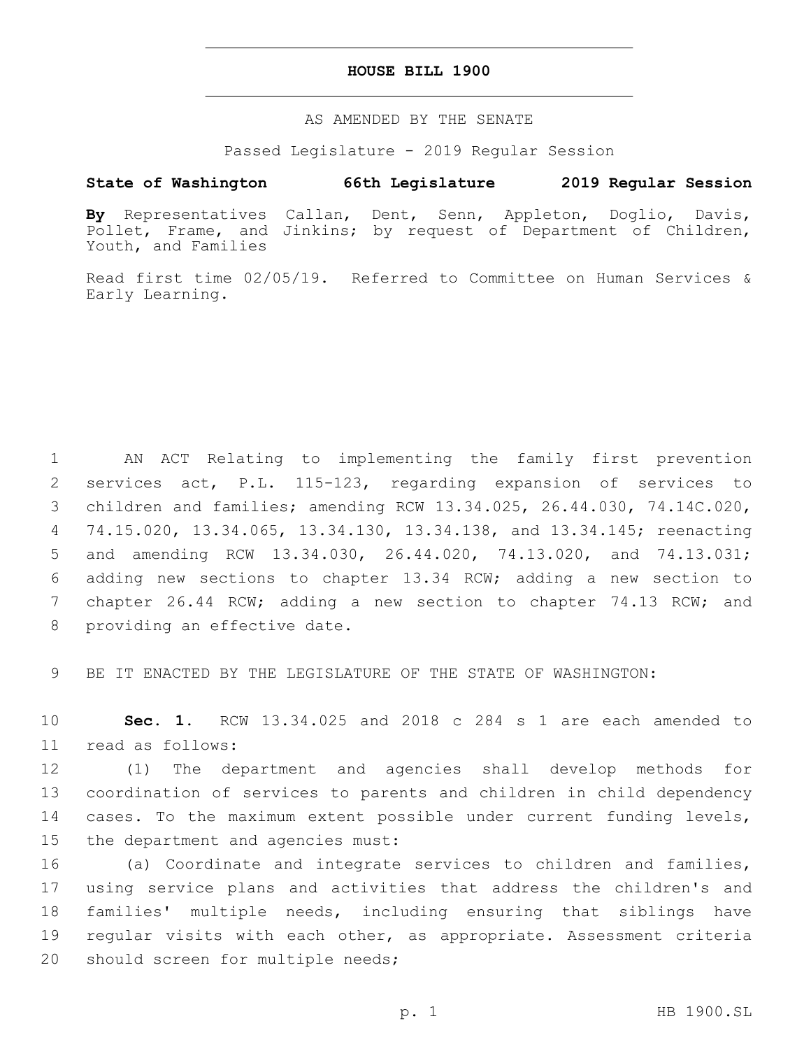# HOUSE BILL 1900

AS AMENDED BY THE SENATE

Passed Legislature - 2019 Regular Session

**State of Washington 66th Legislature 2019 Regular Session**

**By** Representatives Callan, Dent, Senn, Appleton, Doglio, Davis, Pollet, Frame, and Jinkins; by request of Department of Children, Youth, and Families

Read first time 02/05/19. Referred to Committee on Human Services & Early Learning.

AN ACT Relating to implementing the family first prevention services act, P.L. 115-123, regarding expansion of services to children and families; amending RCW 13.34.025, 26.44.030, 74.14C.020, 74.15.020, 13.34.065, 13.34.130, 13.34.138, and 13.34.145; reenacting and amending RCW 13.34.030, 26.44.020, 74.13.020, and 74.13.031; adding new sections to chapter 13.34 RCW; adding a new section to chapter 26.44 RCW; adding a new section to chapter 74.13 RCW; and providing an effective date.

BE IT ENACTED BY THE LEGISLATURE OF THE STATE OF WASHINGTON:

**Sec. 1.** RCW 13.34.025 and 2018 c 284 s 1 are each amended to read as follows:

(1) The department and agencies shall develop methods for coordination of services to parents and children in child dependency cases. To the maximum extent possible under current funding levels, the department and agencies must:

(a) Coordinate and integrate services to children and families, using service plans and activities that address the children's and families' multiple needs, including ensuring that siblings have regular visits with each other, as appropriate. Assessment criteria should screen for multiple needs;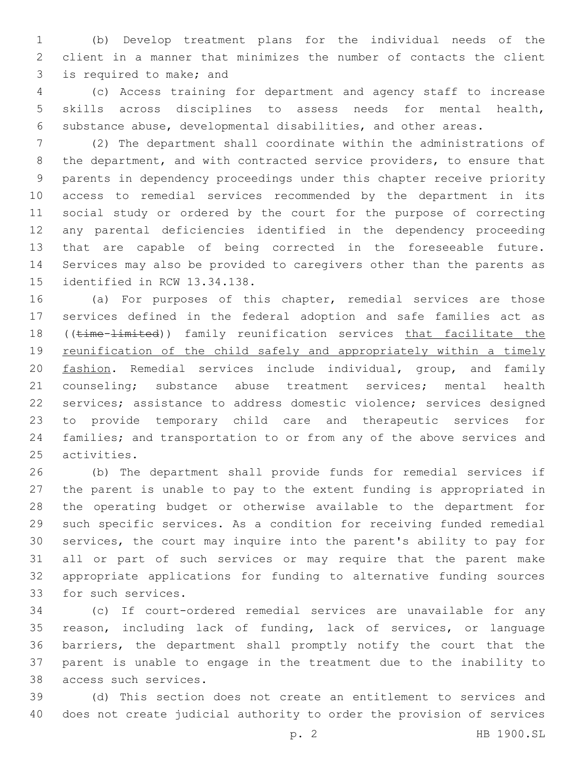(b) Develop treatment plans for the individual needs of the client in a manner that minimizes the number of contacts the client is required to make; and

(c) Access training for department and agency staff to increase skills across disciplines to assess needs for mental health, substance abuse, developmental disabilities, and other areas.

(2) The department shall coordinate within the administrations of the department, and with contracted service providers, to ensure that parents in dependency proceedings under this chapter receive priority access to remedial services recommended by the department in its social study or ordered by the court for the purpose of correcting any parental deficiencies identified in the dependency proceeding that are capable of being corrected in the foreseeable future. Services may also be provided to caregivers other than the parents as identified in RCW 13.34.138.

(a) For purposes of this chapter, remedial services are those services defined in the federal adoption and safe families act as ((~~time-limited~~)) family reunification services <u>that facilitate the reunification of the child safely and appropriately within a timely fashion</u>. Remedial services include individual, group, and family counseling; substance abuse treatment services; mental health services; assistance to address domestic violence; services designed to provide temporary child care and therapeutic services for families; and transportation to or from any of the above services and activities.

(b) The department shall provide funds for remedial services if the parent is unable to pay to the extent funding is appropriated in the operating budget or otherwise available to the department for such specific services. As a condition for receiving funded remedial services, the court may inquire into the parent's ability to pay for all or part of such services or may require that the parent make appropriate applications for funding to alternative funding sources for such services.

(c) If court-ordered remedial services are unavailable for any reason, including lack of funding, lack of services, or language barriers, the department shall promptly notify the court that the parent is unable to engage in the treatment due to the inability to access such services.

(d) This section does not create an entitlement to services and does not create judicial authority to order the provision of services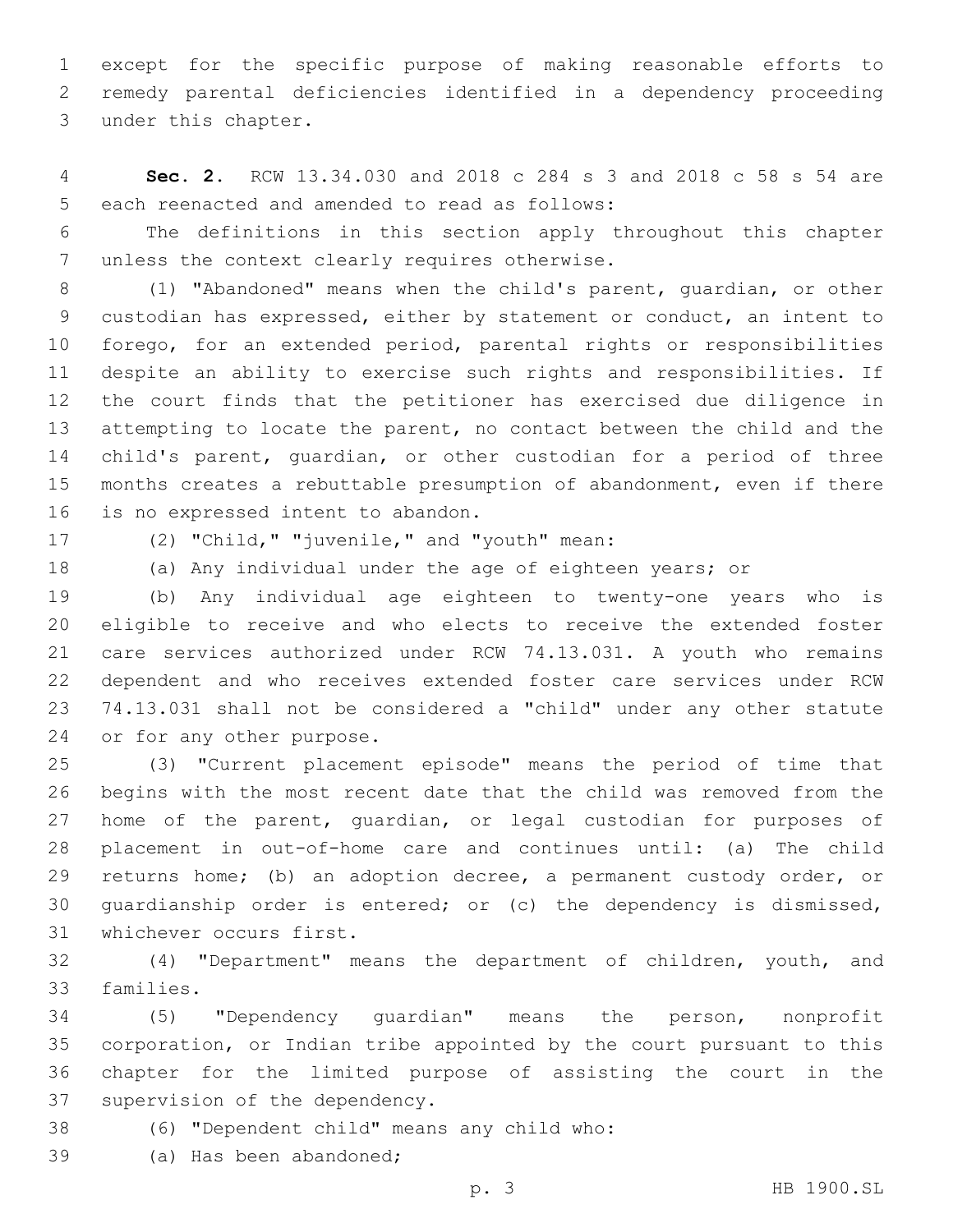except for the specific purpose of making reasonable efforts to remedy parental deficiencies identified in a dependency proceeding under this chapter.

**Sec. 2.** RCW 13.34.030 and 2018 c 284 s 3 and 2018 c 58 s 54 are each reenacted and amended to read as follows:

The definitions in this section apply throughout this chapter unless the context clearly requires otherwise.

(1) "Abandoned" means when the child's parent, guardian, or other custodian has expressed, either by statement or conduct, an intent to forego, for an extended period, parental rights or responsibilities despite an ability to exercise such rights and responsibilities. If the court finds that the petitioner has exercised due diligence in attempting to locate the parent, no contact between the child and the child's parent, guardian, or other custodian for a period of three months creates a rebuttable presumption of abandonment, even if there is no expressed intent to abandon.

(2) "Child," "juvenile," and "youth" mean:

(a) Any individual under the age of eighteen years; or

(b) Any individual age eighteen to twenty-one years who is eligible to receive and who elects to receive the extended foster care services authorized under RCW 74.13.031. A youth who remains dependent and who receives extended foster care services under RCW 74.13.031 shall not be considered a "child" under any other statute or for any other purpose.

(3) "Current placement episode" means the period of time that begins with the most recent date that the child was removed from the home of the parent, guardian, or legal custodian for purposes of placement in out-of-home care and continues until: (a) The child returns home; (b) an adoption decree, a permanent custody order, or guardianship order is entered; or (c) the dependency is dismissed, whichever occurs first.

(4) "Department" means the department of children, youth, and families.

(5) "Dependency guardian" means the person, nonprofit corporation, or Indian tribe appointed by the court pursuant to this chapter for the limited purpose of assisting the court in the supervision of the dependency.

(6) "Dependent child" means any child who:

(a) Has been abandoned;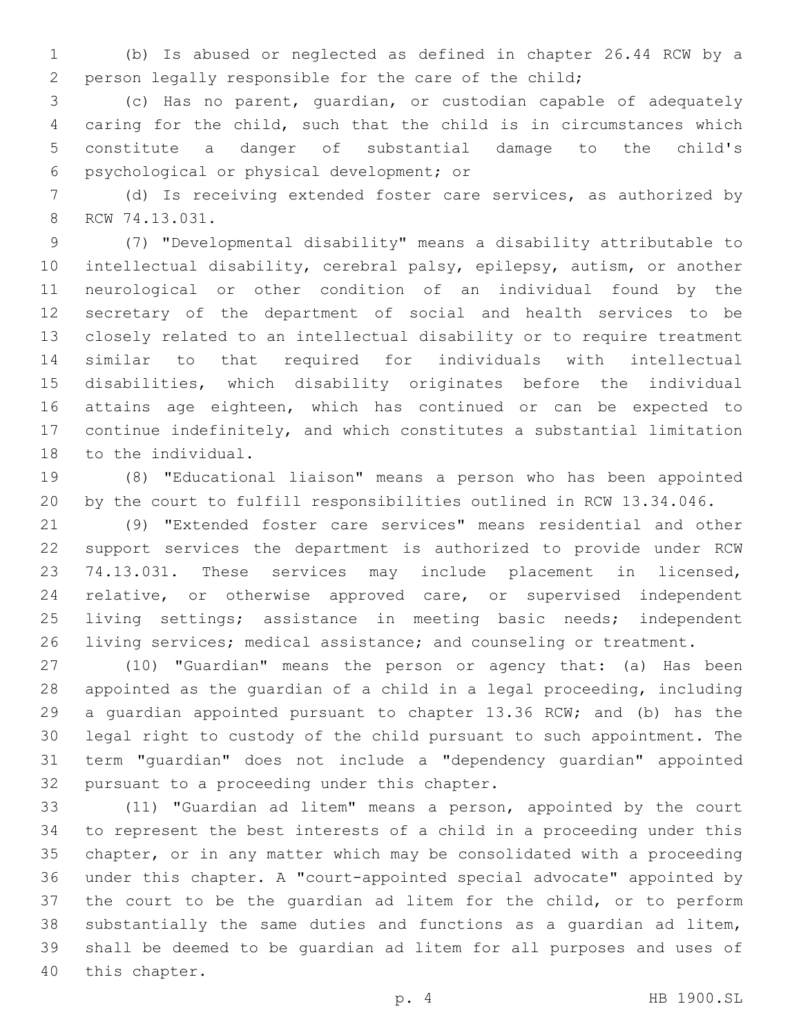(b) Is abused or neglected as defined in chapter 26.44 RCW by a person legally responsible for the care of the child;

(c) Has no parent, guardian, or custodian capable of adequately caring for the child, such that the child is in circumstances which constitute a danger of substantial damage to the child's psychological or physical development; or

(d) Is receiving extended foster care services, as authorized by RCW 74.13.031.

(7) "Developmental disability" means a disability attributable to intellectual disability, cerebral palsy, epilepsy, autism, or another neurological or other condition of an individual found by the secretary of the department of social and health services to be closely related to an intellectual disability or to require treatment similar to that required for individuals with intellectual disabilities, which disability originates before the individual attains age eighteen, which has continued or can be expected to continue indefinitely, and which constitutes a substantial limitation to the individual.

(8) "Educational liaison" means a person who has been appointed by the court to fulfill responsibilities outlined in RCW 13.34.046.

(9) "Extended foster care services" means residential and other support services the department is authorized to provide under RCW 74.13.031. These services may include placement in licensed, relative, or otherwise approved care, or supervised independent living settings; assistance in meeting basic needs; independent living services; medical assistance; and counseling or treatment.

(10) "Guardian" means the person or agency that: (a) Has been appointed as the guardian of a child in a legal proceeding, including a guardian appointed pursuant to chapter 13.36 RCW; and (b) has the legal right to custody of the child pursuant to such appointment. The term "guardian" does not include a "dependency guardian" appointed pursuant to a proceeding under this chapter.

(11) "Guardian ad litem" means a person, appointed by the court to represent the best interests of a child in a proceeding under this chapter, or in any matter which may be consolidated with a proceeding under this chapter. A "court-appointed special advocate" appointed by the court to be the guardian ad litem for the child, or to perform substantially the same duties and functions as a guardian ad litem, shall be deemed to be guardian ad litem for all purposes and uses of this chapter.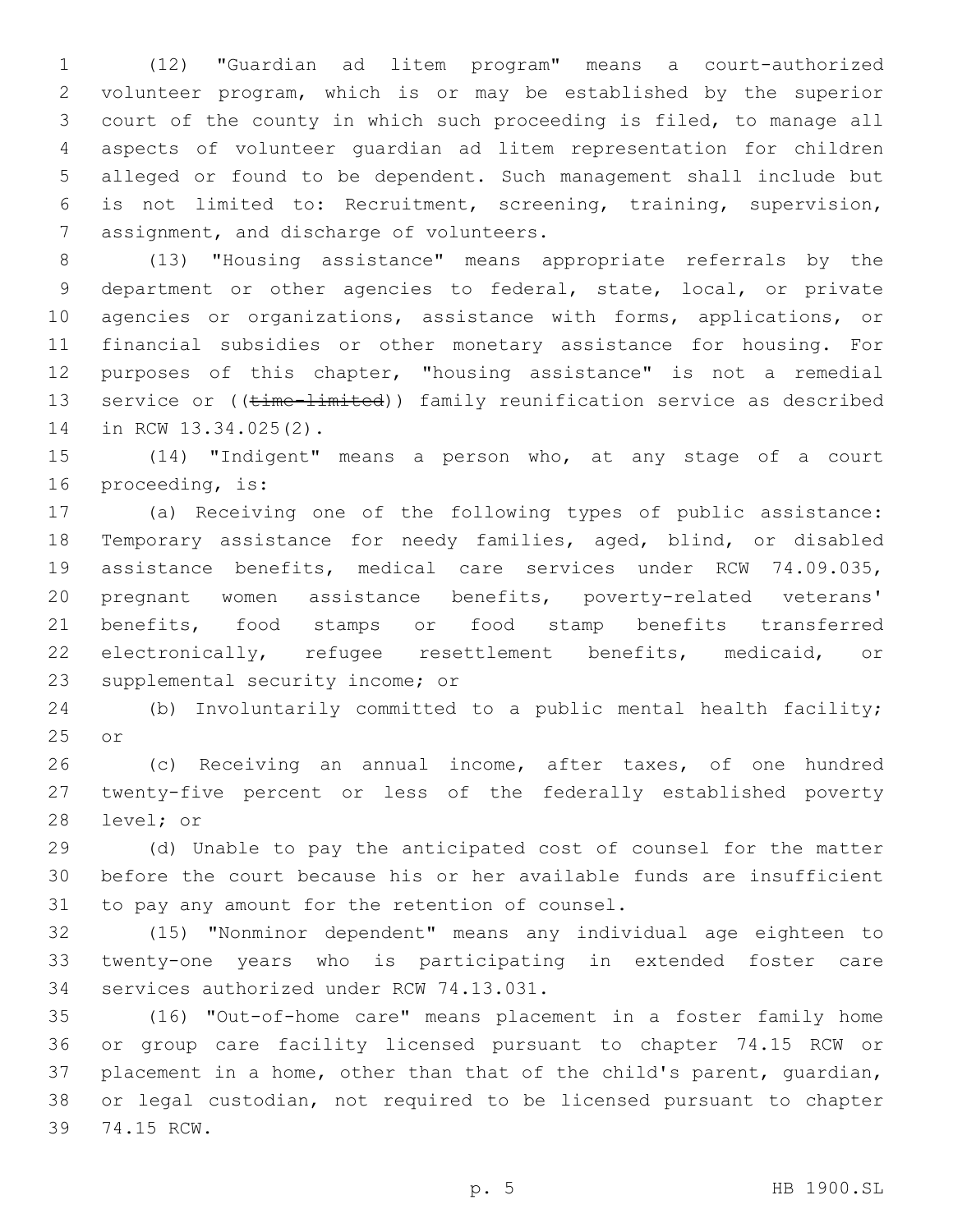(12) "Guardian ad litem program" means a court-authorized volunteer program, which is or may be established by the superior court of the county in which such proceeding is filed, to manage all aspects of volunteer guardian ad litem representation for children alleged or found to be dependent. Such management shall include but is not limited to: Recruitment, screening, training, supervision, assignment, and discharge of volunteers.

(13) "Housing assistance" means appropriate referrals by the department or other agencies to federal, state, local, or private agencies or organizations, assistance with forms, applications, or financial subsidies or other monetary assistance for housing. For purposes of this chapter, "housing assistance" is not a remedial service or ((~~time-limited~~)) family reunification service as described in RCW 13.34.025(2).

(14) "Indigent" means a person who, at any stage of a court proceeding, is:

(a) Receiving one of the following types of public assistance: Temporary assistance for needy families, aged, blind, or disabled assistance benefits, medical care services under RCW 74.09.035, pregnant women assistance benefits, poverty-related veterans' benefits, food stamps or food stamp benefits transferred electronically, refugee resettlement benefits, medicaid, or supplemental security income; or

(b) Involuntarily committed to a public mental health facility; or

(c) Receiving an annual income, after taxes, of one hundred twenty-five percent or less of the federally established poverty level; or

(d) Unable to pay the anticipated cost of counsel for the matter before the court because his or her available funds are insufficient to pay any amount for the retention of counsel.

(15) "Nonminor dependent" means any individual age eighteen to twenty-one years who is participating in extended foster care services authorized under RCW 74.13.031.

(16) "Out-of-home care" means placement in a foster family home or group care facility licensed pursuant to chapter 74.15 RCW or placement in a home, other than that of the child's parent, guardian, or legal custodian, not required to be licensed pursuant to chapter 74.15 RCW.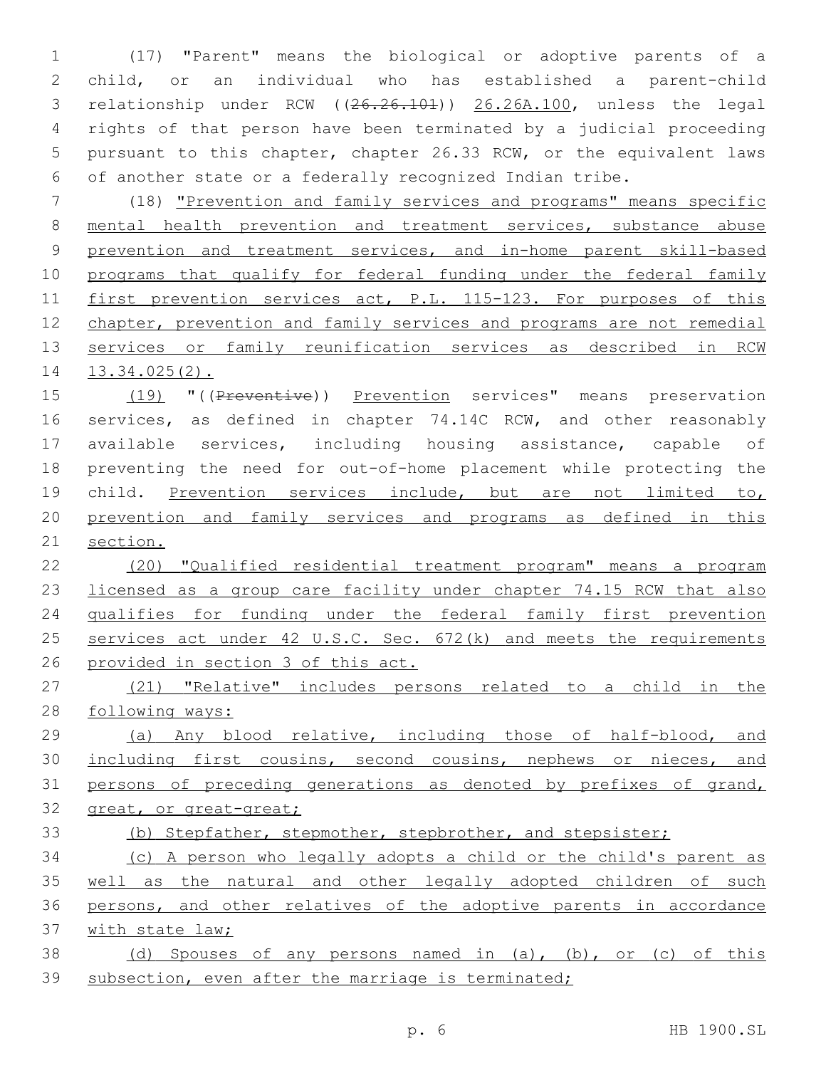(17) "Parent" means the biological or adoptive parents of a child, or an individual who has established a parent-child relationship under RCW ((~~26.26.101~~)) 26.26A.100, unless the legal rights of that person have been terminated by a judicial proceeding pursuant to this chapter, chapter 26.33 RCW, or the equivalent laws of another state or a federally recognized Indian tribe.

(18) "Prevention and family services and programs" means specific mental health prevention and treatment services, substance abuse prevention and treatment services, and in-home parent skill-based programs that qualify for federal funding under the federal family first prevention services act, P.L. 115-123. For purposes of this chapter, prevention and family services and programs are not remedial services or family reunification services as described in RCW 13.34.025(2).

(19) "((~~Preventive~~)) Prevention services" means preservation services, as defined in chapter 74.14C RCW, and other reasonably available services, including housing assistance, capable of preventing the need for out-of-home placement while protecting the child. Prevention services include, but are not limited to, prevention and family services and programs as defined in this section.

(20) "Qualified residential treatment program" means a program licensed as a group care facility under chapter 74.15 RCW that also qualifies for funding under the federal family first prevention services act under 42 U.S.C. Sec. 672(k) and meets the requirements provided in section 3 of this act.

(21) "Relative" includes persons related to a child in the following ways:

(a) Any blood relative, including those of half-blood, and including first cousins, second cousins, nephews or nieces, and persons of preceding generations as denoted by prefixes of grand, great, or great-great;

(b) Stepfather, stepmother, stepbrother, and stepsister;

(c) A person who legally adopts a child or the child's parent as well as the natural and other legally adopted children of such persons, and other relatives of the adoptive parents in accordance with state law;

(d) Spouses of any persons named in (a), (b), or (c) of this subsection, even after the marriage is terminated;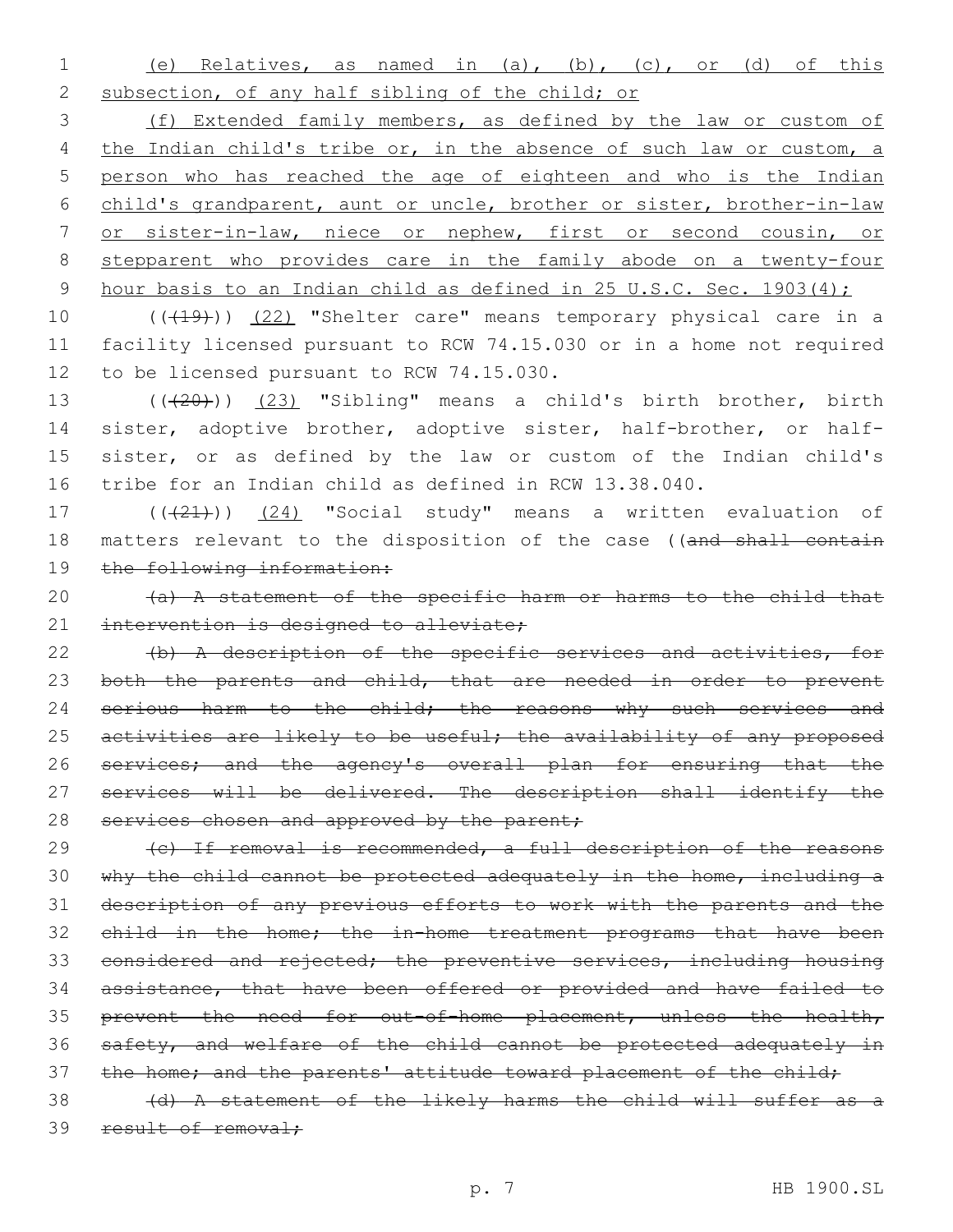(e) Relatives, as named in (a), (b), (c), or (d) of this subsection, of any half sibling of the child; or

(f) Extended family members, as defined by the law or custom of the Indian child's tribe or, in the absence of such law or custom, a person who has reached the age of eighteen and who is the Indian child's grandparent, aunt or uncle, brother or sister, brother-in-law or sister-in-law, niece or nephew, first or second cousin, or stepparent who provides care in the family abode on a twenty-four hour basis to an Indian child as defined in 25 U.S.C. Sec. 1903(4);

((~~(19)~~)) (22) "Shelter care" means temporary physical care in a facility licensed pursuant to RCW 74.15.030 or in a home not required to be licensed pursuant to RCW 74.15.030.

((~~(20)~~)) (23) "Sibling" means a child's birth brother, birth sister, adoptive brother, adoptive sister, half-brother, or half-sister, or as defined by the law or custom of the Indian child's tribe for an Indian child as defined in RCW 13.38.040.

((~~(21)~~)) (24) "Social study" means a written evaluation of matters relevant to the disposition of the case ((~~and shall contain the following information:~~

~~(a) A statement of the specific harm or harms to the child that intervention is designed to alleviate;~~

~~(b) A description of the specific services and activities, for both the parents and child, that are needed in order to prevent serious harm to the child; the reasons why such services and activities are likely to be useful; the availability of any proposed services; and the agency's overall plan for ensuring that the services will be delivered. The description shall identify the services chosen and approved by the parent;~~

~~(c) If removal is recommended, a full description of the reasons why the child cannot be protected adequately in the home, including a description of any previous efforts to work with the parents and the child in the home; the in-home treatment programs that have been considered and rejected; the preventive services, including housing assistance, that have been offered or provided and have failed to prevent the need for out-of-home placement, unless the health, safety, and welfare of the child cannot be protected adequately in the home; and the parents' attitude toward placement of the child;~~

~~(d) A statement of the likely harms the child will suffer as a result of removal;~~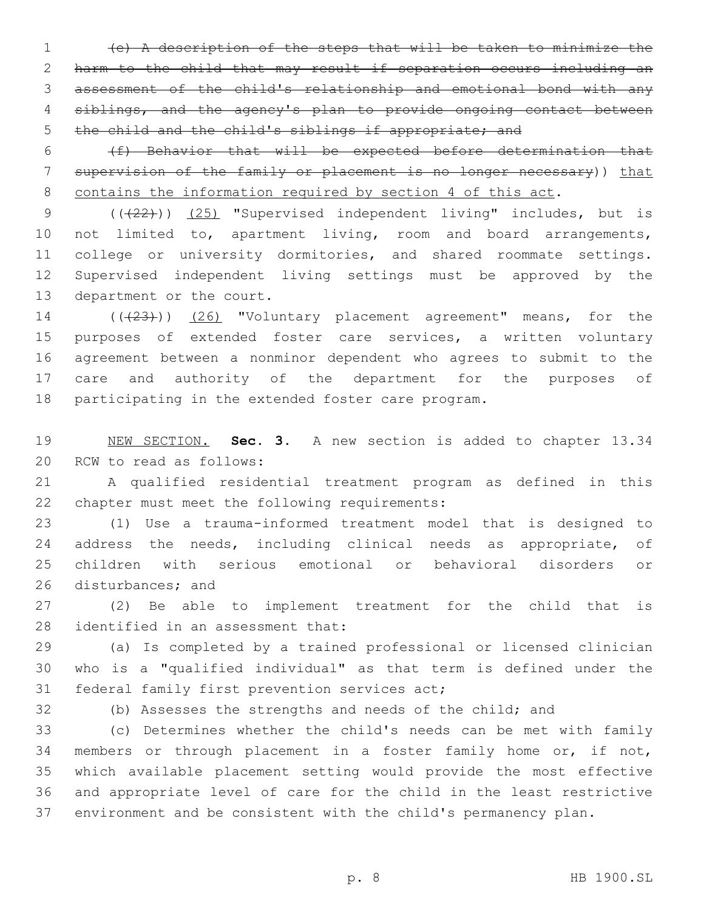~~(e) A description of the steps that will be taken to minimize the harm to the child that may result if separation occurs including an assessment of the child's relationship and emotional bond with any siblings, and the agency's plan to provide ongoing contact between the child and the child's siblings if appropriate; and~~

~~(f) Behavior that will be expected before determination that supervision of the family or placement is no longer necessary~~)) <u>that contains the information required by section 4 of this act</u>.

((~~(22)~~)) <u>(25)</u> "Supervised independent living" includes, but is not limited to, apartment living, room and board arrangements, college or university dormitories, and shared roommate settings. Supervised independent living settings must be approved by the department or the court.

((~~(23)~~)) <u>(26)</u> "Voluntary placement agreement" means, for the purposes of extended foster care services, a written voluntary agreement between a nonminor dependent who agrees to submit to the care and authority of the department for the purposes of participating in the extended foster care program.

<u>NEW SECTION.</u> **Sec. 3.** A new section is added to chapter 13.34 RCW to read as follows:

A qualified residential treatment program as defined in this chapter must meet the following requirements:

(1) Use a trauma-informed treatment model that is designed to address the needs, including clinical needs as appropriate, of children with serious emotional or behavioral disorders or disturbances; and

(2) Be able to implement treatment for the child that is identified in an assessment that:

(a) Is completed by a trained professional or licensed clinician who is a "qualified individual" as that term is defined under the federal family first prevention services act;

(b) Assesses the strengths and needs of the child; and

(c) Determines whether the child's needs can be met with family members or through placement in a foster family home or, if not, which available placement setting would provide the most effective and appropriate level of care for the child in the least restrictive environment and be consistent with the child's permanency plan.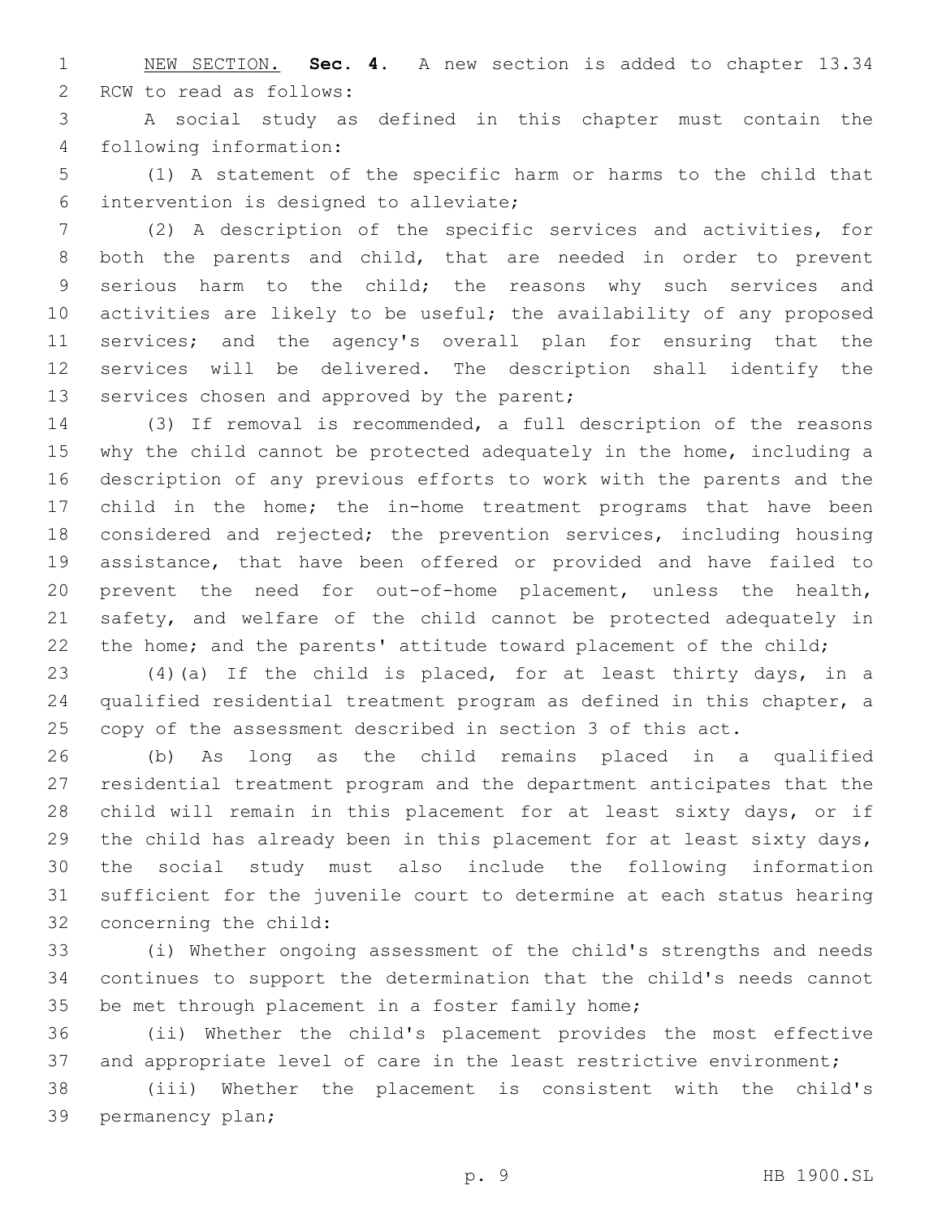NEW SECTION. **Sec. 4.** A new section is added to chapter 13.34 RCW to read as follows:

A social study as defined in this chapter must contain the following information:

(1) A statement of the specific harm or harms to the child that intervention is designed to alleviate;

(2) A description of the specific services and activities, for both the parents and child, that are needed in order to prevent serious harm to the child; the reasons why such services and activities are likely to be useful; the availability of any proposed services; and the agency's overall plan for ensuring that the services will be delivered. The description shall identify the services chosen and approved by the parent;

(3) If removal is recommended, a full description of the reasons why the child cannot be protected adequately in the home, including a description of any previous efforts to work with the parents and the child in the home; the in-home treatment programs that have been considered and rejected; the prevention services, including housing assistance, that have been offered or provided and have failed to prevent the need for out-of-home placement, unless the health, safety, and welfare of the child cannot be protected adequately in the home; and the parents' attitude toward placement of the child;

(4)(a) If the child is placed, for at least thirty days, in a qualified residential treatment program as defined in this chapter, a copy of the assessment described in section 3 of this act.

(b) As long as the child remains placed in a qualified residential treatment program and the department anticipates that the child will remain in this placement for at least sixty days, or if the child has already been in this placement for at least sixty days, the social study must also include the following information sufficient for the juvenile court to determine at each status hearing concerning the child:

(i) Whether ongoing assessment of the child's strengths and needs continues to support the determination that the child's needs cannot be met through placement in a foster family home;

(ii) Whether the child's placement provides the most effective and appropriate level of care in the least restrictive environment;

(iii) Whether the placement is consistent with the child's permanency plan;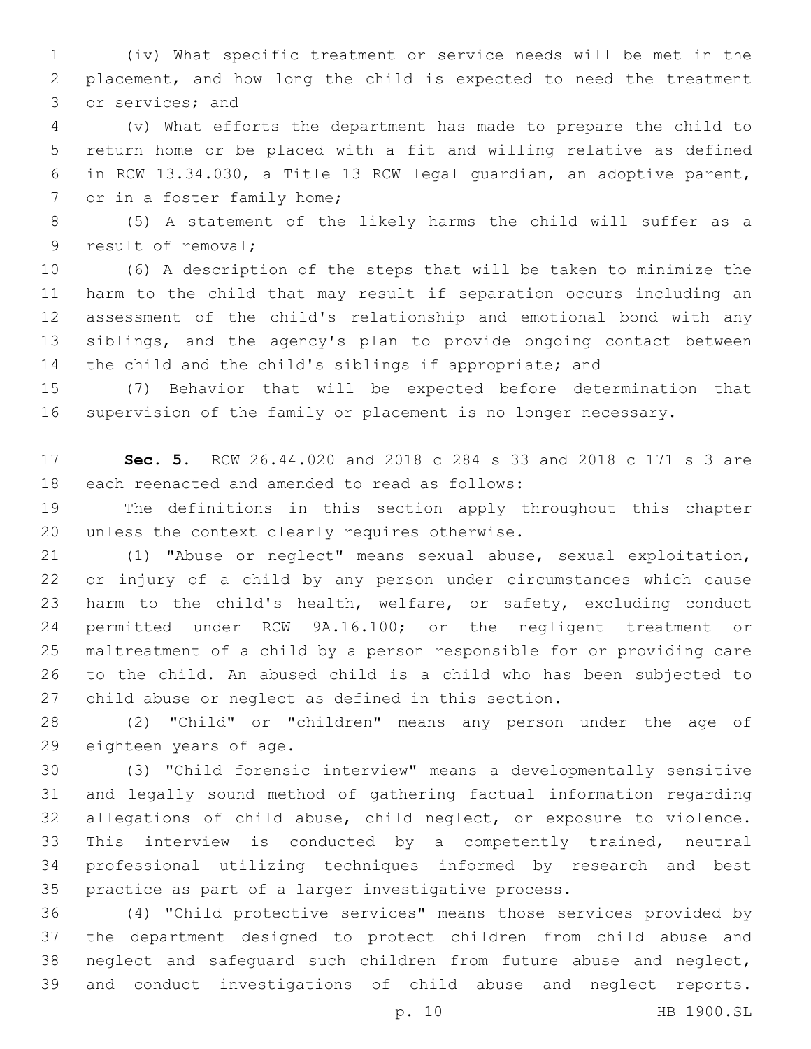(iv) What specific treatment or service needs will be met in the placement, and how long the child is expected to need the treatment or services; and

(v) What efforts the department has made to prepare the child to return home or be placed with a fit and willing relative as defined in RCW 13.34.030, a Title 13 RCW legal guardian, an adoptive parent, or in a foster family home;

(5) A statement of the likely harms the child will suffer as a result of removal;

(6) A description of the steps that will be taken to minimize the harm to the child that may result if separation occurs including an assessment of the child's relationship and emotional bond with any siblings, and the agency's plan to provide ongoing contact between the child and the child's siblings if appropriate; and

(7) Behavior that will be expected before determination that supervision of the family or placement is no longer necessary.

**Sec. 5.** RCW 26.44.020 and 2018 c 284 s 33 and 2018 c 171 s 3 are each reenacted and amended to read as follows:

The definitions in this section apply throughout this chapter unless the context clearly requires otherwise.

(1) "Abuse or neglect" means sexual abuse, sexual exploitation, or injury of a child by any person under circumstances which cause harm to the child's health, welfare, or safety, excluding conduct permitted under RCW 9A.16.100; or the negligent treatment or maltreatment of a child by a person responsible for or providing care to the child. An abused child is a child who has been subjected to child abuse or neglect as defined in this section.

(2) "Child" or "children" means any person under the age of eighteen years of age.

(3) "Child forensic interview" means a developmentally sensitive and legally sound method of gathering factual information regarding allegations of child abuse, child neglect, or exposure to violence. This interview is conducted by a competently trained, neutral professional utilizing techniques informed by research and best practice as part of a larger investigative process.

(4) "Child protective services" means those services provided by the department designed to protect children from child abuse and neglect and safeguard such children from future abuse and neglect, and conduct investigations of child abuse and neglect reports.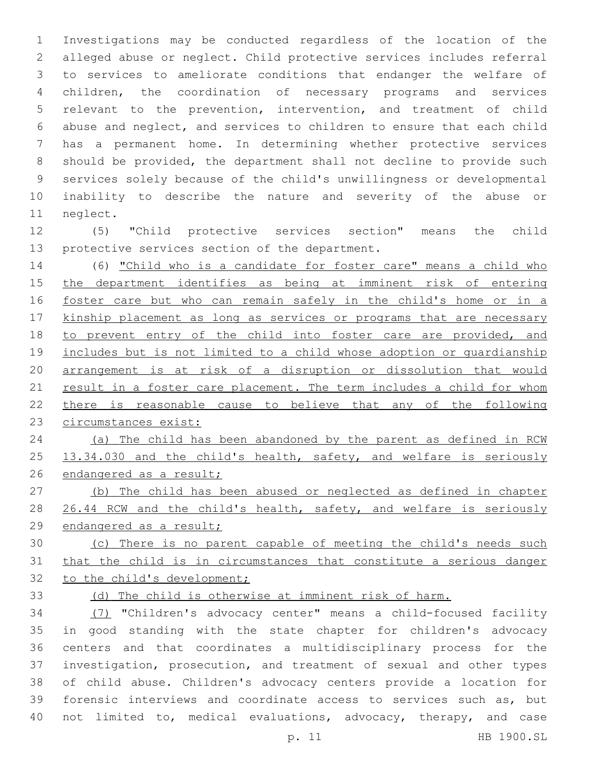Investigations may be conducted regardless of the location of the alleged abuse or neglect. Child protective services includes referral to services to ameliorate conditions that endanger the welfare of children, the coordination of necessary programs and services relevant to the prevention, intervention, and treatment of child abuse and neglect, and services to children to ensure that each child has a permanent home. In determining whether protective services should be provided, the department shall not decline to provide such services solely because of the child's unwillingness or developmental inability to describe the nature and severity of the abuse or neglect.

(5) "Child protective services section" means the child protective services section of the department.

(6) "Child who is a candidate for foster care" means a child who the department identifies as being at imminent risk of entering foster care but who can remain safely in the child's home or in a kinship placement as long as services or programs that are necessary to prevent entry of the child into foster care are provided, and includes but is not limited to a child whose adoption or guardianship arrangement is at risk of a disruption or dissolution that would result in a foster care placement. The term includes a child for whom there is reasonable cause to believe that any of the following circumstances exist:

(a) The child has been abandoned by the parent as defined in RCW 13.34.030 and the child's health, safety, and welfare is seriously endangered as a result;

(b) The child has been abused or neglected as defined in chapter 26.44 RCW and the child's health, safety, and welfare is seriously endangered as a result;

(c) There is no parent capable of meeting the child's needs such that the child is in circumstances that constitute a serious danger to the child's development;

(d) The child is otherwise at imminent risk of harm.

(7) "Children's advocacy center" means a child-focused facility in good standing with the state chapter for children's advocacy centers and that coordinates a multidisciplinary process for the investigation, prosecution, and treatment of sexual and other types of child abuse. Children's advocacy centers provide a location for forensic interviews and coordinate access to services such as, but not limited to, medical evaluations, advocacy, therapy, and case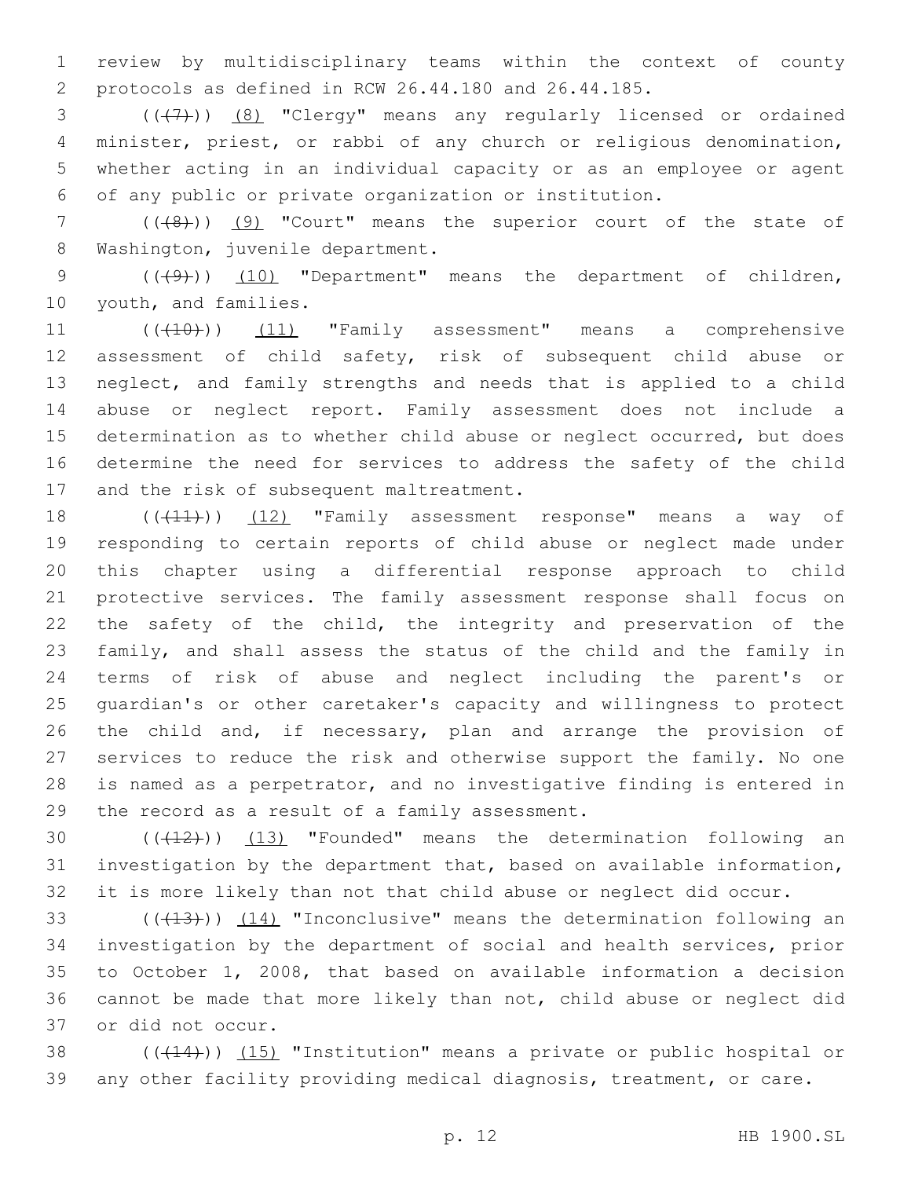review by multidisciplinary teams within the context of county protocols as defined in RCW 26.44.180 and 26.44.185.

((~~(7)~~)) (8) "Clergy" means any regularly licensed or ordained minister, priest, or rabbi of any church or religious denomination, whether acting in an individual capacity or as an employee or agent of any public or private organization or institution.

((~~(8)~~)) (9) "Court" means the superior court of the state of Washington, juvenile department.

((~~(9)~~)) (10) "Department" means the department of children, youth, and families.

((~~(10)~~)) (11) "Family assessment" means a comprehensive assessment of child safety, risk of subsequent child abuse or neglect, and family strengths and needs that is applied to a child abuse or neglect report. Family assessment does not include a determination as to whether child abuse or neglect occurred, but does determine the need for services to address the safety of the child and the risk of subsequent maltreatment.

((~~(11)~~)) (12) "Family assessment response" means a way of responding to certain reports of child abuse or neglect made under this chapter using a differential response approach to child protective services. The family assessment response shall focus on the safety of the child, the integrity and preservation of the family, and shall assess the status of the child and the family in terms of risk of abuse and neglect including the parent's or guardian's or other caretaker's capacity and willingness to protect the child and, if necessary, plan and arrange the provision of services to reduce the risk and otherwise support the family. No one is named as a perpetrator, and no investigative finding is entered in the record as a result of a family assessment.

((~~(12)~~)) (13) "Founded" means the determination following an investigation by the department that, based on available information, it is more likely than not that child abuse or neglect did occur.

((~~(13)~~)) (14) "Inconclusive" means the determination following an investigation by the department of social and health services, prior to October 1, 2008, that based on available information a decision cannot be made that more likely than not, child abuse or neglect did or did not occur.

((~~(14)~~)) (15) "Institution" means a private or public hospital or any other facility providing medical diagnosis, treatment, or care.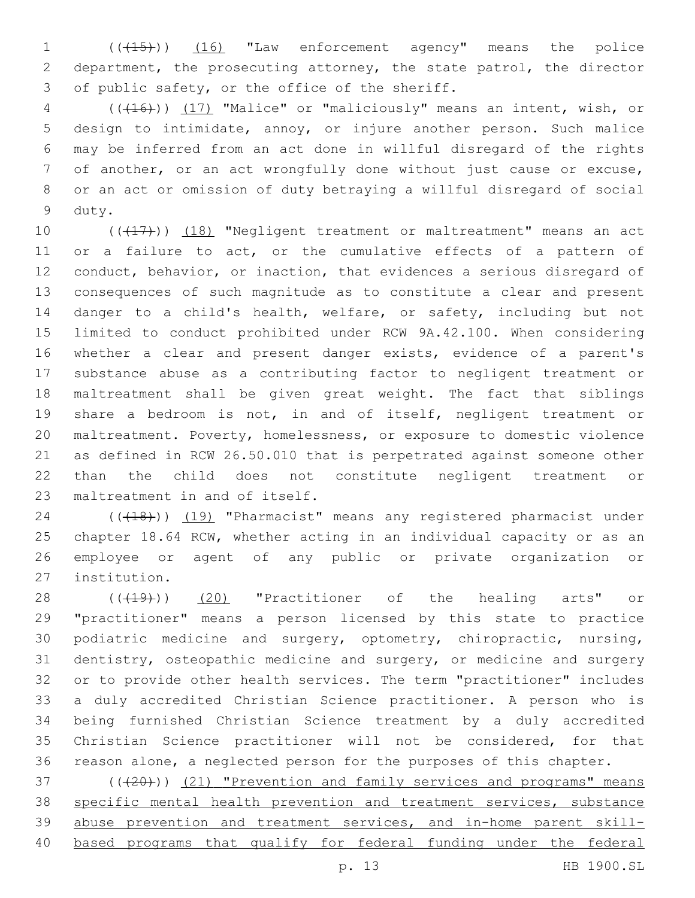((~~(15)~~)) <u>(16)</u> "Law enforcement agency" means the police department, the prosecuting attorney, the state patrol, the director of public safety, or the office of the sheriff.

((~~(16)~~)) <u>(17)</u> "Malice" or "maliciously" means an intent, wish, or design to intimidate, annoy, or injure another person. Such malice may be inferred from an act done in willful disregard of the rights of another, or an act wrongfully done without just cause or excuse, or an act or omission of duty betraying a willful disregard of social duty.

((~~(17)~~)) <u>(18)</u> "Negligent treatment or maltreatment" means an act or a failure to act, or the cumulative effects of a pattern of conduct, behavior, or inaction, that evidences a serious disregard of consequences of such magnitude as to constitute a clear and present danger to a child's health, welfare, or safety, including but not limited to conduct prohibited under RCW 9A.42.100. When considering whether a clear and present danger exists, evidence of a parent's substance abuse as a contributing factor to negligent treatment or maltreatment shall be given great weight. The fact that siblings share a bedroom is not, in and of itself, negligent treatment or maltreatment. Poverty, homelessness, or exposure to domestic violence as defined in RCW 26.50.010 that is perpetrated against someone other than the child does not constitute negligent treatment or maltreatment in and of itself.

((~~(18)~~)) <u>(19)</u> "Pharmacist" means any registered pharmacist under chapter 18.64 RCW, whether acting in an individual capacity or as an employee or agent of any public or private organization or institution.

((~~(19)~~)) <u>(20)</u> "Practitioner of the healing arts" or "practitioner" means a person licensed by this state to practice podiatric medicine and surgery, optometry, chiropractic, nursing, dentistry, osteopathic medicine and surgery, or medicine and surgery or to provide other health services. The term "practitioner" includes a duly accredited Christian Science practitioner. A person who is being furnished Christian Science treatment by a duly accredited Christian Science practitioner will not be considered, for that reason alone, a neglected person for the purposes of this chapter.

((~~(20)~~)) <u>(21) "Prevention and family services and programs" means specific mental health prevention and treatment services, substance abuse prevention and treatment services, and in-home parent skill-based programs that qualify for federal funding under the federal</u>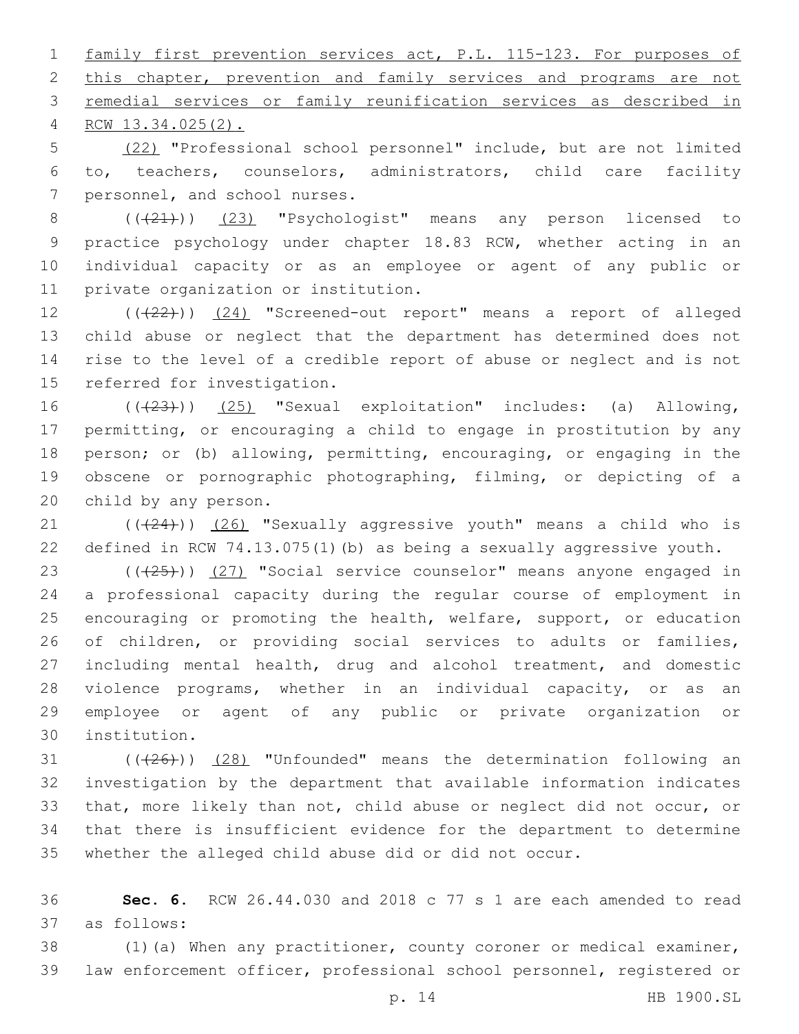family first prevention services act, P.L. 115-123. For purposes of this chapter, prevention and family services and programs are not remedial services or family reunification services as described in RCW 13.34.025(2).

(22) "Professional school personnel" include, but are not limited to, teachers, counselors, administrators, child care facility personnel, and school nurses.

((~~(21)~~)) (23) "Psychologist" means any person licensed to practice psychology under chapter 18.83 RCW, whether acting in an individual capacity or as an employee or agent of any public or private organization or institution.

((~~(22)~~)) (24) "Screened-out report" means a report of alleged child abuse or neglect that the department has determined does not rise to the level of a credible report of abuse or neglect and is not referred for investigation.

((~~(23)~~)) (25) "Sexual exploitation" includes: (a) Allowing, permitting, or encouraging a child to engage in prostitution by any person; or (b) allowing, permitting, encouraging, or engaging in the obscene or pornographic photographing, filming, or depicting of a child by any person.

((~~(24)~~)) (26) "Sexually aggressive youth" means a child who is defined in RCW 74.13.075(1)(b) as being a sexually aggressive youth.

((~~(25)~~)) (27) "Social service counselor" means anyone engaged in a professional capacity during the regular course of employment in encouraging or promoting the health, welfare, support, or education of children, or providing social services to adults or families, including mental health, drug and alcohol treatment, and domestic violence programs, whether in an individual capacity, or as an employee or agent of any public or private organization or institution.

((~~(26)~~)) (28) "Unfounded" means the determination following an investigation by the department that available information indicates that, more likely than not, child abuse or neglect did not occur, or that there is insufficient evidence for the department to determine whether the alleged child abuse did or did not occur.

**Sec. 6.** RCW 26.44.030 and 2018 c 77 s 1 are each amended to read as follows:

(1)(a) When any practitioner, county coroner or medical examiner, law enforcement officer, professional school personnel, registered or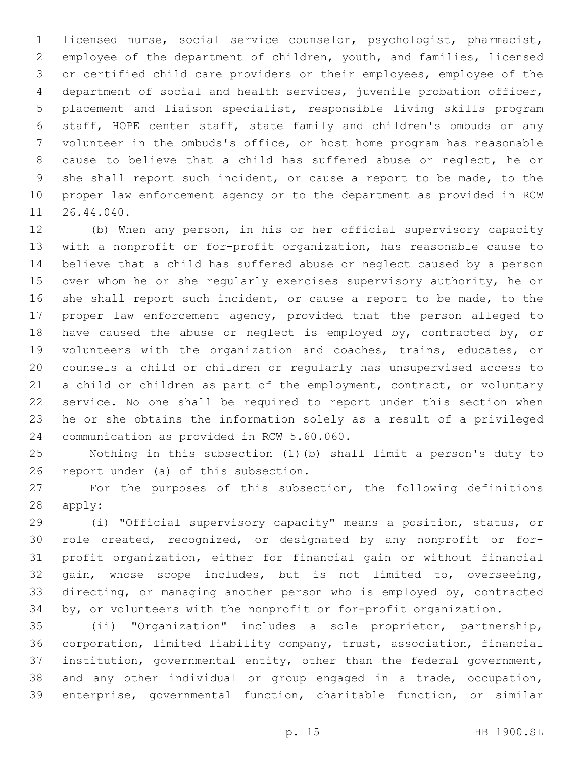licensed nurse, social service counselor, psychologist, pharmacist, employee of the department of children, youth, and families, licensed or certified child care providers or their employees, employee of the department of social and health services, juvenile probation officer, placement and liaison specialist, responsible living skills program staff, HOPE center staff, state family and children's ombuds or any volunteer in the ombuds's office, or host home program has reasonable cause to believe that a child has suffered abuse or neglect, he or she shall report such incident, or cause a report to be made, to the proper law enforcement agency or to the department as provided in RCW 26.44.040.

(b) When any person, in his or her official supervisory capacity with a nonprofit or for-profit organization, has reasonable cause to believe that a child has suffered abuse or neglect caused by a person over whom he or she regularly exercises supervisory authority, he or she shall report such incident, or cause a report to be made, to the proper law enforcement agency, provided that the person alleged to have caused the abuse or neglect is employed by, contracted by, or volunteers with the organization and coaches, trains, educates, or counsels a child or children or regularly has unsupervised access to a child or children as part of the employment, contract, or voluntary service. No one shall be required to report under this section when he or she obtains the information solely as a result of a privileged communication as provided in RCW 5.60.060.

Nothing in this subsection (1)(b) shall limit a person's duty to report under (a) of this subsection.

For the purposes of this subsection, the following definitions apply:

(i) "Official supervisory capacity" means a position, status, or role created, recognized, or designated by any nonprofit or for-profit organization, either for financial gain or without financial gain, whose scope includes, but is not limited to, overseeing, directing, or managing another person who is employed by, contracted by, or volunteers with the nonprofit or for-profit organization.

(ii) "Organization" includes a sole proprietor, partnership, corporation, limited liability company, trust, association, financial institution, governmental entity, other than the federal government, and any other individual or group engaged in a trade, occupation, enterprise, governmental function, charitable function, or similar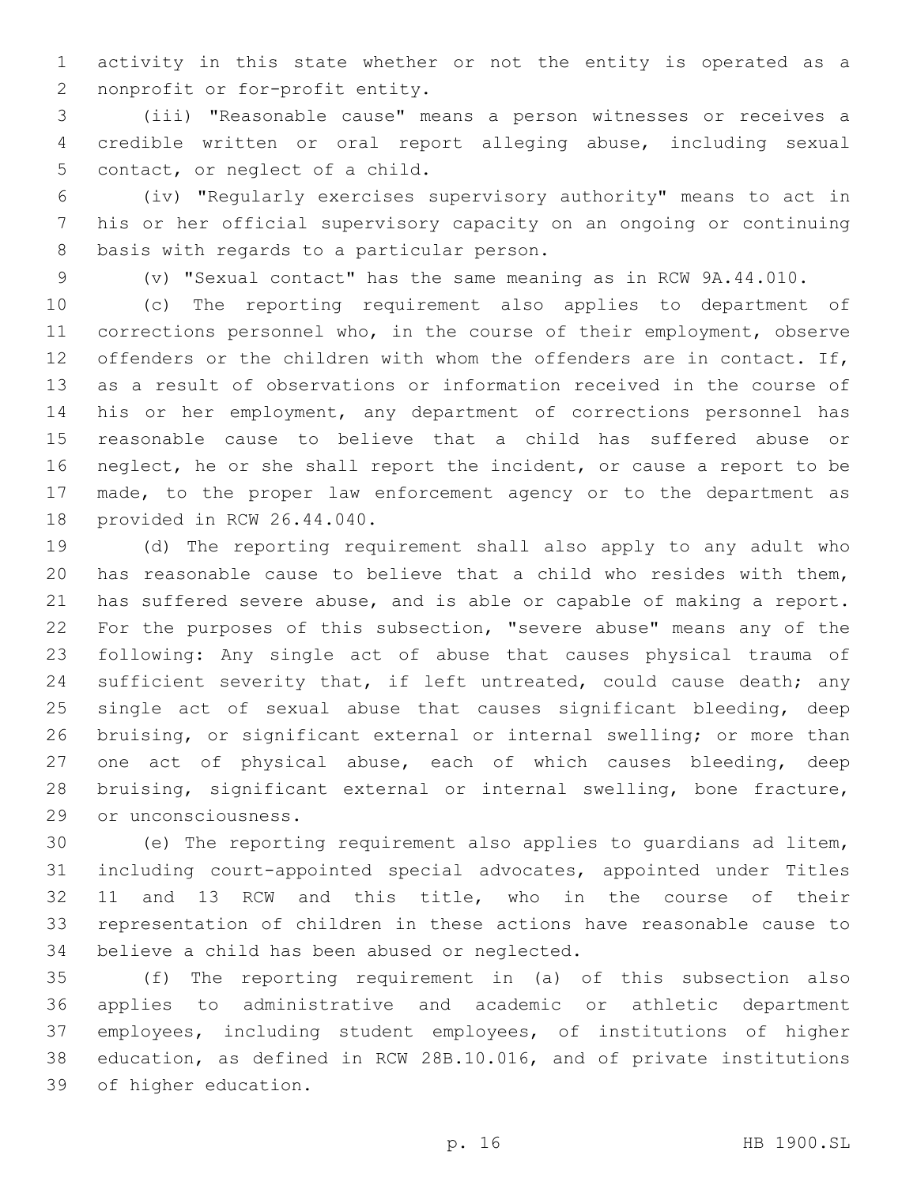activity in this state whether or not the entity is operated as a nonprofit or for-profit entity.

(iii) "Reasonable cause" means a person witnesses or receives a credible written or oral report alleging abuse, including sexual contact, or neglect of a child.

(iv) "Regularly exercises supervisory authority" means to act in his or her official supervisory capacity on an ongoing or continuing basis with regards to a particular person.

(v) "Sexual contact" has the same meaning as in RCW 9A.44.010.

(c) The reporting requirement also applies to department of corrections personnel who, in the course of their employment, observe offenders or the children with whom the offenders are in contact. If, as a result of observations or information received in the course of his or her employment, any department of corrections personnel has reasonable cause to believe that a child has suffered abuse or neglect, he or she shall report the incident, or cause a report to be made, to the proper law enforcement agency or to the department as provided in RCW 26.44.040.

(d) The reporting requirement shall also apply to any adult who has reasonable cause to believe that a child who resides with them, has suffered severe abuse, and is able or capable of making a report. For the purposes of this subsection, "severe abuse" means any of the following: Any single act of abuse that causes physical trauma of sufficient severity that, if left untreated, could cause death; any single act of sexual abuse that causes significant bleeding, deep bruising, or significant external or internal swelling; or more than one act of physical abuse, each of which causes bleeding, deep bruising, significant external or internal swelling, bone fracture, or unconsciousness.

(e) The reporting requirement also applies to guardians ad litem, including court-appointed special advocates, appointed under Titles 11 and 13 RCW and this title, who in the course of their representation of children in these actions have reasonable cause to believe a child has been abused or neglected.

(f) The reporting requirement in (a) of this subsection also applies to administrative and academic or athletic department employees, including student employees, of institutions of higher education, as defined in RCW 28B.10.016, and of private institutions of higher education.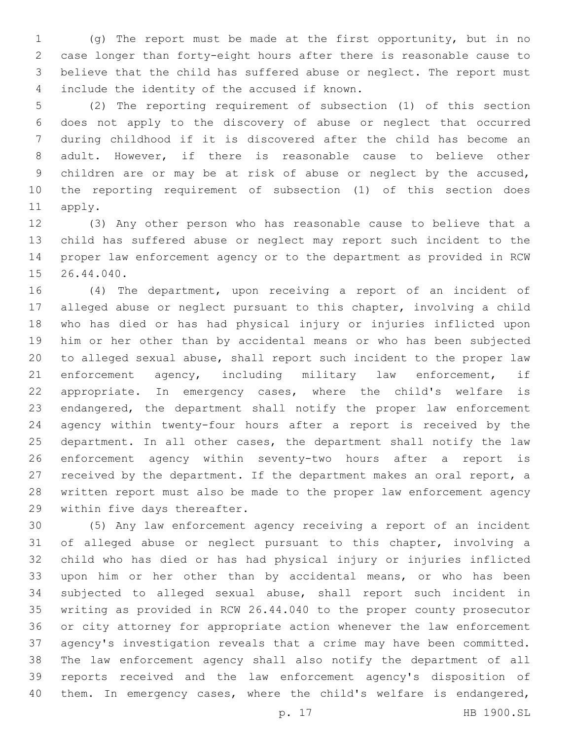(g) The report must be made at the first opportunity, but in no case longer than forty-eight hours after there is reasonable cause to believe that the child has suffered abuse or neglect. The report must include the identity of the accused if known.

(2) The reporting requirement of subsection (1) of this section does not apply to the discovery of abuse or neglect that occurred during childhood if it is discovered after the child has become an adult. However, if there is reasonable cause to believe other children are or may be at risk of abuse or neglect by the accused, the reporting requirement of subsection (1) of this section does apply.

(3) Any other person who has reasonable cause to believe that a child has suffered abuse or neglect may report such incident to the proper law enforcement agency or to the department as provided in RCW 26.44.040.

(4) The department, upon receiving a report of an incident of alleged abuse or neglect pursuant to this chapter, involving a child who has died or has had physical injury or injuries inflicted upon him or her other than by accidental means or who has been subjected to alleged sexual abuse, shall report such incident to the proper law enforcement agency, including military law enforcement, if appropriate. In emergency cases, where the child's welfare is endangered, the department shall notify the proper law enforcement agency within twenty-four hours after a report is received by the department. In all other cases, the department shall notify the law enforcement agency within seventy-two hours after a report is received by the department. If the department makes an oral report, a written report must also be made to the proper law enforcement agency within five days thereafter.

(5) Any law enforcement agency receiving a report of an incident of alleged abuse or neglect pursuant to this chapter, involving a child who has died or has had physical injury or injuries inflicted upon him or her other than by accidental means, or who has been subjected to alleged sexual abuse, shall report such incident in writing as provided in RCW 26.44.040 to the proper county prosecutor or city attorney for appropriate action whenever the law enforcement agency's investigation reveals that a crime may have been committed. The law enforcement agency shall also notify the department of all reports received and the law enforcement agency's disposition of them. In emergency cases, where the child's welfare is endangered,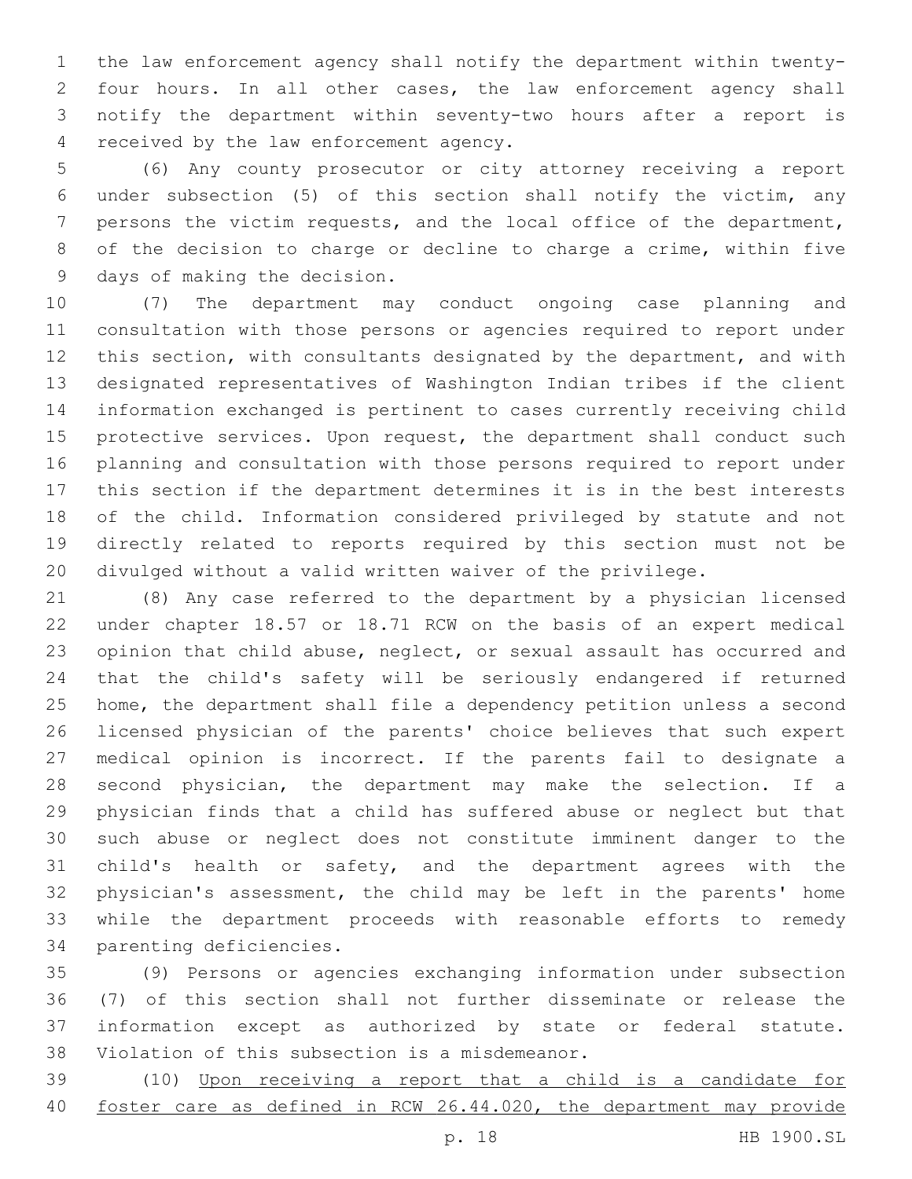the law enforcement agency shall notify the department within twenty-four hours. In all other cases, the law enforcement agency shall notify the department within seventy-two hours after a report is received by the law enforcement agency.

(6) Any county prosecutor or city attorney receiving a report under subsection (5) of this section shall notify the victim, any persons the victim requests, and the local office of the department, of the decision to charge or decline to charge a crime, within five days of making the decision.

(7) The department may conduct ongoing case planning and consultation with those persons or agencies required to report under this section, with consultants designated by the department, and with designated representatives of Washington Indian tribes if the client information exchanged is pertinent to cases currently receiving child protective services. Upon request, the department shall conduct such planning and consultation with those persons required to report under this section if the department determines it is in the best interests of the child. Information considered privileged by statute and not directly related to reports required by this section must not be divulged without a valid written waiver of the privilege.

(8) Any case referred to the department by a physician licensed under chapter 18.57 or 18.71 RCW on the basis of an expert medical opinion that child abuse, neglect, or sexual assault has occurred and that the child's safety will be seriously endangered if returned home, the department shall file a dependency petition unless a second licensed physician of the parents' choice believes that such expert medical opinion is incorrect. If the parents fail to designate a second physician, the department may make the selection. If a physician finds that a child has suffered abuse or neglect but that such abuse or neglect does not constitute imminent danger to the child's health or safety, and the department agrees with the physician's assessment, the child may be left in the parents' home while the department proceeds with reasonable efforts to remedy parenting deficiencies.

(9) Persons or agencies exchanging information under subsection (7) of this section shall not further disseminate or release the information except as authorized by state or federal statute. Violation of this subsection is a misdemeanor.

(10) Upon receiving a report that a child is a candidate for foster care as defined in RCW 26.44.020, the department may provide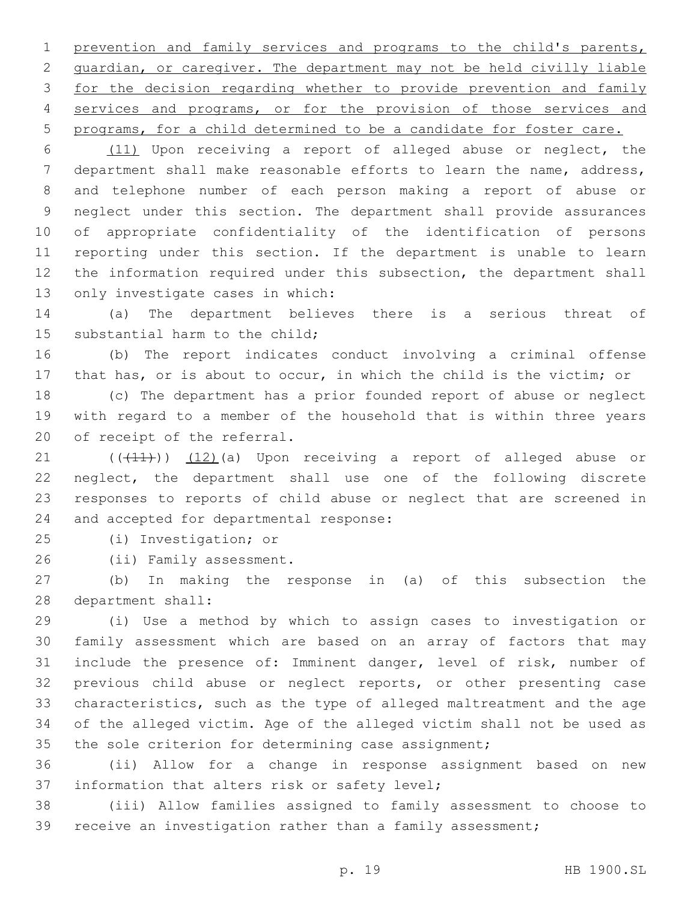prevention and family services and programs to the child's parents, guardian, or caregiver. The department may not be held civilly liable for the decision regarding whether to provide prevention and family services and programs, or for the provision of those services and programs, for a child determined to be a candidate for foster care.

(11) Upon receiving a report of alleged abuse or neglect, the department shall make reasonable efforts to learn the name, address, and telephone number of each person making a report of abuse or neglect under this section. The department shall provide assurances of appropriate confidentiality of the identification of persons reporting under this section. If the department is unable to learn the information required under this subsection, the department shall only investigate cases in which:

(a) The department believes there is a serious threat of substantial harm to the child;

(b) The report indicates conduct involving a criminal offense that has, or is about to occur, in which the child is the victim; or

(c) The department has a prior founded report of abuse or neglect with regard to a member of the household that is within three years of receipt of the referral.

((~~(11)~~)) (12)(a) Upon receiving a report of alleged abuse or neglect, the department shall use one of the following discrete responses to reports of child abuse or neglect that are screened in and accepted for departmental response:

(i) Investigation; or

(ii) Family assessment.

(b) In making the response in (a) of this subsection the department shall:

(i) Use a method by which to assign cases to investigation or family assessment which are based on an array of factors that may include the presence of: Imminent danger, level of risk, number of previous child abuse or neglect reports, or other presenting case characteristics, such as the type of alleged maltreatment and the age of the alleged victim. Age of the alleged victim shall not be used as the sole criterion for determining case assignment;

(ii) Allow for a change in response assignment based on new information that alters risk or safety level;

(iii) Allow families assigned to family assessment to choose to receive an investigation rather than a family assessment;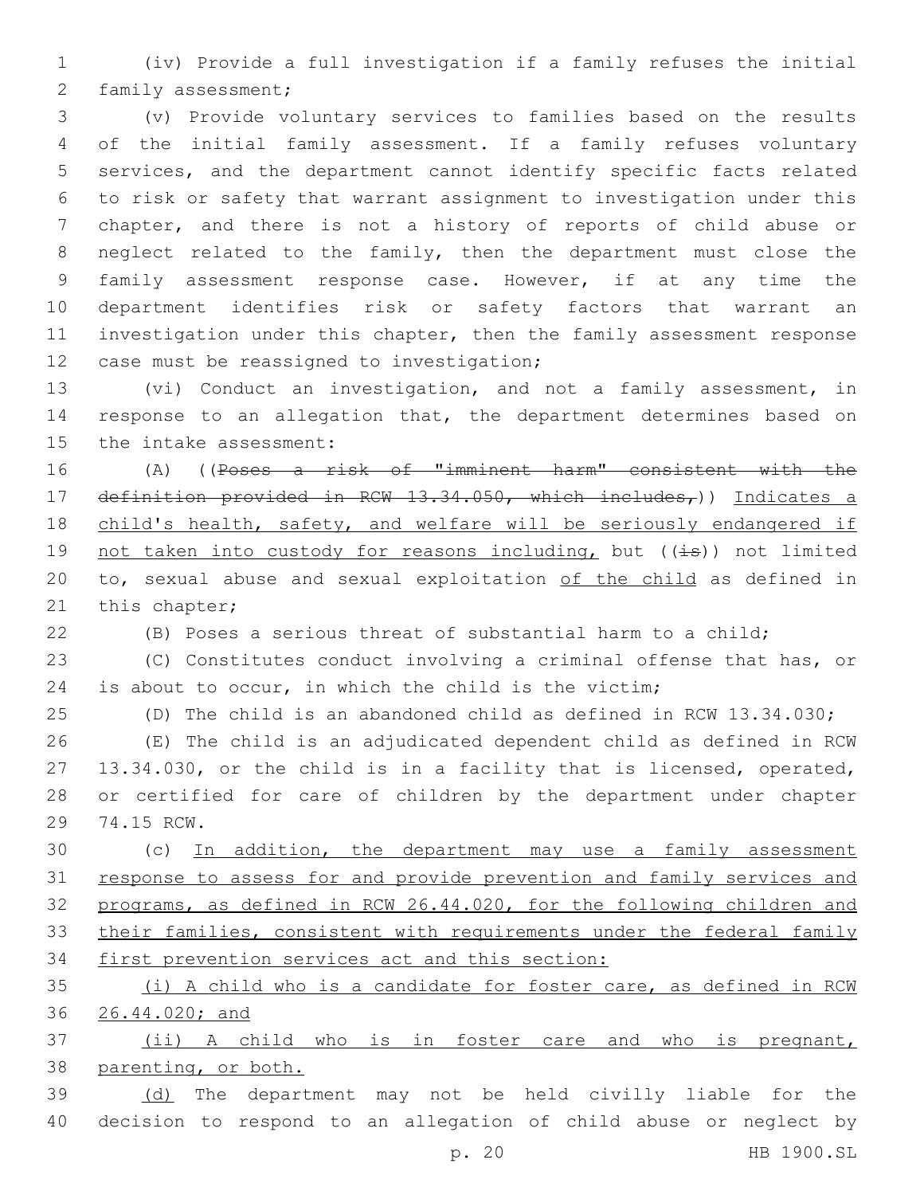(iv) Provide a full investigation if a family refuses the initial family assessment;

(v) Provide voluntary services to families based on the results of the initial family assessment. If a family refuses voluntary services, and the department cannot identify specific facts related to risk or safety that warrant assignment to investigation under this chapter, and there is not a history of reports of child abuse or neglect related to the family, then the department must close the family assessment response case. However, if at any time the department identifies risk or safety factors that warrant an investigation under this chapter, then the family assessment response case must be reassigned to investigation;

(vi) Conduct an investigation, and not a family assessment, in response to an allegation that, the department determines based on the intake assessment:

(A) ((~~Poses a risk of "imminent harm" consistent with the definition provided in RCW 13.34.050, which includes,~~)) <u>Indicates a child's health, safety, and welfare will be seriously endangered if not taken into custody for reasons including,</u> but ((~~is~~)) not limited to, sexual abuse and sexual exploitation <u>of the child</u> as defined in this chapter;

(B) Poses a serious threat of substantial harm to a child;

(C) Constitutes conduct involving a criminal offense that has, or is about to occur, in which the child is the victim;

(D) The child is an abandoned child as defined in RCW 13.34.030;

(E) The child is an adjudicated dependent child as defined in RCW 13.34.030, or the child is in a facility that is licensed, operated, or certified for care of children by the department under chapter 74.15 RCW.

(c) <u>In addition, the department may use a family assessment response to assess for and provide prevention and family services and programs, as defined in RCW 26.44.020, for the following children and their families, consistent with requirements under the federal family first prevention services act and this section:</u>

<u>(i) A child who is a candidate for foster care, as defined in RCW 26.44.020; and</u>

<u>(ii) A child who is in foster care and who is pregnant, parenting, or both.</u>

<u>(d)</u> The department may not be held civilly liable for the decision to respond to an allegation of child abuse or neglect by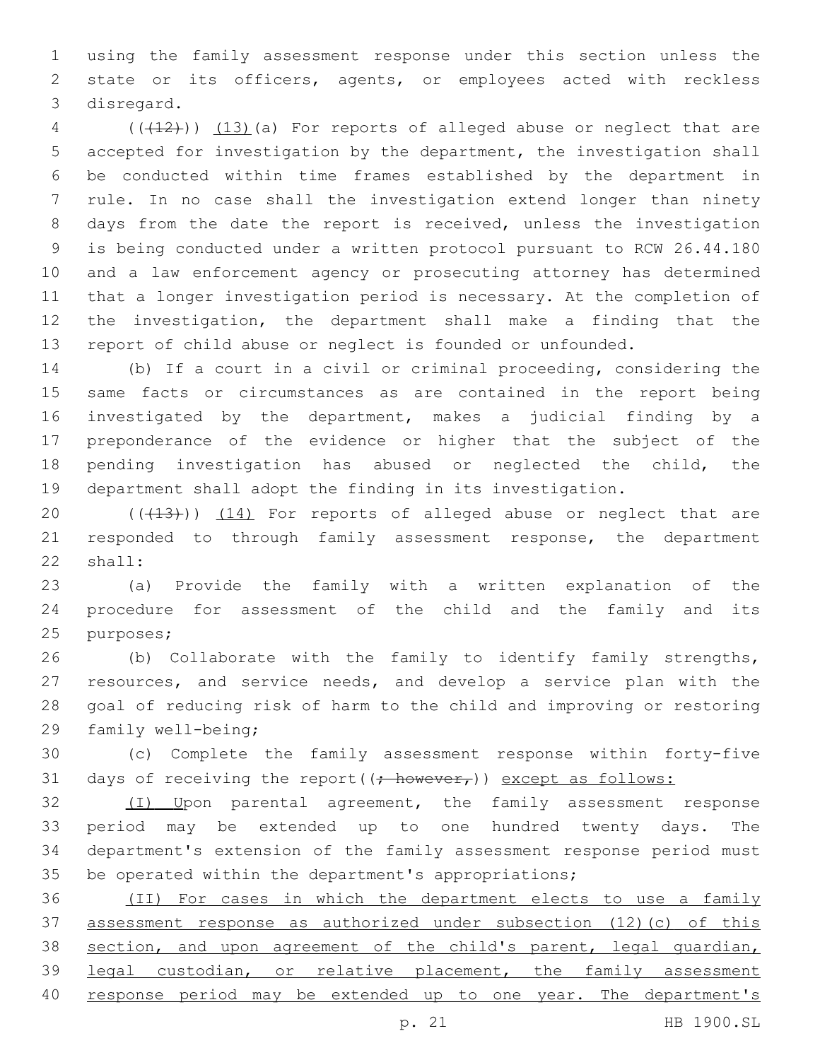using the family assessment response under this section unless the state or its officers, agents, or employees acted with reckless disregard.

((~~(12)~~)) <u>(13)</u>(a) For reports of alleged abuse or neglect that are accepted for investigation by the department, the investigation shall be conducted within time frames established by the department in rule. In no case shall the investigation extend longer than ninety days from the date the report is received, unless the investigation is being conducted under a written protocol pursuant to RCW 26.44.180 and a law enforcement agency or prosecuting attorney has determined that a longer investigation period is necessary. At the completion of the investigation, the department shall make a finding that the report of child abuse or neglect is founded or unfounded.

(b) If a court in a civil or criminal proceeding, considering the same facts or circumstances as are contained in the report being investigated by the department, makes a judicial finding by a preponderance of the evidence or higher that the subject of the pending investigation has abused or neglected the child, the department shall adopt the finding in its investigation.

((~~(13)~~)) <u>(14)</u> For reports of alleged abuse or neglect that are responded to through family assessment response, the department shall:

(a) Provide the family with a written explanation of the procedure for assessment of the child and the family and its purposes;

(b) Collaborate with the family to identify family strengths, resources, and service needs, and develop a service plan with the goal of reducing risk of harm to the child and improving or restoring family well-being;

(c) Complete the family assessment response within forty-five days of receiving the report((~~; however,~~)) <u>except as follows:</u>

<u>(I) U</u>pon parental agreement, the family assessment response period may be extended up to one hundred twenty days. The department's extension of the family assessment response period must be operated within the department's appropriations;

<u>(II) For cases in which the department elects to use a family assessment response as authorized under subsection (12)(c) of this section, and upon agreement of the child's parent, legal guardian, legal custodian, or relative placement, the family assessment response period may be extended up to one year. The department's</u>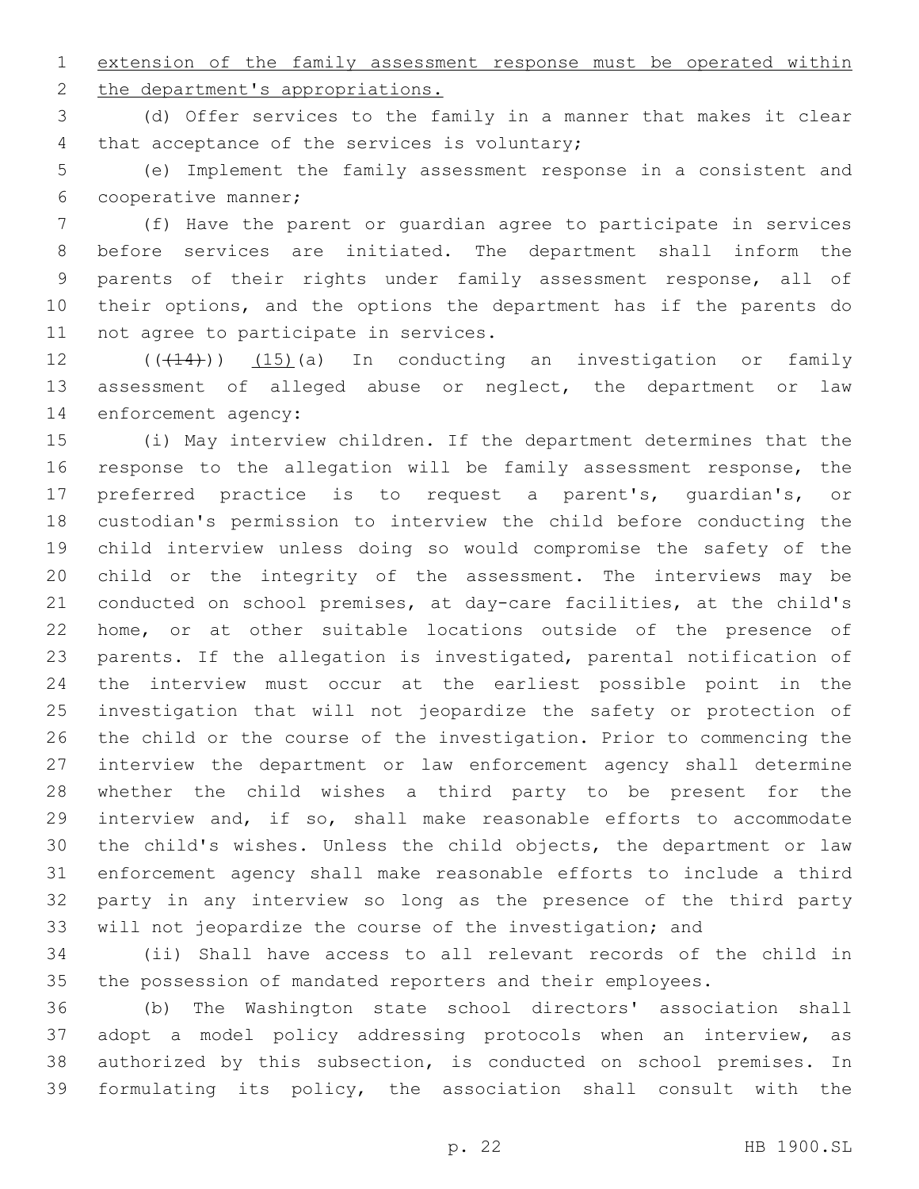extension of the family assessment response must be operated within the department's appropriations.

(d) Offer services to the family in a manner that makes it clear that acceptance of the services is voluntary;

(e) Implement the family assessment response in a consistent and cooperative manner;

(f) Have the parent or guardian agree to participate in services before services are initiated. The department shall inform the parents of their rights under family assessment response, all of their options, and the options the department has if the parents do not agree to participate in services.

~~((14))~~ (15)(a) In conducting an investigation or family assessment of alleged abuse or neglect, the department or law enforcement agency:

(i) May interview children. If the department determines that the response to the allegation will be family assessment response, the preferred practice is to request a parent's, guardian's, or custodian's permission to interview the child before conducting the child interview unless doing so would compromise the safety of the child or the integrity of the assessment. The interviews may be conducted on school premises, at day-care facilities, at the child's home, or at other suitable locations outside of the presence of parents. If the allegation is investigated, parental notification of the interview must occur at the earliest possible point in the investigation that will not jeopardize the safety or protection of the child or the course of the investigation. Prior to commencing the interview the department or law enforcement agency shall determine whether the child wishes a third party to be present for the interview and, if so, shall make reasonable efforts to accommodate the child's wishes. Unless the child objects, the department or law enforcement agency shall make reasonable efforts to include a third party in any interview so long as the presence of the third party will not jeopardize the course of the investigation; and

(ii) Shall have access to all relevant records of the child in the possession of mandated reporters and their employees.

(b) The Washington state school directors' association shall adopt a model policy addressing protocols when an interview, as authorized by this subsection, is conducted on school premises. In formulating its policy, the association shall consult with the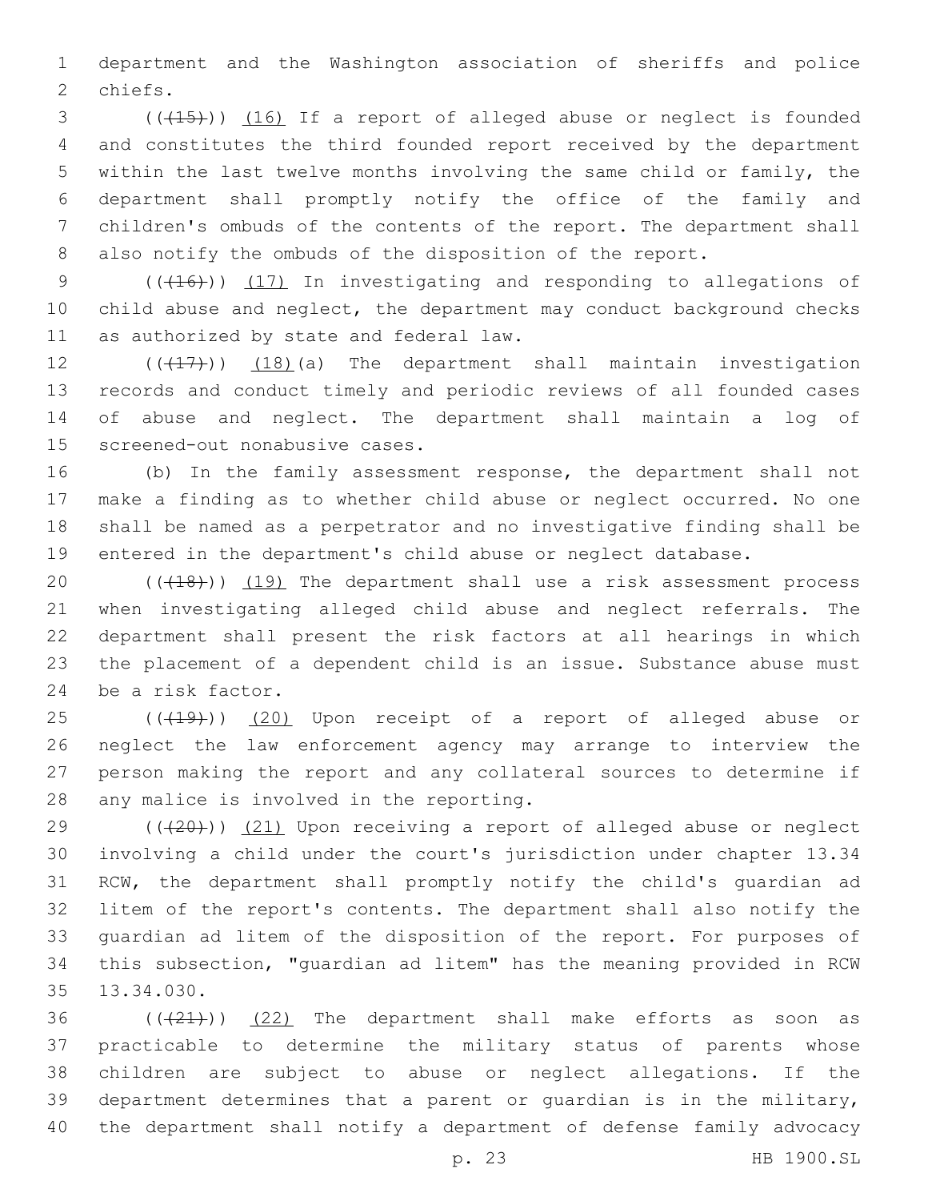department and the Washington association of sheriffs and police chiefs.

(((15))) (16) If a report of alleged abuse or neglect is founded and constitutes the third founded report received by the department within the last twelve months involving the same child or family, the department shall promptly notify the office of the family and children's ombuds of the contents of the report. The department shall also notify the ombuds of the disposition of the report.

(((16))) (17) In investigating and responding to allegations of child abuse and neglect, the department may conduct background checks as authorized by state and federal law.

(((17))) (18)(a) The department shall maintain investigation records and conduct timely and periodic reviews of all founded cases of abuse and neglect. The department shall maintain a log of screened-out nonabusive cases.

(b) In the family assessment response, the department shall not make a finding as to whether child abuse or neglect occurred. No one shall be named as a perpetrator and no investigative finding shall be entered in the department's child abuse or neglect database.

(((18))) (19) The department shall use a risk assessment process when investigating alleged child abuse and neglect referrals. The department shall present the risk factors at all hearings in which the placement of a dependent child is an issue. Substance abuse must be a risk factor.

(((19))) (20) Upon receipt of a report of alleged abuse or neglect the law enforcement agency may arrange to interview the person making the report and any collateral sources to determine if any malice is involved in the reporting.

(((20))) (21) Upon receiving a report of alleged abuse or neglect involving a child under the court's jurisdiction under chapter 13.34 RCW, the department shall promptly notify the child's guardian ad litem of the report's contents. The department shall also notify the guardian ad litem of the disposition of the report. For purposes of this subsection, "guardian ad litem" has the meaning provided in RCW 13.34.030.

(((21))) (22) The department shall make efforts as soon as practicable to determine the military status of parents whose children are subject to abuse or neglect allegations. If the department determines that a parent or guardian is in the military, the department shall notify a department of defense family advocacy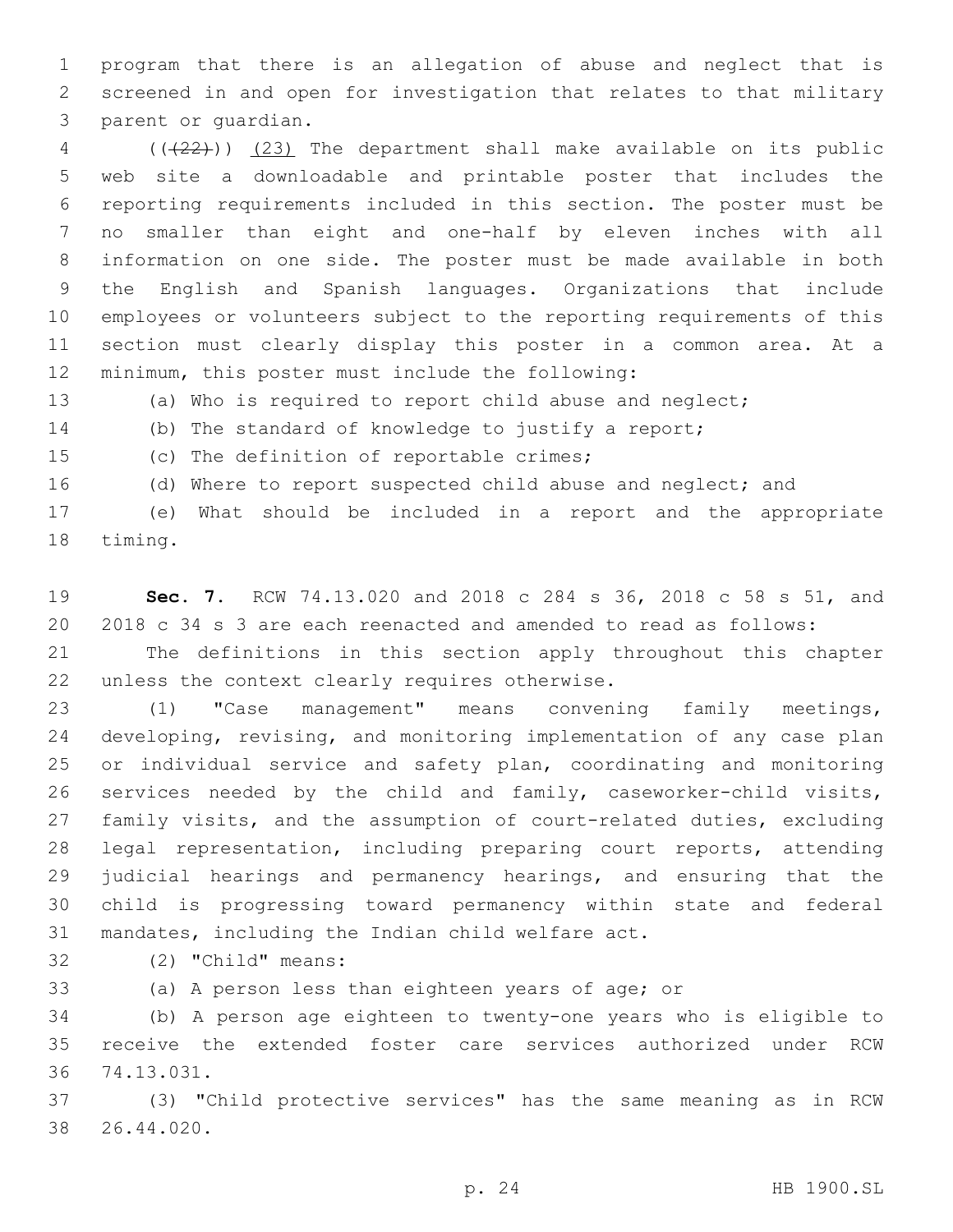program that there is an allegation of abuse and neglect that is screened in and open for investigation that relates to that military parent or guardian.

(((22))) (23) The department shall make available on its public web site a downloadable and printable poster that includes the reporting requirements included in this section. The poster must be no smaller than eight and one-half by eleven inches with all information on one side. The poster must be made available in both the English and Spanish languages. Organizations that include employees or volunteers subject to the reporting requirements of this section must clearly display this poster in a common area. At a minimum, this poster must include the following:

(a) Who is required to report child abuse and neglect;

(b) The standard of knowledge to justify a report;

(c) The definition of reportable crimes;

(d) Where to report suspected child abuse and neglect; and

(e) What should be included in a report and the appropriate timing.

**Sec. 7.** RCW 74.13.020 and 2018 c 284 s 36, 2018 c 58 s 51, and 2018 c 34 s 3 are each reenacted and amended to read as follows:

The definitions in this section apply throughout this chapter unless the context clearly requires otherwise.

(1) "Case management" means convening family meetings, developing, revising, and monitoring implementation of any case plan or individual service and safety plan, coordinating and monitoring services needed by the child and family, caseworker-child visits, family visits, and the assumption of court-related duties, excluding legal representation, including preparing court reports, attending judicial hearings and permanency hearings, and ensuring that the child is progressing toward permanency within state and federal mandates, including the Indian child welfare act.

(2) "Child" means:

(a) A person less than eighteen years of age; or

(b) A person age eighteen to twenty-one years who is eligible to receive the extended foster care services authorized under RCW 74.13.031.

(3) "Child protective services" has the same meaning as in RCW 26.44.020.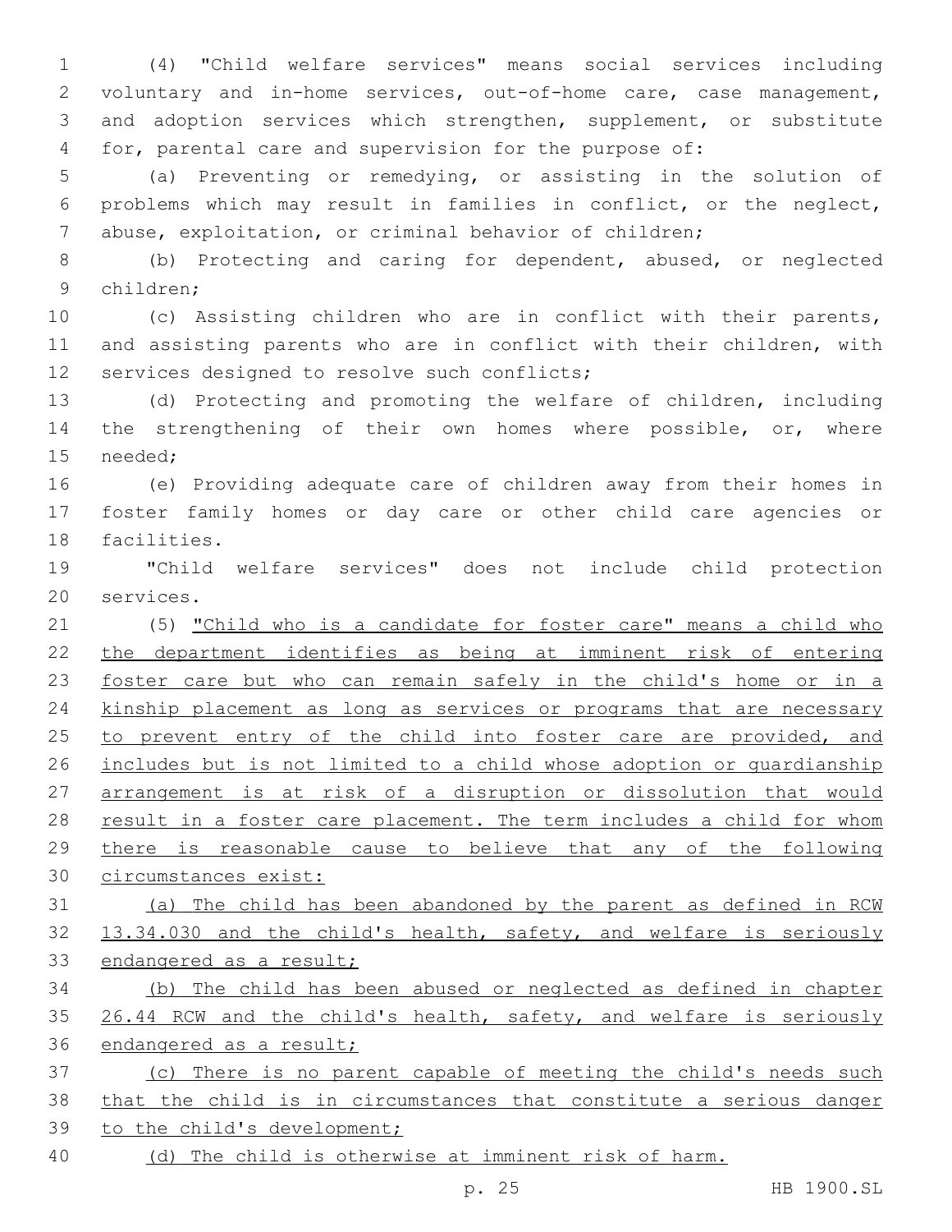(4) "Child welfare services" means social services including voluntary and in-home services, out-of-home care, case management, and adoption services which strengthen, supplement, or substitute for, parental care and supervision for the purpose of:

(a) Preventing or remedying, or assisting in the solution of problems which may result in families in conflict, or the neglect, abuse, exploitation, or criminal behavior of children;

(b) Protecting and caring for dependent, abused, or neglected children;

(c) Assisting children who are in conflict with their parents, and assisting parents who are in conflict with their children, with services designed to resolve such conflicts;

(d) Protecting and promoting the welfare of children, including the strengthening of their own homes where possible, or, where needed;

(e) Providing adequate care of children away from their homes in foster family homes or day care or other child care agencies or facilities.

"Child welfare services" does not include child protection services.

(5) <u>"Child who is a candidate for foster care" means a child who the department identifies as being at imminent risk of entering foster care but who can remain safely in the child's home or in a kinship placement as long as services or programs that are necessary to prevent entry of the child into foster care are provided, and includes but is not limited to a child whose adoption or guardianship arrangement is at risk of a disruption or dissolution that would result in a foster care placement. The term includes a child for whom there is reasonable cause to believe that any of the following circumstances exist:</u>

<u>(a) The child has been abandoned by the parent as defined in RCW 13.34.030 and the child's health, safety, and welfare is seriously endangered as a result;</u>

<u>(b) The child has been abused or neglected as defined in chapter 26.44 RCW and the child's health, safety, and welfare is seriously endangered as a result;</u>

<u>(c) There is no parent capable of meeting the child's needs such that the child is in circumstances that constitute a serious danger to the child's development;</u>

<u>(d) The child is otherwise at imminent risk of harm.</u>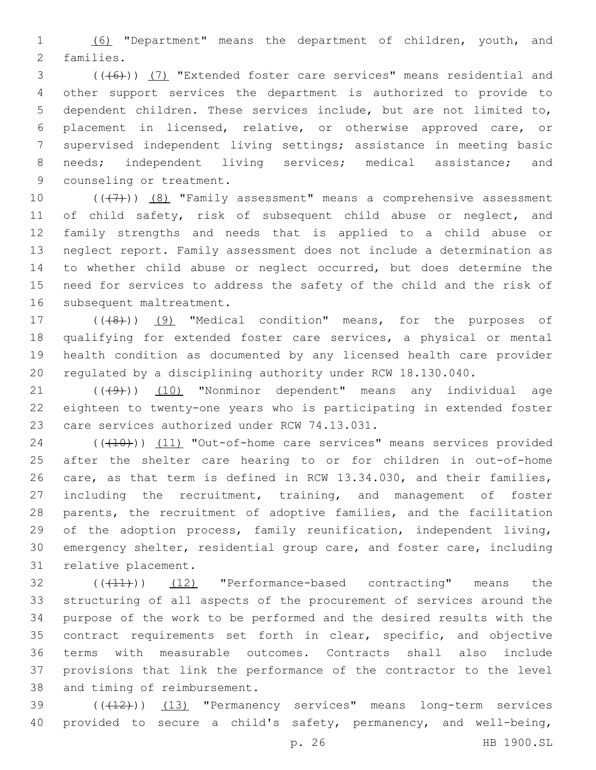(6) "Department" means the department of children, youth, and families.

((~~(6)~~)) (7) "Extended foster care services" means residential and other support services the department is authorized to provide to dependent children. These services include, but are not limited to, placement in licensed, relative, or otherwise approved care, or supervised independent living settings; assistance in meeting basic needs; independent living services; medical assistance; and counseling or treatment.

((~~(7)~~)) (8) "Family assessment" means a comprehensive assessment of child safety, risk of subsequent child abuse or neglect, and family strengths and needs that is applied to a child abuse or neglect report. Family assessment does not include a determination as to whether child abuse or neglect occurred, but does determine the need for services to address the safety of the child and the risk of subsequent maltreatment.

((~~(8)~~)) (9) "Medical condition" means, for the purposes of qualifying for extended foster care services, a physical or mental health condition as documented by any licensed health care provider regulated by a disciplining authority under RCW 18.130.040.

((~~(9)~~)) (10) "Nonminor dependent" means any individual age eighteen to twenty-one years who is participating in extended foster care services authorized under RCW 74.13.031.

((~~(10)~~)) (11) "Out-of-home care services" means services provided after the shelter care hearing to or for children in out-of-home care, as that term is defined in RCW 13.34.030, and their families, including the recruitment, training, and management of foster parents, the recruitment of adoptive families, and the facilitation of the adoption process, family reunification, independent living, emergency shelter, residential group care, and foster care, including relative placement.

((~~(11)~~)) (12) "Performance-based contracting" means the structuring of all aspects of the procurement of services around the purpose of the work to be performed and the desired results with the contract requirements set forth in clear, specific, and objective terms with measurable outcomes. Contracts shall also include provisions that link the performance of the contractor to the level and timing of reimbursement.

((~~(12)~~)) (13) "Permanency services" means long-term services provided to secure a child's safety, permanency, and well-being,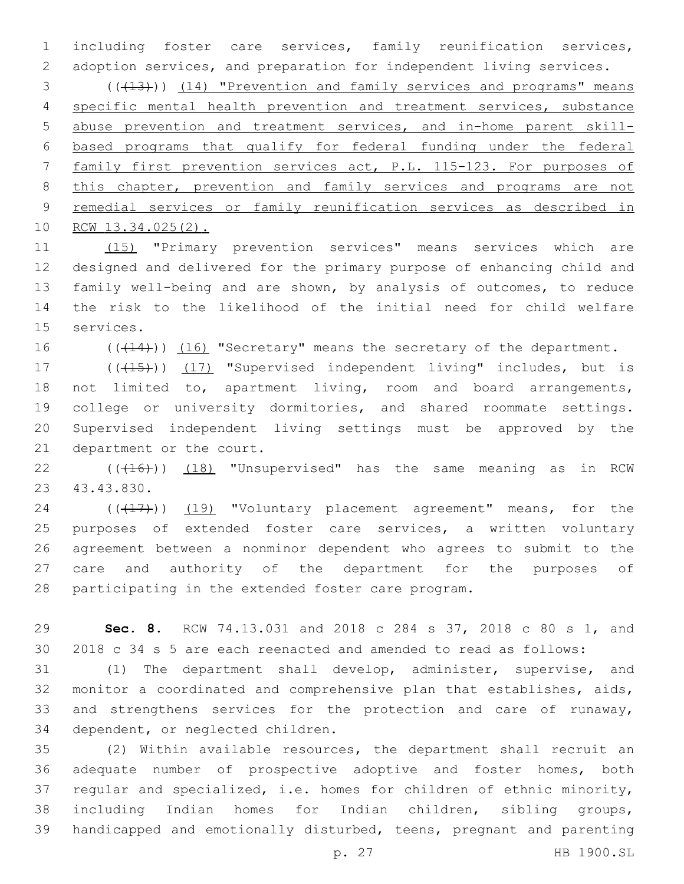including foster care services, family reunification services, adoption services, and preparation for independent living services.

(((13))) (14) "Prevention and family services and programs" means specific mental health prevention and treatment services, substance abuse prevention and treatment services, and in-home parent skill-based programs that qualify for federal funding under the federal family first prevention services act, P.L. 115-123. For purposes of this chapter, prevention and family services and programs are not remedial services or family reunification services as described in RCW 13.34.025(2).

(15) "Primary prevention services" means services which are designed and delivered for the primary purpose of enhancing child and family well-being and are shown, by analysis of outcomes, to reduce the risk to the likelihood of the initial need for child welfare services.

(((14))) (16) "Secretary" means the secretary of the department.

(((15))) (17) "Supervised independent living" includes, but is not limited to, apartment living, room and board arrangements, college or university dormitories, and shared roommate settings. Supervised independent living settings must be approved by the department or the court.

(((16))) (18) "Unsupervised" has the same meaning as in RCW 43.43.830.

(((17))) (19) "Voluntary placement agreement" means, for the purposes of extended foster care services, a written voluntary agreement between a nonminor dependent who agrees to submit to the care and authority of the department for the purposes of participating in the extended foster care program.

**Sec. 8.** RCW 74.13.031 and 2018 c 284 s 37, 2018 c 80 s 1, and 2018 c 34 s 5 are each reenacted and amended to read as follows:

(1) The department shall develop, administer, supervise, and monitor a coordinated and comprehensive plan that establishes, aids, and strengthens services for the protection and care of runaway, dependent, or neglected children.

(2) Within available resources, the department shall recruit an adequate number of prospective adoptive and foster homes, both regular and specialized, i.e. homes for children of ethnic minority, including Indian homes for Indian children, sibling groups, handicapped and emotionally disturbed, teens, pregnant and parenting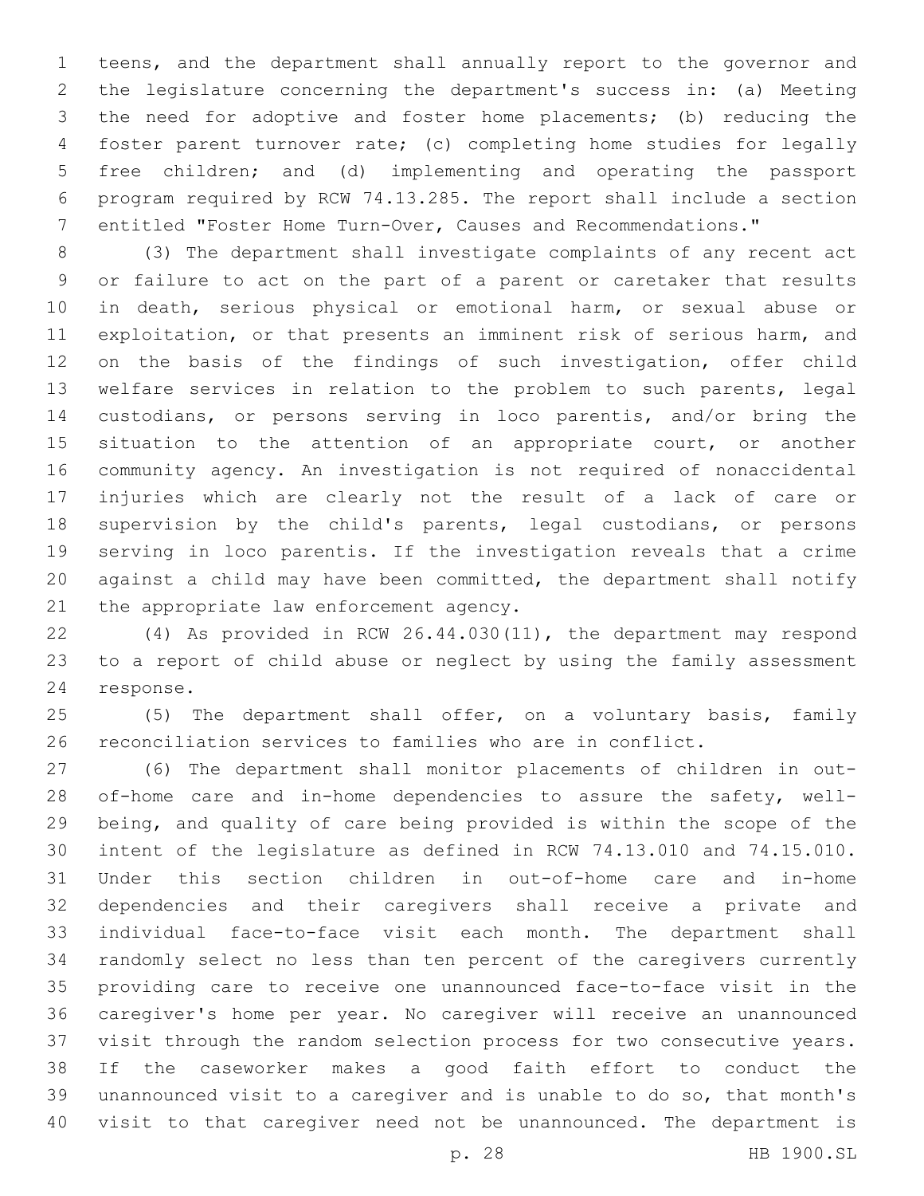teens, and the department shall annually report to the governor and the legislature concerning the department's success in: (a) Meeting the need for adoptive and foster home placements; (b) reducing the foster parent turnover rate; (c) completing home studies for legally free children; and (d) implementing and operating the passport program required by RCW 74.13.285. The report shall include a section entitled "Foster Home Turn-Over, Causes and Recommendations."

(3) The department shall investigate complaints of any recent act or failure to act on the part of a parent or caretaker that results in death, serious physical or emotional harm, or sexual abuse or exploitation, or that presents an imminent risk of serious harm, and on the basis of the findings of such investigation, offer child welfare services in relation to the problem to such parents, legal custodians, or persons serving in loco parentis, and/or bring the situation to the attention of an appropriate court, or another community agency. An investigation is not required of nonaccidental injuries which are clearly not the result of a lack of care or supervision by the child's parents, legal custodians, or persons serving in loco parentis. If the investigation reveals that a crime against a child may have been committed, the department shall notify the appropriate law enforcement agency.

(4) As provided in RCW 26.44.030(11), the department may respond to a report of child abuse or neglect by using the family assessment response.

(5) The department shall offer, on a voluntary basis, family reconciliation services to families who are in conflict.

(6) The department shall monitor placements of children in out-of-home care and in-home dependencies to assure the safety, well-being, and quality of care being provided is within the scope of the intent of the legislature as defined in RCW 74.13.010 and 74.15.010. Under this section children in out-of-home care and in-home dependencies and their caregivers shall receive a private and individual face-to-face visit each month. The department shall randomly select no less than ten percent of the caregivers currently providing care to receive one unannounced face-to-face visit in the caregiver's home per year. No caregiver will receive an unannounced visit through the random selection process for two consecutive years. If the caseworker makes a good faith effort to conduct the unannounced visit to a caregiver and is unable to do so, that month's visit to that caregiver need not be unannounced. The department is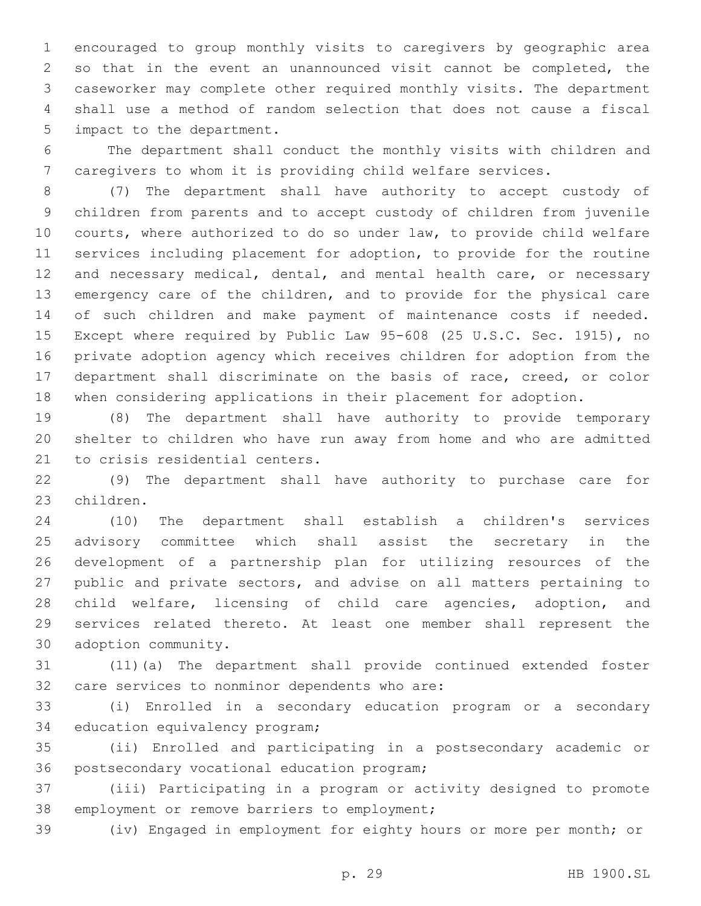encouraged to group monthly visits to caregivers by geographic area so that in the event an unannounced visit cannot be completed, the caseworker may complete other required monthly visits. The department shall use a method of random selection that does not cause a fiscal impact to the department.

The department shall conduct the monthly visits with children and caregivers to whom it is providing child welfare services.

(7) The department shall have authority to accept custody of children from parents and to accept custody of children from juvenile courts, where authorized to do so under law, to provide child welfare services including placement for adoption, to provide for the routine and necessary medical, dental, and mental health care, or necessary emergency care of the children, and to provide for the physical care of such children and make payment of maintenance costs if needed. Except where required by Public Law 95-608 (25 U.S.C. Sec. 1915), no private adoption agency which receives children for adoption from the department shall discriminate on the basis of race, creed, or color when considering applications in their placement for adoption.

(8) The department shall have authority to provide temporary shelter to children who have run away from home and who are admitted to crisis residential centers.

(9) The department shall have authority to purchase care for children.

(10) The department shall establish a children's services advisory committee which shall assist the secretary in the development of a partnership plan for utilizing resources of the public and private sectors, and advise on all matters pertaining to child welfare, licensing of child care agencies, adoption, and services related thereto. At least one member shall represent the adoption community.

(11)(a) The department shall provide continued extended foster care services to nonminor dependents who are:

(i) Enrolled in a secondary education program or a secondary education equivalency program;

(ii) Enrolled and participating in a postsecondary academic or postsecondary vocational education program;

(iii) Participating in a program or activity designed to promote employment or remove barriers to employment;

(iv) Engaged in employment for eighty hours or more per month; or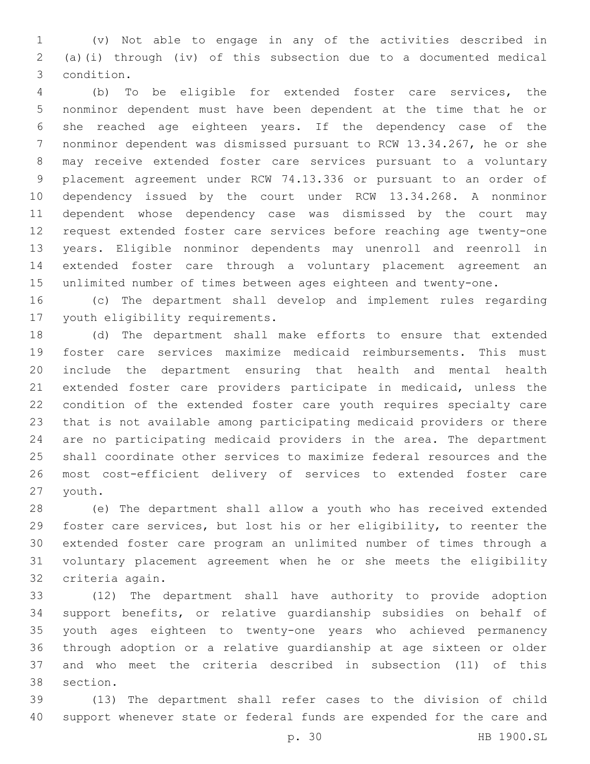(v) Not able to engage in any of the activities described in (a)(i) through (iv) of this subsection due to a documented medical condition.

(b) To be eligible for extended foster care services, the nonminor dependent must have been dependent at the time that he or she reached age eighteen years. If the dependency case of the nonminor dependent was dismissed pursuant to RCW 13.34.267, he or she may receive extended foster care services pursuant to a voluntary placement agreement under RCW 74.13.336 or pursuant to an order of dependency issued by the court under RCW 13.34.268. A nonminor dependent whose dependency case was dismissed by the court may request extended foster care services before reaching age twenty-one years. Eligible nonminor dependents may unenroll and reenroll in extended foster care through a voluntary placement agreement an unlimited number of times between ages eighteen and twenty-one.

(c) The department shall develop and implement rules regarding youth eligibility requirements.

(d) The department shall make efforts to ensure that extended foster care services maximize medicaid reimbursements. This must include the department ensuring that health and mental health extended foster care providers participate in medicaid, unless the condition of the extended foster care youth requires specialty care that is not available among participating medicaid providers or there are no participating medicaid providers in the area. The department shall coordinate other services to maximize federal resources and the most cost-efficient delivery of services to extended foster care youth.

(e) The department shall allow a youth who has received extended foster care services, but lost his or her eligibility, to reenter the extended foster care program an unlimited number of times through a voluntary placement agreement when he or she meets the eligibility criteria again.

(12) The department shall have authority to provide adoption support benefits, or relative guardianship subsidies on behalf of youth ages eighteen to twenty-one years who achieved permanency through adoption or a relative guardianship at age sixteen or older and who meet the criteria described in subsection (11) of this section.

(13) The department shall refer cases to the division of child support whenever state or federal funds are expended for the care and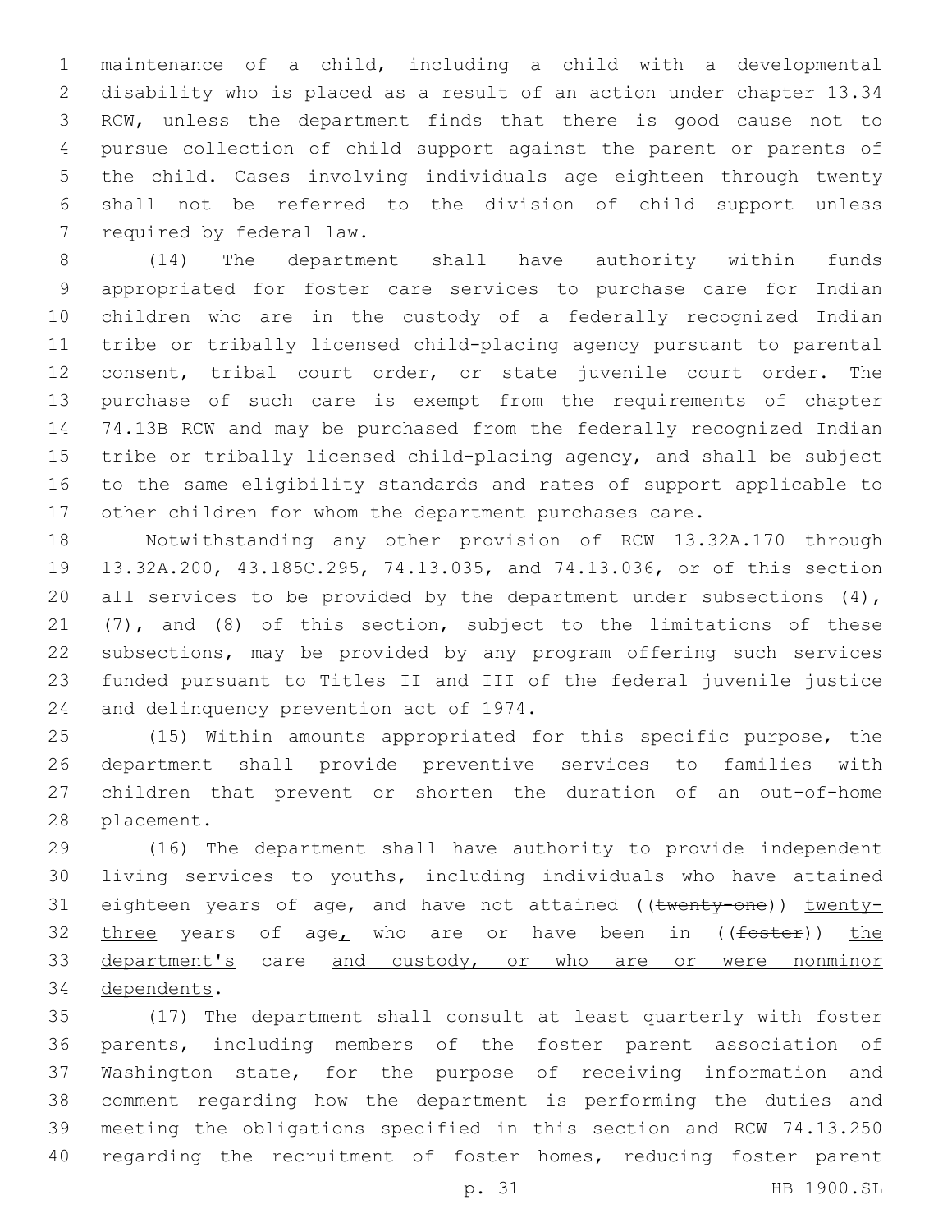maintenance of a child, including a child with a developmental disability who is placed as a result of an action under chapter 13.34 RCW, unless the department finds that there is good cause not to pursue collection of child support against the parent or parents of the child. Cases involving individuals age eighteen through twenty shall not be referred to the division of child support unless required by federal law.

(14) The department shall have authority within funds appropriated for foster care services to purchase care for Indian children who are in the custody of a federally recognized Indian tribe or tribally licensed child-placing agency pursuant to parental consent, tribal court order, or state juvenile court order. The purchase of such care is exempt from the requirements of chapter 74.13B RCW and may be purchased from the federally recognized Indian tribe or tribally licensed child-placing agency, and shall be subject to the same eligibility standards and rates of support applicable to other children for whom the department purchases care.

Notwithstanding any other provision of RCW 13.32A.170 through 13.32A.200, 43.185C.295, 74.13.035, and 74.13.036, or of this section all services to be provided by the department under subsections (4), (7), and (8) of this section, subject to the limitations of these subsections, may be provided by any program offering such services funded pursuant to Titles II and III of the federal juvenile justice and delinquency prevention act of 1974.

(15) Within amounts appropriated for this specific purpose, the department shall provide preventive services to families with children that prevent or shorten the duration of an out-of-home placement.

(16) The department shall have authority to provide independent living services to youths, including individuals who have attained eighteen years of age, and have not attained ((~~twenty-one~~)) <u>twenty-three</u> years of age<u>,</u> who are or have been in ((~~foster~~)) <u>the department's</u> care <u>and custody, or who are or were nonminor dependents</u>.

(17) The department shall consult at least quarterly with foster parents, including members of the foster parent association of Washington state, for the purpose of receiving information and comment regarding how the department is performing the duties and meeting the obligations specified in this section and RCW 74.13.250 regarding the recruitment of foster homes, reducing foster parent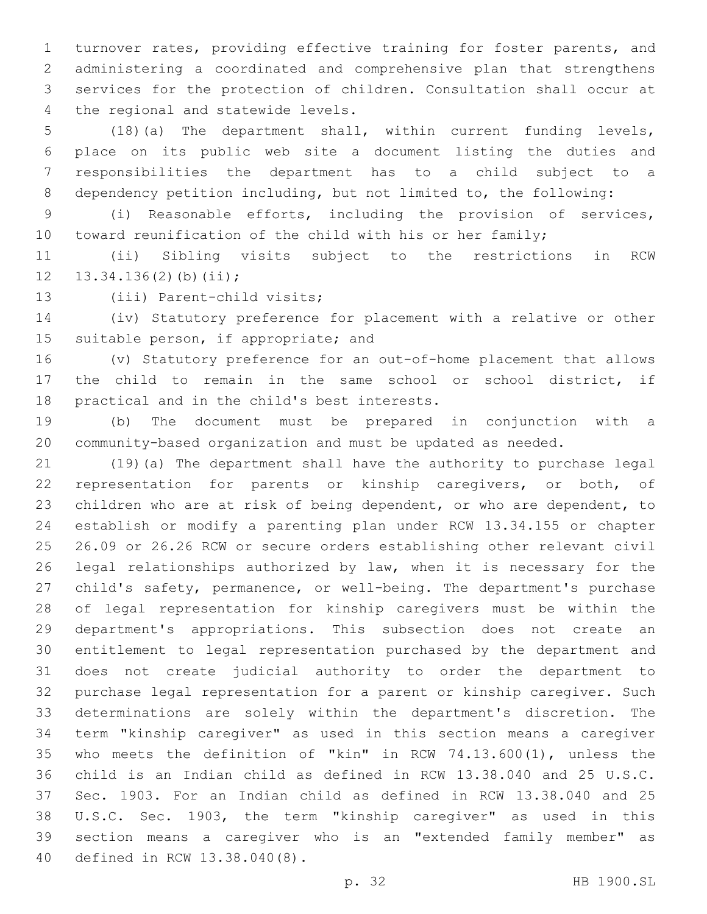turnover rates, providing effective training for foster parents, and administering a coordinated and comprehensive plan that strengthens services for the protection of children. Consultation shall occur at the regional and statewide levels.

(18)(a) The department shall, within current funding levels, place on its public web site a document listing the duties and responsibilities the department has to a child subject to a dependency petition including, but not limited to, the following:

(i) Reasonable efforts, including the provision of services, toward reunification of the child with his or her family;

(ii) Sibling visits subject to the restrictions in RCW 13.34.136(2)(b)(ii);

(iii) Parent-child visits;

(iv) Statutory preference for placement with a relative or other suitable person, if appropriate; and

(v) Statutory preference for an out-of-home placement that allows the child to remain in the same school or school district, if practical and in the child's best interests.

(b) The document must be prepared in conjunction with a community-based organization and must be updated as needed.

(19)(a) The department shall have the authority to purchase legal representation for parents or kinship caregivers, or both, of children who are at risk of being dependent, or who are dependent, to establish or modify a parenting plan under RCW 13.34.155 or chapter 26.09 or 26.26 RCW or secure orders establishing other relevant civil legal relationships authorized by law, when it is necessary for the child's safety, permanence, or well-being. The department's purchase of legal representation for kinship caregivers must be within the department's appropriations. This subsection does not create an entitlement to legal representation purchased by the department and does not create judicial authority to order the department to purchase legal representation for a parent or kinship caregiver. Such determinations are solely within the department's discretion. The term "kinship caregiver" as used in this section means a caregiver who meets the definition of "kin" in RCW 74.13.600(1), unless the child is an Indian child as defined in RCW 13.38.040 and 25 U.S.C. Sec. 1903. For an Indian child as defined in RCW 13.38.040 and 25 U.S.C. Sec. 1903, the term "kinship caregiver" as used in this section means a caregiver who is an "extended family member" as defined in RCW 13.38.040(8).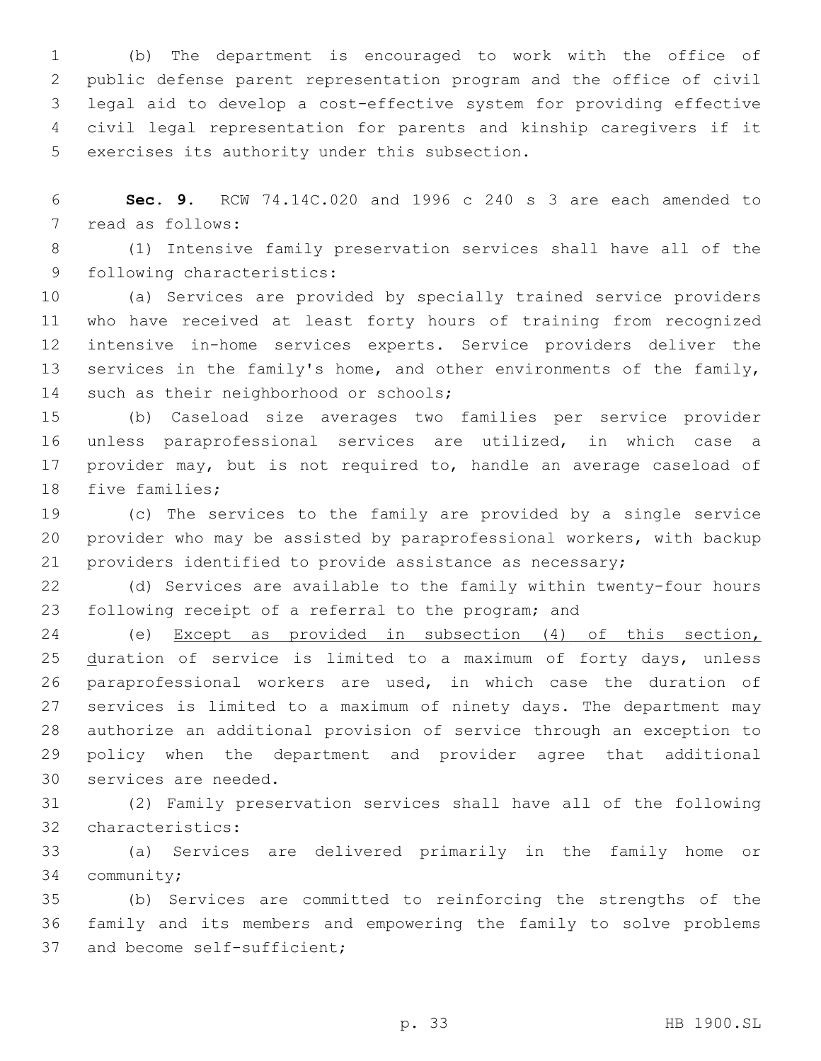(b) The department is encouraged to work with the office of public defense parent representation program and the office of civil legal aid to develop a cost-effective system for providing effective civil legal representation for parents and kinship caregivers if it exercises its authority under this subsection.

**Sec. 9.** RCW 74.14C.020 and 1996 c 240 s 3 are each amended to read as follows:

(1) Intensive family preservation services shall have all of the following characteristics:

(a) Services are provided by specially trained service providers who have received at least forty hours of training from recognized intensive in-home services experts. Service providers deliver the services in the family's home, and other environments of the family, such as their neighborhood or schools;

(b) Caseload size averages two families per service provider unless paraprofessional services are utilized, in which case a provider may, but is not required to, handle an average caseload of five families;

(c) The services to the family are provided by a single service provider who may be assisted by paraprofessional workers, with backup providers identified to provide assistance as necessary;

(d) Services are available to the family within twenty-four hours following receipt of a referral to the program; and

(e) <u>Except as provided in subsection (4) of this section, d</u>uration of service is limited to a maximum of forty days, unless paraprofessional workers are used, in which case the duration of services is limited to a maximum of ninety days. The department may authorize an additional provision of service through an exception to policy when the department and provider agree that additional services are needed.

(2) Family preservation services shall have all of the following characteristics:

(a) Services are delivered primarily in the family home or community;

(b) Services are committed to reinforcing the strengths of the family and its members and empowering the family to solve problems and become self-sufficient;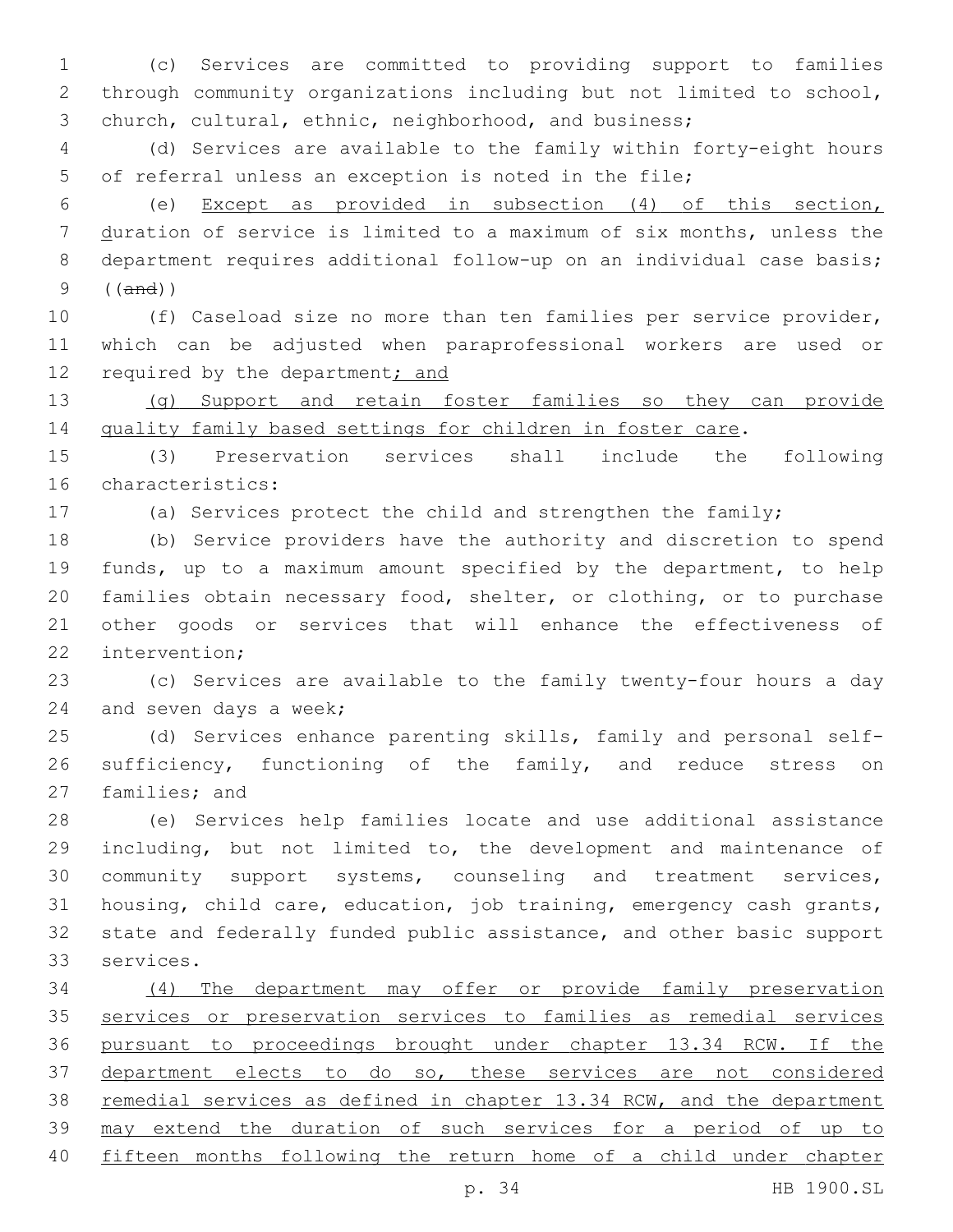(c) Services are committed to providing support to families through community organizations including but not limited to school, church, cultural, ethnic, neighborhood, and business;

(d) Services are available to the family within forty-eight hours of referral unless an exception is noted in the file;

(e) Except as provided in subsection (4) of this section, duration of service is limited to a maximum of six months, unless the department requires additional follow-up on an individual case basis; ((and))

(f) Caseload size no more than ten families per service provider, which can be adjusted when paraprofessional workers are used or required by the department; and

(g) Support and retain foster families so they can provide quality family based settings for children in foster care.

(3) Preservation services shall include the following characteristics:

(a) Services protect the child and strengthen the family;

(b) Service providers have the authority and discretion to spend funds, up to a maximum amount specified by the department, to help families obtain necessary food, shelter, or clothing, or to purchase other goods or services that will enhance the effectiveness of intervention;

(c) Services are available to the family twenty-four hours a day and seven days a week;

(d) Services enhance parenting skills, family and personal self-sufficiency, functioning of the family, and reduce stress on families; and

(e) Services help families locate and use additional assistance including, but not limited to, the development and maintenance of community support systems, counseling and treatment services, housing, child care, education, job training, emergency cash grants, state and federally funded public assistance, and other basic support services.

(4) The department may offer or provide family preservation services or preservation services to families as remedial services pursuant to proceedings brought under chapter 13.34 RCW. If the department elects to do so, these services are not considered remedial services as defined in chapter 13.34 RCW, and the department may extend the duration of such services for a period of up to fifteen months following the return home of a child under chapter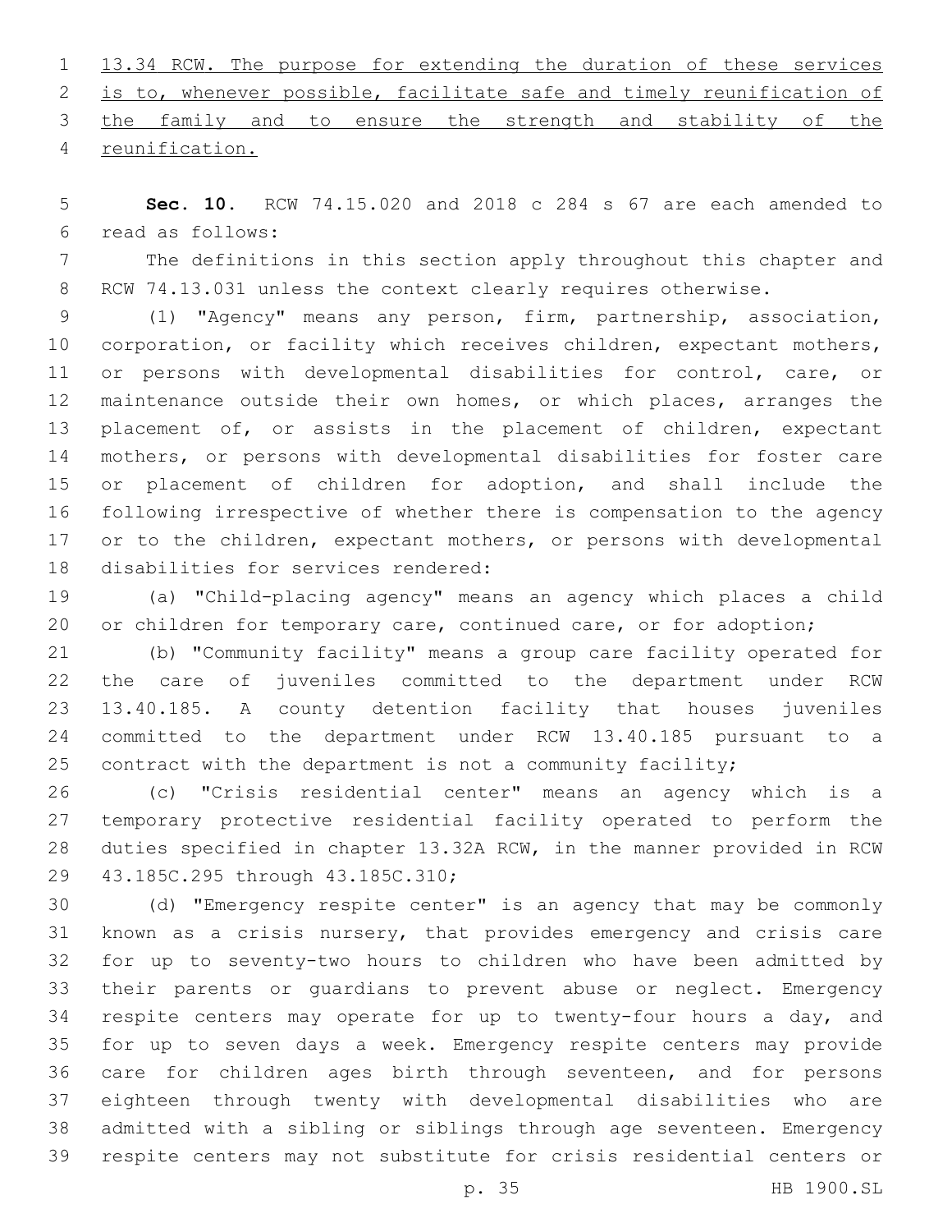13.34 RCW. The purpose for extending the duration of these services is to, whenever possible, facilitate safe and timely reunification of the family and to ensure the strength and stability of the reunification.

**Sec. 10.** RCW 74.15.020 and 2018 c 284 s 67 are each amended to read as follows:

The definitions in this section apply throughout this chapter and RCW 74.13.031 unless the context clearly requires otherwise.

(1) "Agency" means any person, firm, partnership, association, corporation, or facility which receives children, expectant mothers, or persons with developmental disabilities for control, care, or maintenance outside their own homes, or which places, arranges the placement of, or assists in the placement of children, expectant mothers, or persons with developmental disabilities for foster care or placement of children for adoption, and shall include the following irrespective of whether there is compensation to the agency or to the children, expectant mothers, or persons with developmental disabilities for services rendered:

(a) "Child-placing agency" means an agency which places a child or children for temporary care, continued care, or for adoption;

(b) "Community facility" means a group care facility operated for the care of juveniles committed to the department under RCW 13.40.185. A county detention facility that houses juveniles committed to the department under RCW 13.40.185 pursuant to a contract with the department is not a community facility;

(c) "Crisis residential center" means an agency which is a temporary protective residential facility operated to perform the duties specified in chapter 13.32A RCW, in the manner provided in RCW 43.185C.295 through 43.185C.310;

(d) "Emergency respite center" is an agency that may be commonly known as a crisis nursery, that provides emergency and crisis care for up to seventy-two hours to children who have been admitted by their parents or guardians to prevent abuse or neglect. Emergency respite centers may operate for up to twenty-four hours a day, and for up to seven days a week. Emergency respite centers may provide care for children ages birth through seventeen, and for persons eighteen through twenty with developmental disabilities who are admitted with a sibling or siblings through age seventeen. Emergency respite centers may not substitute for crisis residential centers or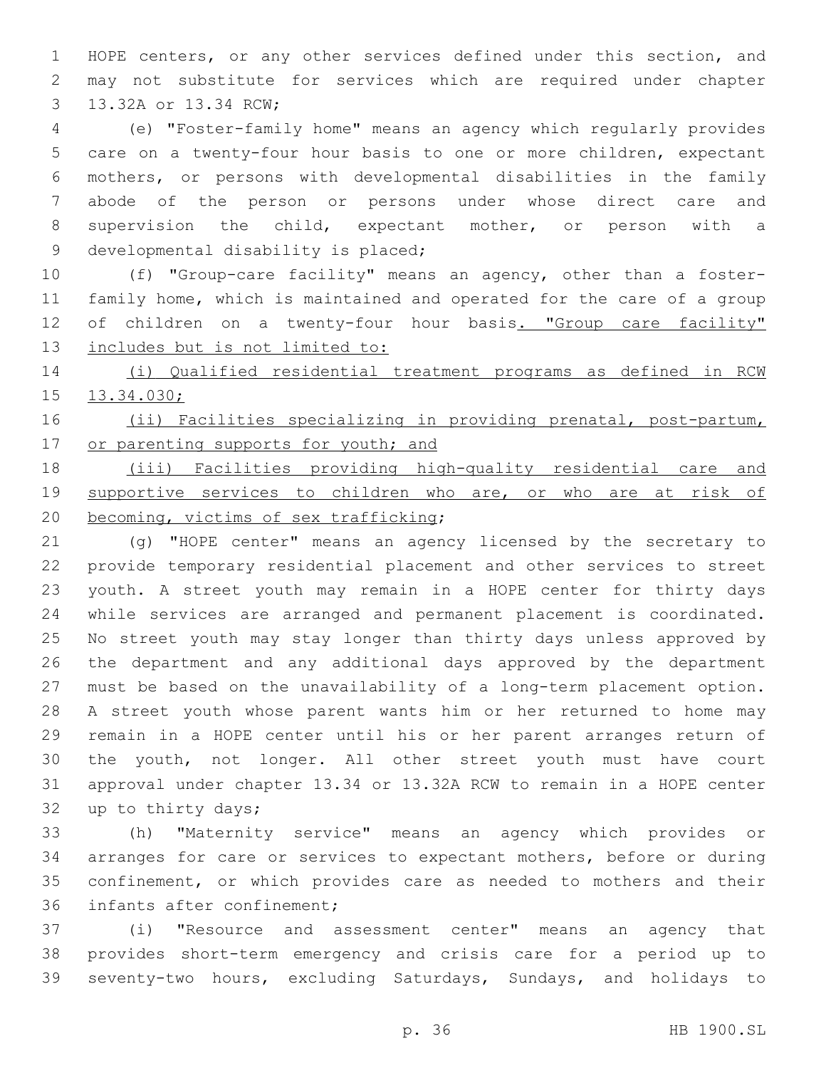HOPE centers, or any other services defined under this section, and may not substitute for services which are required under chapter 13.32A or 13.34 RCW;

(e) "Foster-family home" means an agency which regularly provides care on a twenty-four hour basis to one or more children, expectant mothers, or persons with developmental disabilities in the family abode of the person or persons under whose direct care and supervision the child, expectant mother, or person with a developmental disability is placed;

(f) "Group-care facility" means an agency, other than a foster-family home, which is maintained and operated for the care of a group of children on a twenty-four hour basis. "Group care facility" includes but is not limited to:

(i) Qualified residential treatment programs as defined in RCW 13.34.030;

(ii) Facilities specializing in providing prenatal, post-partum, or parenting supports for youth; and

(iii) Facilities providing high-quality residential care and supportive services to children who are, or who are at risk of becoming, victims of sex trafficking;

(g) "HOPE center" means an agency licensed by the secretary to provide temporary residential placement and other services to street youth. A street youth may remain in a HOPE center for thirty days while services are arranged and permanent placement is coordinated. No street youth may stay longer than thirty days unless approved by the department and any additional days approved by the department must be based on the unavailability of a long-term placement option. A street youth whose parent wants him or her returned to home may remain in a HOPE center until his or her parent arranges return of the youth, not longer. All other street youth must have court approval under chapter 13.34 or 13.32A RCW to remain in a HOPE center up to thirty days;

(h) "Maternity service" means an agency which provides or arranges for care or services to expectant mothers, before or during confinement, or which provides care as needed to mothers and their infants after confinement;

(i) "Resource and assessment center" means an agency that provides short-term emergency and crisis care for a period up to seventy-two hours, excluding Saturdays, Sundays, and holidays to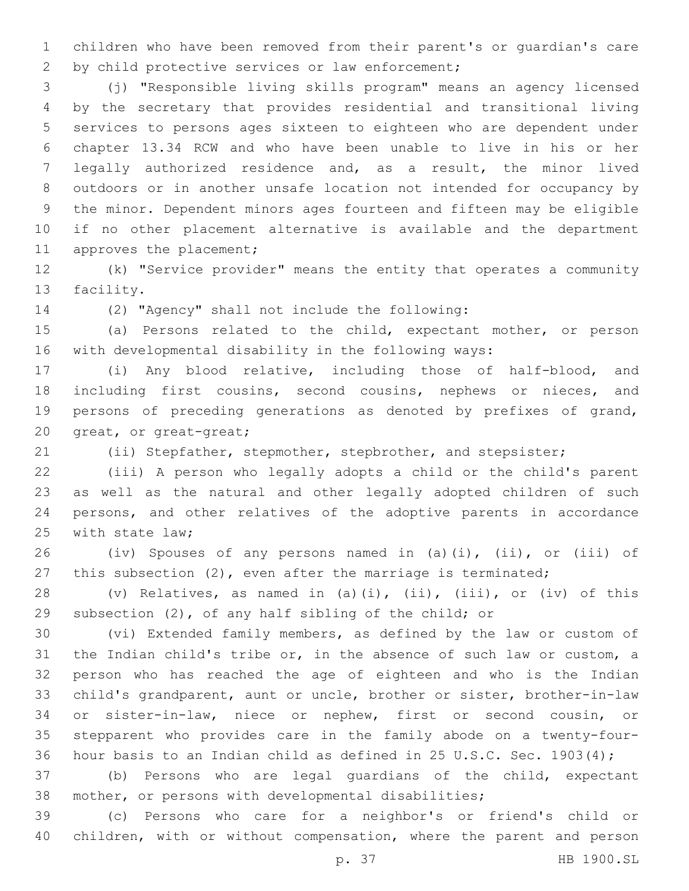children who have been removed from their parent's or guardian's care by child protective services or law enforcement;

(j) "Responsible living skills program" means an agency licensed by the secretary that provides residential and transitional living services to persons ages sixteen to eighteen who are dependent under chapter 13.34 RCW and who have been unable to live in his or her legally authorized residence and, as a result, the minor lived outdoors or in another unsafe location not intended for occupancy by the minor. Dependent minors ages fourteen and fifteen may be eligible if no other placement alternative is available and the department approves the placement;

(k) "Service provider" means the entity that operates a community facility.

(2) "Agency" shall not include the following:

(a) Persons related to the child, expectant mother, or person with developmental disability in the following ways:

(i) Any blood relative, including those of half-blood, and including first cousins, second cousins, nephews or nieces, and persons of preceding generations as denoted by prefixes of grand, great, or great-great;

(ii) Stepfather, stepmother, stepbrother, and stepsister;

(iii) A person who legally adopts a child or the child's parent as well as the natural and other legally adopted children of such persons, and other relatives of the adoptive parents in accordance with state law;

(iv) Spouses of any persons named in (a)(i), (ii), or (iii) of this subsection (2), even after the marriage is terminated;

(v) Relatives, as named in (a)(i), (ii), (iii), or (iv) of this subsection (2), of any half sibling of the child; or

(vi) Extended family members, as defined by the law or custom of the Indian child's tribe or, in the absence of such law or custom, a person who has reached the age of eighteen and who is the Indian child's grandparent, aunt or uncle, brother or sister, brother-in-law or sister-in-law, niece or nephew, first or second cousin, or stepparent who provides care in the family abode on a twenty-four-hour basis to an Indian child as defined in 25 U.S.C. Sec. 1903(4);

(b) Persons who are legal guardians of the child, expectant mother, or persons with developmental disabilities;

(c) Persons who care for a neighbor's or friend's child or children, with or without compensation, where the parent and person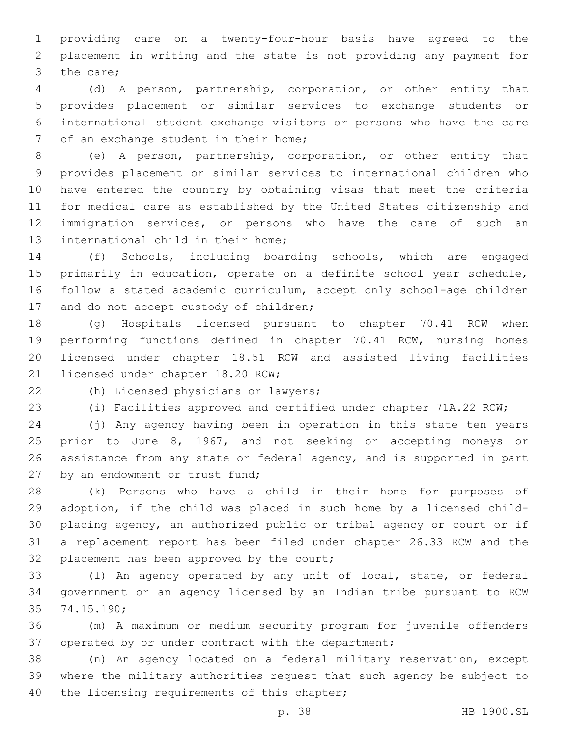providing care on a twenty-four-hour basis have agreed to the placement in writing and the state is not providing any payment for the care;

(d) A person, partnership, corporation, or other entity that provides placement or similar services to exchange students or international student exchange visitors or persons who have the care of an exchange student in their home;

(e) A person, partnership, corporation, or other entity that provides placement or similar services to international children who have entered the country by obtaining visas that meet the criteria for medical care as established by the United States citizenship and immigration services, or persons who have the care of such an international child in their home;

(f) Schools, including boarding schools, which are engaged primarily in education, operate on a definite school year schedule, follow a stated academic curriculum, accept only school-age children and do not accept custody of children;

(g) Hospitals licensed pursuant to chapter 70.41 RCW when performing functions defined in chapter 70.41 RCW, nursing homes licensed under chapter 18.51 RCW and assisted living facilities licensed under chapter 18.20 RCW;

(h) Licensed physicians or lawyers;

(i) Facilities approved and certified under chapter 71A.22 RCW;

(j) Any agency having been in operation in this state ten years prior to June 8, 1967, and not seeking or accepting moneys or assistance from any state or federal agency, and is supported in part by an endowment or trust fund;

(k) Persons who have a child in their home for purposes of adoption, if the child was placed in such home by a licensed child-placing agency, an authorized public or tribal agency or court or if a replacement report has been filed under chapter 26.33 RCW and the placement has been approved by the court;

(l) An agency operated by any unit of local, state, or federal government or an agency licensed by an Indian tribe pursuant to RCW 74.15.190;

(m) A maximum or medium security program for juvenile offenders operated by or under contract with the department;

(n) An agency located on a federal military reservation, except where the military authorities request that such agency be subject to the licensing requirements of this chapter;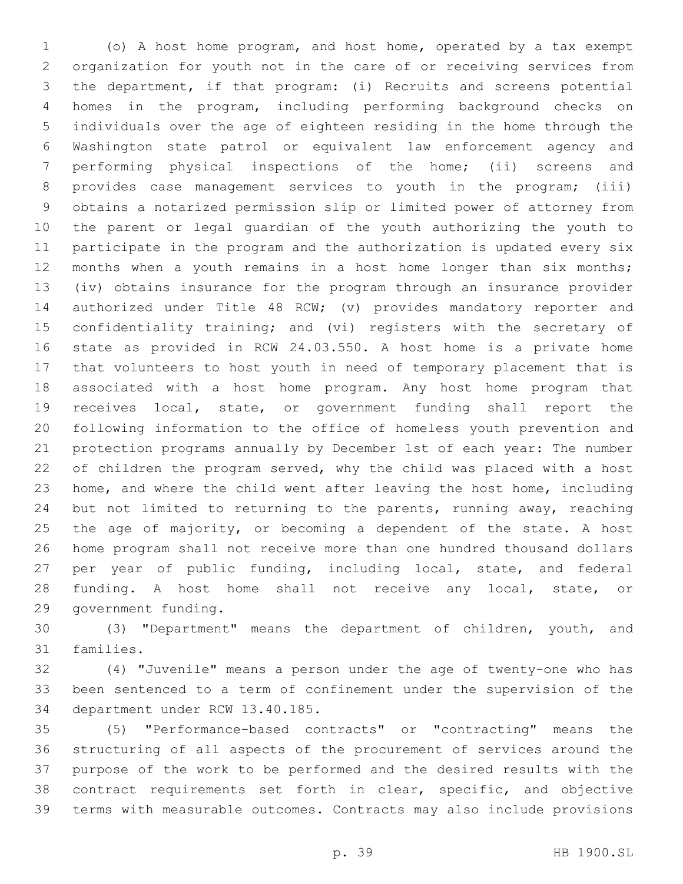(o) A host home program, and host home, operated by a tax exempt organization for youth not in the care of or receiving services from the department, if that program: (i) Recruits and screens potential homes in the program, including performing background checks on individuals over the age of eighteen residing in the home through the Washington state patrol or equivalent law enforcement agency and performing physical inspections of the home; (ii) screens and provides case management services to youth in the program; (iii) obtains a notarized permission slip or limited power of attorney from the parent or legal guardian of the youth authorizing the youth to participate in the program and the authorization is updated every six months when a youth remains in a host home longer than six months; (iv) obtains insurance for the program through an insurance provider authorized under Title 48 RCW; (v) provides mandatory reporter and confidentiality training; and (vi) registers with the secretary of state as provided in RCW 24.03.550. A host home is a private home that volunteers to host youth in need of temporary placement that is associated with a host home program. Any host home program that receives local, state, or government funding shall report the following information to the office of homeless youth prevention and protection programs annually by December 1st of each year: The number of children the program served, why the child was placed with a host home, and where the child went after leaving the host home, including but not limited to returning to the parents, running away, reaching the age of majority, or becoming a dependent of the state. A host home program shall not receive more than one hundred thousand dollars per year of public funding, including local, state, and federal funding. A host home shall not receive any local, state, or government funding.

(3) "Department" means the department of children, youth, and families.

(4) "Juvenile" means a person under the age of twenty-one who has been sentenced to a term of confinement under the supervision of the department under RCW 13.40.185.

(5) "Performance-based contracts" or "contracting" means the structuring of all aspects of the procurement of services around the purpose of the work to be performed and the desired results with the contract requirements set forth in clear, specific, and objective terms with measurable outcomes. Contracts may also include provisions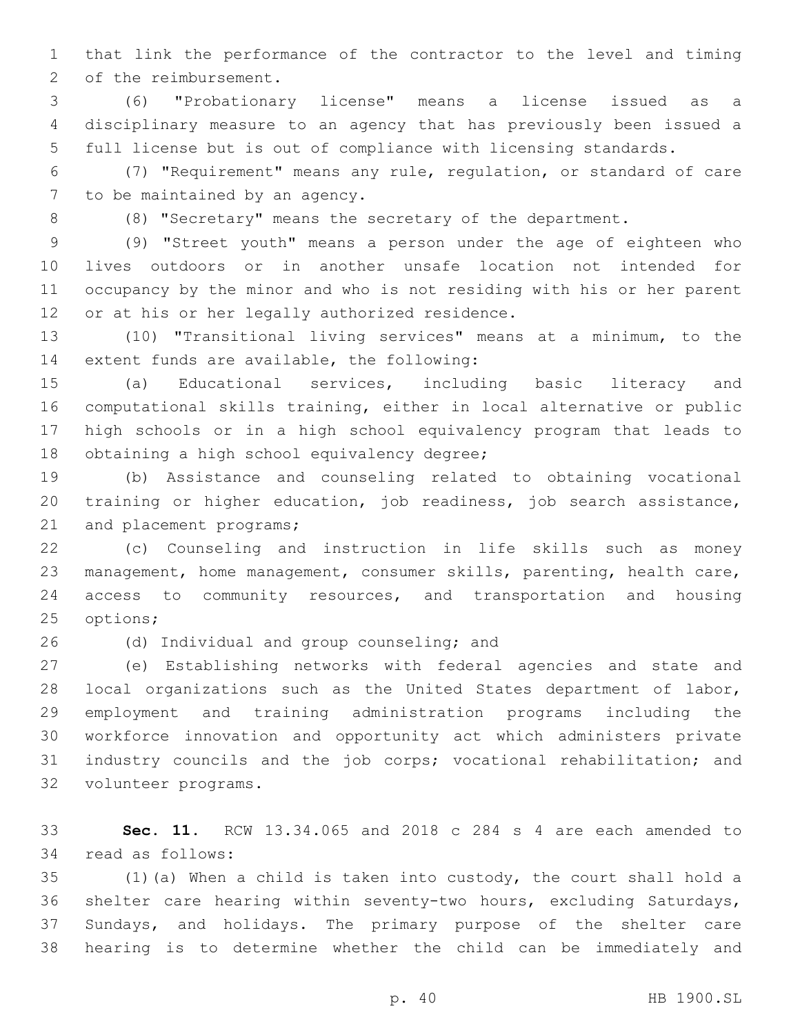that link the performance of the contractor to the level and timing of the reimbursement.

(6) "Probationary license" means a license issued as a disciplinary measure to an agency that has previously been issued a full license but is out of compliance with licensing standards.

(7) "Requirement" means any rule, regulation, or standard of care to be maintained by an agency.

(8) "Secretary" means the secretary of the department.

(9) "Street youth" means a person under the age of eighteen who lives outdoors or in another unsafe location not intended for occupancy by the minor and who is not residing with his or her parent or at his or her legally authorized residence.

(10) "Transitional living services" means at a minimum, to the extent funds are available, the following:

(a) Educational services, including basic literacy and computational skills training, either in local alternative or public high schools or in a high school equivalency program that leads to obtaining a high school equivalency degree;

(b) Assistance and counseling related to obtaining vocational training or higher education, job readiness, job search assistance, and placement programs;

(c) Counseling and instruction in life skills such as money management, home management, consumer skills, parenting, health care, access to community resources, and transportation and housing options;

(d) Individual and group counseling; and

(e) Establishing networks with federal agencies and state and local organizations such as the United States department of labor, employment and training administration programs including the workforce innovation and opportunity act which administers private industry councils and the job corps; vocational rehabilitation; and volunteer programs.

**Sec. 11.** RCW 13.34.065 and 2018 c 284 s 4 are each amended to read as follows:

(1)(a) When a child is taken into custody, the court shall hold a shelter care hearing within seventy-two hours, excluding Saturdays, Sundays, and holidays. The primary purpose of the shelter care hearing is to determine whether the child can be immediately and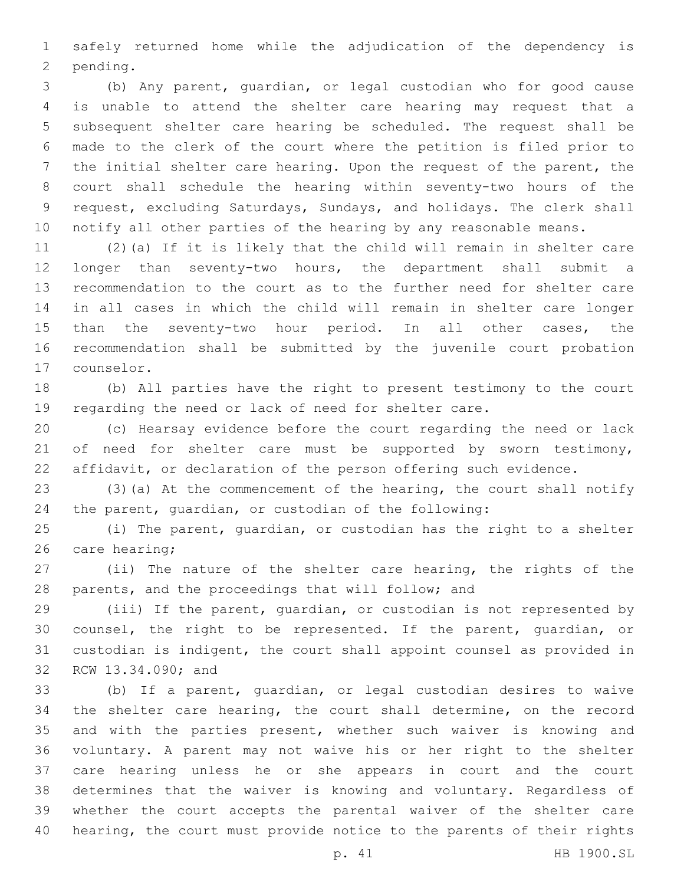safely returned home while the adjudication of the dependency is pending.

(b) Any parent, guardian, or legal custodian who for good cause is unable to attend the shelter care hearing may request that a subsequent shelter care hearing be scheduled. The request shall be made to the clerk of the court where the petition is filed prior to the initial shelter care hearing. Upon the request of the parent, the court shall schedule the hearing within seventy-two hours of the request, excluding Saturdays, Sundays, and holidays. The clerk shall notify all other parties of the hearing by any reasonable means.

(2)(a) If it is likely that the child will remain in shelter care longer than seventy-two hours, the department shall submit a recommendation to the court as to the further need for shelter care in all cases in which the child will remain in shelter care longer than the seventy-two hour period. In all other cases, the recommendation shall be submitted by the juvenile court probation counselor.

(b) All parties have the right to present testimony to the court regarding the need or lack of need for shelter care.

(c) Hearsay evidence before the court regarding the need or lack of need for shelter care must be supported by sworn testimony, affidavit, or declaration of the person offering such evidence.

(3)(a) At the commencement of the hearing, the court shall notify the parent, guardian, or custodian of the following:

(i) The parent, guardian, or custodian has the right to a shelter care hearing;

(ii) The nature of the shelter care hearing, the rights of the parents, and the proceedings that will follow; and

(iii) If the parent, guardian, or custodian is not represented by counsel, the right to be represented. If the parent, guardian, or custodian is indigent, the court shall appoint counsel as provided in RCW 13.34.090; and

(b) If a parent, guardian, or legal custodian desires to waive the shelter care hearing, the court shall determine, on the record and with the parties present, whether such waiver is knowing and voluntary. A parent may not waive his or her right to the shelter care hearing unless he or she appears in court and the court determines that the waiver is knowing and voluntary. Regardless of whether the court accepts the parental waiver of the shelter care hearing, the court must provide notice to the parents of their rights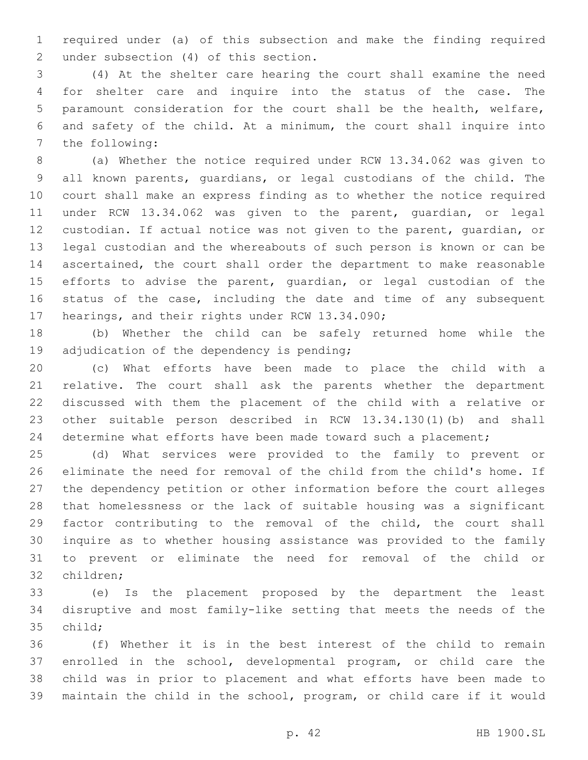required under (a) of this subsection and make the finding required under subsection (4) of this section.

(4) At the shelter care hearing the court shall examine the need for shelter care and inquire into the status of the case. The paramount consideration for the court shall be the health, welfare, and safety of the child. At a minimum, the court shall inquire into the following:

(a) Whether the notice required under RCW 13.34.062 was given to all known parents, guardians, or legal custodians of the child. The court shall make an express finding as to whether the notice required under RCW 13.34.062 was given to the parent, guardian, or legal custodian. If actual notice was not given to the parent, guardian, or legal custodian and the whereabouts of such person is known or can be ascertained, the court shall order the department to make reasonable efforts to advise the parent, guardian, or legal custodian of the status of the case, including the date and time of any subsequent hearings, and their rights under RCW 13.34.090;

(b) Whether the child can be safely returned home while the adjudication of the dependency is pending;

(c) What efforts have been made to place the child with a relative. The court shall ask the parents whether the department discussed with them the placement of the child with a relative or other suitable person described in RCW 13.34.130(1)(b) and shall determine what efforts have been made toward such a placement;

(d) What services were provided to the family to prevent or eliminate the need for removal of the child from the child's home. If the dependency petition or other information before the court alleges that homelessness or the lack of suitable housing was a significant factor contributing to the removal of the child, the court shall inquire as to whether housing assistance was provided to the family to prevent or eliminate the need for removal of the child or children;

(e) Is the placement proposed by the department the least disruptive and most family-like setting that meets the needs of the child;

(f) Whether it is in the best interest of the child to remain enrolled in the school, developmental program, or child care the child was in prior to placement and what efforts have been made to maintain the child in the school, program, or child care if it would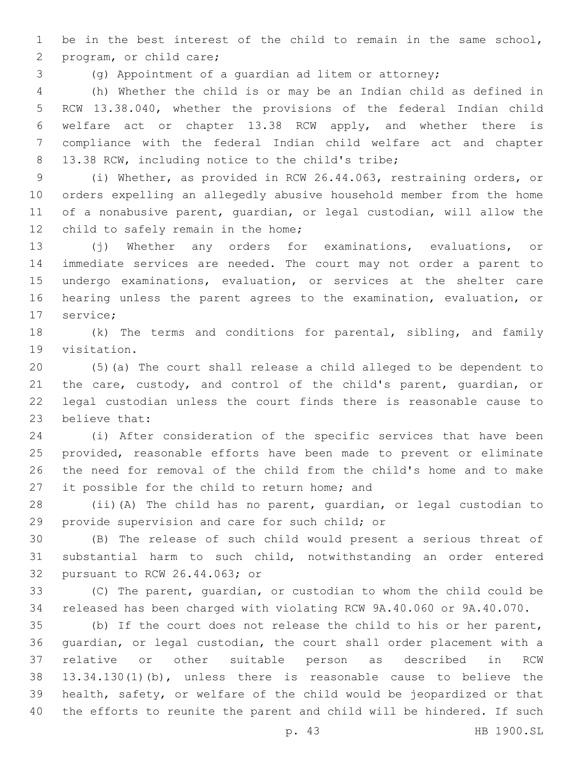be in the best interest of the child to remain in the same school, program, or child care;

(g) Appointment of a guardian ad litem or attorney;

(h) Whether the child is or may be an Indian child as defined in RCW 13.38.040, whether the provisions of the federal Indian child welfare act or chapter 13.38 RCW apply, and whether there is compliance with the federal Indian child welfare act and chapter 13.38 RCW, including notice to the child's tribe;

(i) Whether, as provided in RCW 26.44.063, restraining orders, or orders expelling an allegedly abusive household member from the home of a nonabusive parent, guardian, or legal custodian, will allow the child to safely remain in the home;

(j) Whether any orders for examinations, evaluations, or immediate services are needed. The court may not order a parent to undergo examinations, evaluation, or services at the shelter care hearing unless the parent agrees to the examination, evaluation, or service;

(k) The terms and conditions for parental, sibling, and family visitation.

(5)(a) The court shall release a child alleged to be dependent to the care, custody, and control of the child's parent, guardian, or legal custodian unless the court finds there is reasonable cause to believe that:

(i) After consideration of the specific services that have been provided, reasonable efforts have been made to prevent or eliminate the need for removal of the child from the child's home and to make it possible for the child to return home; and

(ii)(A) The child has no parent, guardian, or legal custodian to provide supervision and care for such child; or

(B) The release of such child would present a serious threat of substantial harm to such child, notwithstanding an order entered pursuant to RCW 26.44.063; or

(C) The parent, guardian, or custodian to whom the child could be released has been charged with violating RCW 9A.40.060 or 9A.40.070.

(b) If the court does not release the child to his or her parent, guardian, or legal custodian, the court shall order placement with a relative or other suitable person as described in RCW 13.34.130(1)(b), unless there is reasonable cause to believe the health, safety, or welfare of the child would be jeopardized or that the efforts to reunite the parent and child will be hindered. If such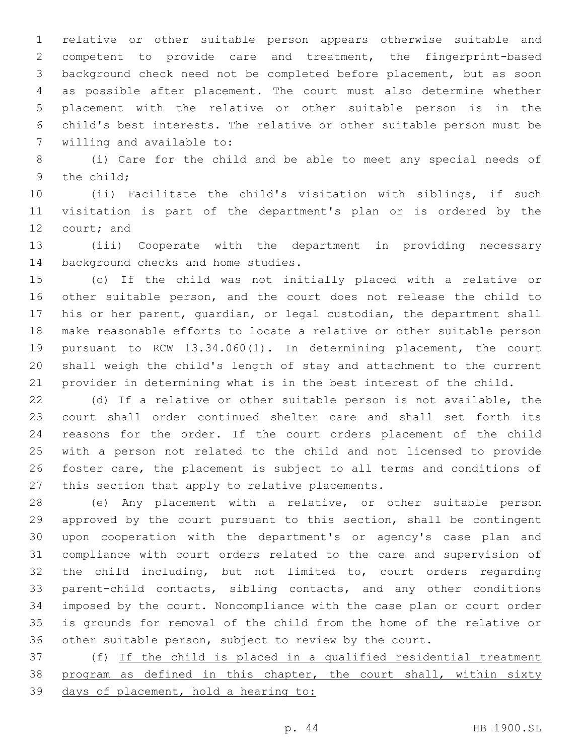relative or other suitable person appears otherwise suitable and competent to provide care and treatment, the fingerprint-based background check need not be completed before placement, but as soon as possible after placement. The court must also determine whether placement with the relative or other suitable person is in the child's best interests. The relative or other suitable person must be willing and available to:

(i) Care for the child and be able to meet any special needs of the child;

(ii) Facilitate the child's visitation with siblings, if such visitation is part of the department's plan or is ordered by the court; and

(iii) Cooperate with the department in providing necessary background checks and home studies.

(c) If the child was not initially placed with a relative or other suitable person, and the court does not release the child to his or her parent, guardian, or legal custodian, the department shall make reasonable efforts to locate a relative or other suitable person pursuant to RCW 13.34.060(1). In determining placement, the court shall weigh the child's length of stay and attachment to the current provider in determining what is in the best interest of the child.

(d) If a relative or other suitable person is not available, the court shall order continued shelter care and shall set forth its reasons for the order. If the court orders placement of the child with a person not related to the child and not licensed to provide foster care, the placement is subject to all terms and conditions of this section that apply to relative placements.

(e) Any placement with a relative, or other suitable person approved by the court pursuant to this section, shall be contingent upon cooperation with the department's or agency's case plan and compliance with court orders related to the care and supervision of the child including, but not limited to, court orders regarding parent-child contacts, sibling contacts, and any other conditions imposed by the court. Noncompliance with the case plan or court order is grounds for removal of the child from the home of the relative or other suitable person, subject to review by the court.

(f) If the child is placed in a qualified residential treatment program as defined in this chapter, the court shall, within sixty days of placement, hold a hearing to: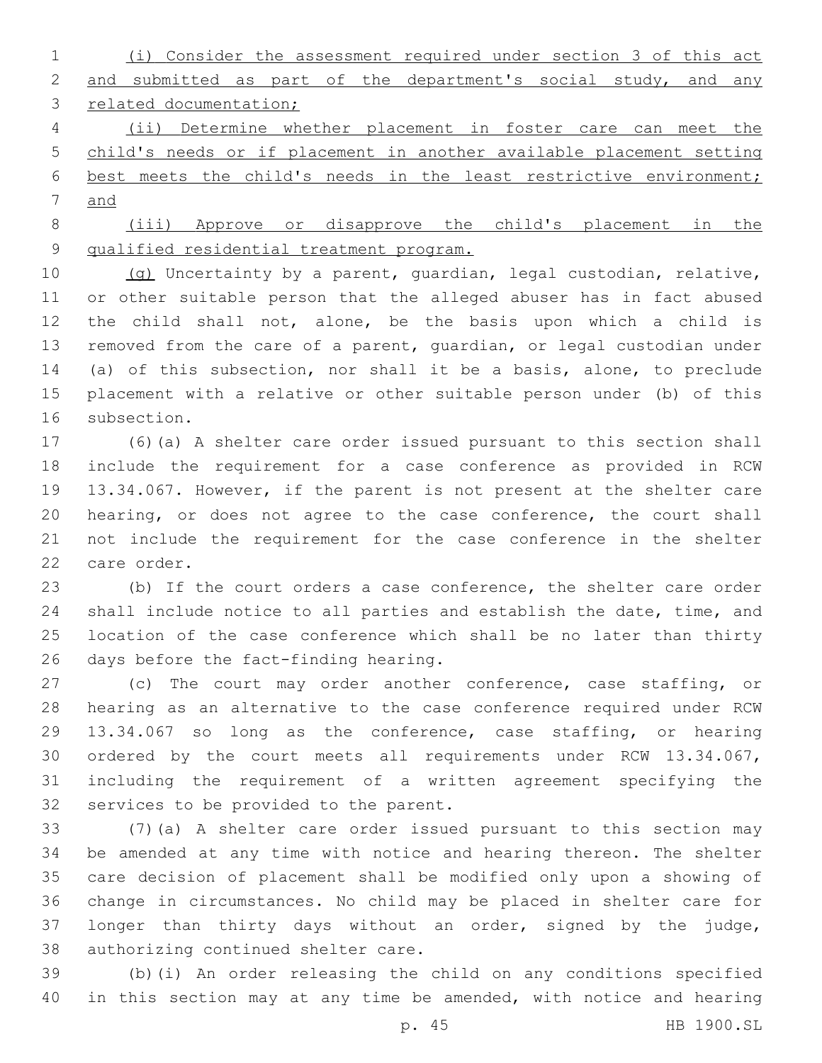(i) Consider the assessment required under section 3 of this act and submitted as part of the department's social study, and any related documentation;

(ii) Determine whether placement in foster care can meet the child's needs or if placement in another available placement setting best meets the child's needs in the least restrictive environment; and

(iii) Approve or disapprove the child's placement in the qualified residential treatment program.

(g) Uncertainty by a parent, guardian, legal custodian, relative, or other suitable person that the alleged abuser has in fact abused the child shall not, alone, be the basis upon which a child is removed from the care of a parent, guardian, or legal custodian under (a) of this subsection, nor shall it be a basis, alone, to preclude placement with a relative or other suitable person under (b) of this subsection.

(6)(a) A shelter care order issued pursuant to this section shall include the requirement for a case conference as provided in RCW 13.34.067. However, if the parent is not present at the shelter care hearing, or does not agree to the case conference, the court shall not include the requirement for the case conference in the shelter care order.

(b) If the court orders a case conference, the shelter care order shall include notice to all parties and establish the date, time, and location of the case conference which shall be no later than thirty days before the fact-finding hearing.

(c) The court may order another conference, case staffing, or hearing as an alternative to the case conference required under RCW 13.34.067 so long as the conference, case staffing, or hearing ordered by the court meets all requirements under RCW 13.34.067, including the requirement of a written agreement specifying the services to be provided to the parent.

(7)(a) A shelter care order issued pursuant to this section may be amended at any time with notice and hearing thereon. The shelter care decision of placement shall be modified only upon a showing of change in circumstances. No child may be placed in shelter care for longer than thirty days without an order, signed by the judge, authorizing continued shelter care.

(b)(i) An order releasing the child on any conditions specified in this section may at any time be amended, with notice and hearing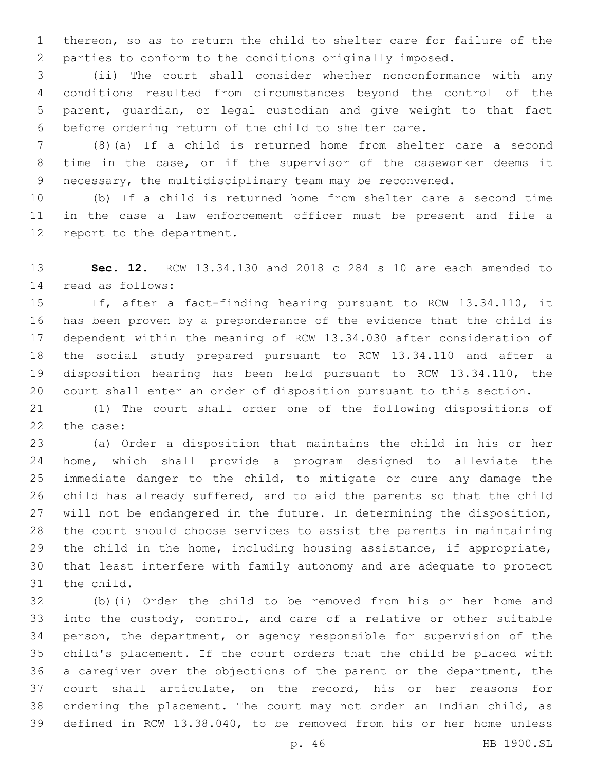thereon, so as to return the child to shelter care for failure of the parties to conform to the conditions originally imposed.

(ii) The court shall consider whether nonconformance with any conditions resulted from circumstances beyond the control of the parent, guardian, or legal custodian and give weight to that fact before ordering return of the child to shelter care.

(8)(a) If a child is returned home from shelter care a second time in the case, or if the supervisor of the caseworker deems it necessary, the multidisciplinary team may be reconvened.

(b) If a child is returned home from shelter care a second time in the case a law enforcement officer must be present and file a report to the department.

**Sec. 12.** RCW 13.34.130 and 2018 c 284 s 10 are each amended to read as follows:

If, after a fact-finding hearing pursuant to RCW 13.34.110, it has been proven by a preponderance of the evidence that the child is dependent within the meaning of RCW 13.34.030 after consideration of the social study prepared pursuant to RCW 13.34.110 and after a disposition hearing has been held pursuant to RCW 13.34.110, the court shall enter an order of disposition pursuant to this section.

(1) The court shall order one of the following dispositions of the case:

(a) Order a disposition that maintains the child in his or her home, which shall provide a program designed to alleviate the immediate danger to the child, to mitigate or cure any damage the child has already suffered, and to aid the parents so that the child will not be endangered in the future. In determining the disposition, the court should choose services to assist the parents in maintaining the child in the home, including housing assistance, if appropriate, that least interfere with family autonomy and are adequate to protect the child.

(b)(i) Order the child to be removed from his or her home and into the custody, control, and care of a relative or other suitable person, the department, or agency responsible for supervision of the child's placement. If the court orders that the child be placed with a caregiver over the objections of the parent or the department, the court shall articulate, on the record, his or her reasons for ordering the placement. The court may not order an Indian child, as defined in RCW 13.38.040, to be removed from his or her home unless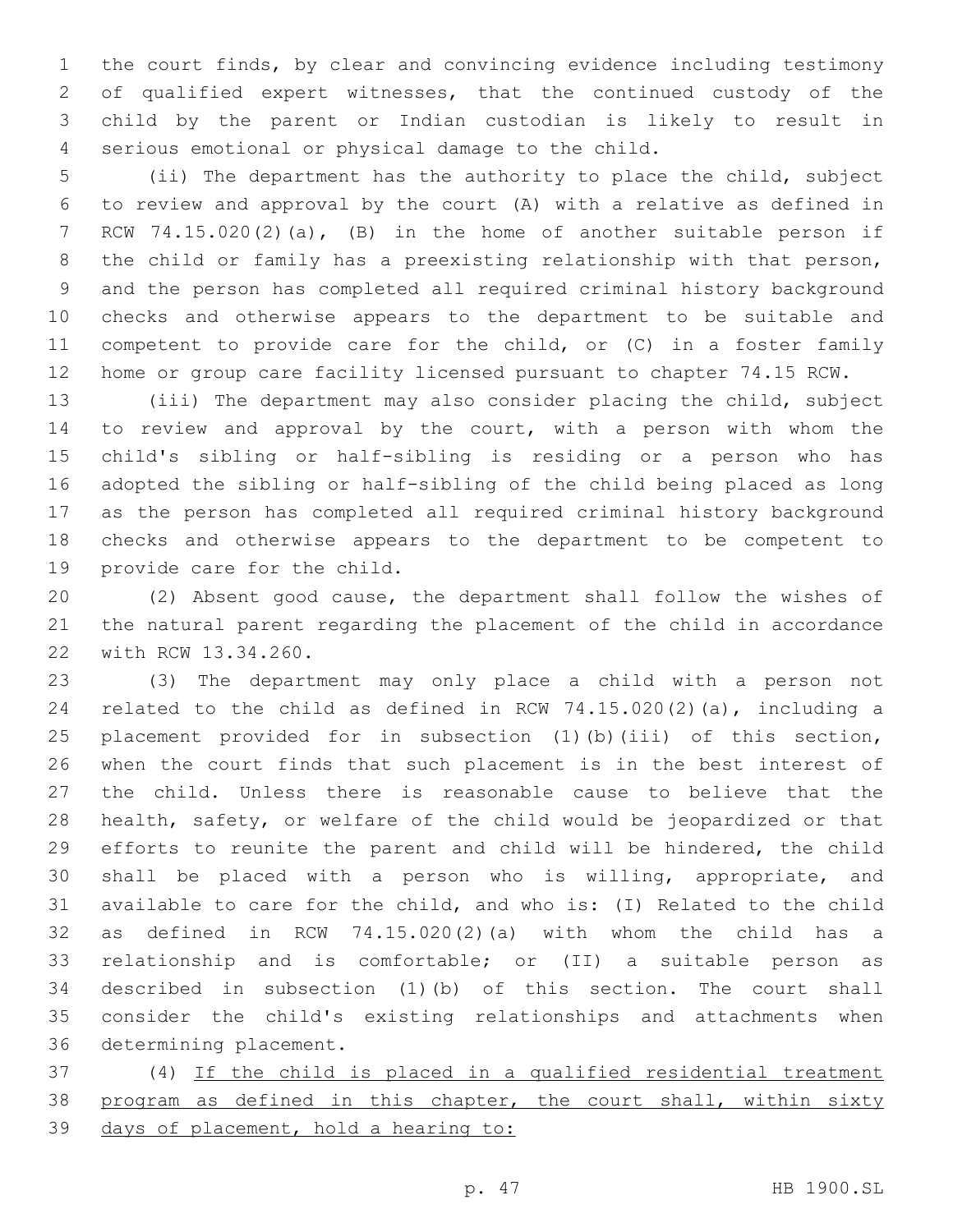the court finds, by clear and convincing evidence including testimony of qualified expert witnesses, that the continued custody of the child by the parent or Indian custodian is likely to result in serious emotional or physical damage to the child.

(ii) The department has the authority to place the child, subject to review and approval by the court (A) with a relative as defined in RCW 74.15.020(2)(a), (B) in the home of another suitable person if the child or family has a preexisting relationship with that person, and the person has completed all required criminal history background checks and otherwise appears to the department to be suitable and competent to provide care for the child, or (C) in a foster family home or group care facility licensed pursuant to chapter 74.15 RCW.

(iii) The department may also consider placing the child, subject to review and approval by the court, with a person with whom the child's sibling or half-sibling is residing or a person who has adopted the sibling or half-sibling of the child being placed as long as the person has completed all required criminal history background checks and otherwise appears to the department to be competent to provide care for the child.

(2) Absent good cause, the department shall follow the wishes of the natural parent regarding the placement of the child in accordance with RCW 13.34.260.

(3) The department may only place a child with a person not related to the child as defined in RCW 74.15.020(2)(a), including a placement provided for in subsection (1)(b)(iii) of this section, when the court finds that such placement is in the best interest of the child. Unless there is reasonable cause to believe that the health, safety, or welfare of the child would be jeopardized or that efforts to reunite the parent and child will be hindered, the child shall be placed with a person who is willing, appropriate, and available to care for the child, and who is: (I) Related to the child as defined in RCW 74.15.020(2)(a) with whom the child has a relationship and is comfortable; or (II) a suitable person as described in subsection (1)(b) of this section. The court shall consider the child's existing relationships and attachments when determining placement.

(4) <u>If the child is placed in a qualified residential treatment program as defined in this chapter, the court shall, within sixty days of placement, hold a hearing to:</u>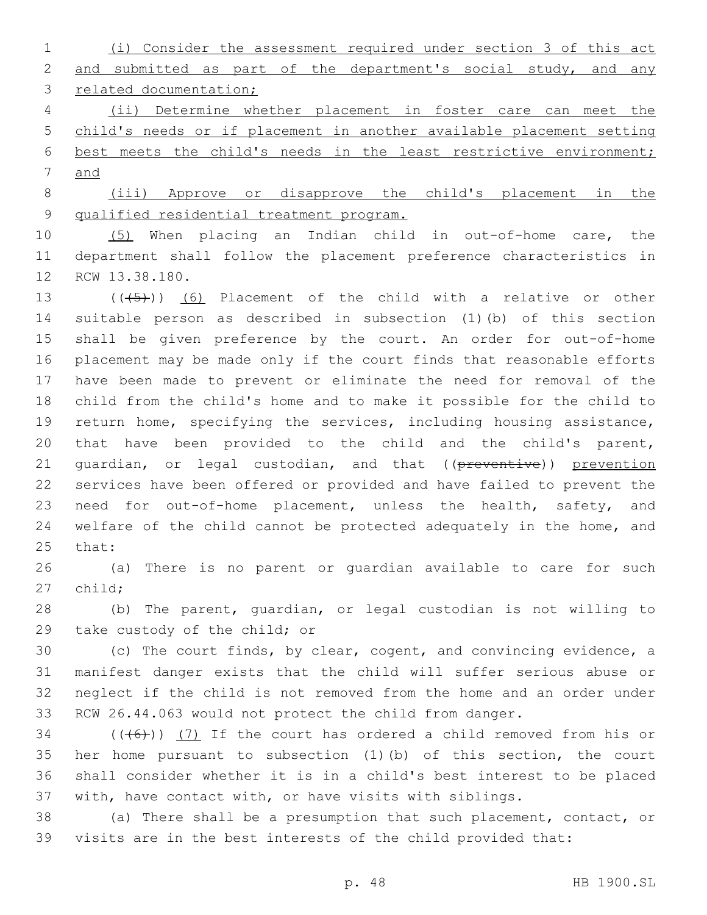(i) Consider the assessment required under section 3 of this act and submitted as part of the department's social study, and any related documentation;

(ii) Determine whether placement in foster care can meet the child's needs or if placement in another available placement setting best meets the child's needs in the least restrictive environment; and

(iii) Approve or disapprove the child's placement in the qualified residential treatment program.

(5) When placing an Indian child in out-of-home care, the department shall follow the placement preference characteristics in RCW 13.38.180.

((~~(5)~~)) (6) Placement of the child with a relative or other suitable person as described in subsection (1)(b) of this section shall be given preference by the court. An order for out-of-home placement may be made only if the court finds that reasonable efforts have been made to prevent or eliminate the need for removal of the child from the child's home and to make it possible for the child to return home, specifying the services, including housing assistance, that have been provided to the child and the child's parent, guardian, or legal custodian, and that ((~~preventive~~)) prevention services have been offered or provided and have failed to prevent the need for out-of-home placement, unless the health, safety, and welfare of the child cannot be protected adequately in the home, and that:

(a) There is no parent or guardian available to care for such child;

(b) The parent, guardian, or legal custodian is not willing to take custody of the child; or

(c) The court finds, by clear, cogent, and convincing evidence, a manifest danger exists that the child will suffer serious abuse or neglect if the child is not removed from the home and an order under RCW 26.44.063 would not protect the child from danger.

((~~(6)~~)) (7) If the court has ordered a child removed from his or her home pursuant to subsection (1)(b) of this section, the court shall consider whether it is in a child's best interest to be placed with, have contact with, or have visits with siblings.

(a) There shall be a presumption that such placement, contact, or visits are in the best interests of the child provided that: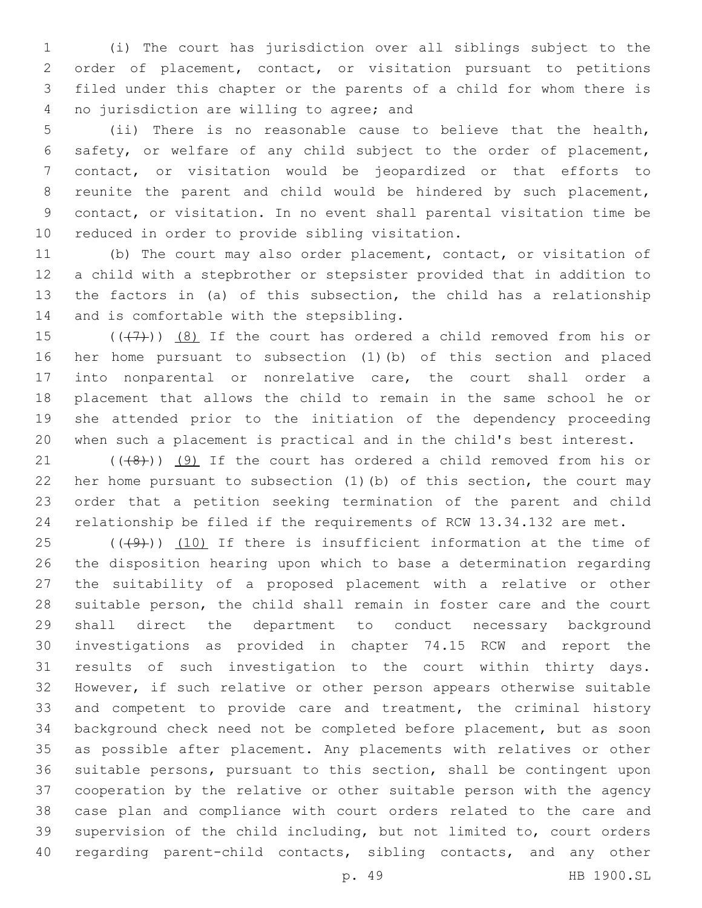(i) The court has jurisdiction over all siblings subject to the order of placement, contact, or visitation pursuant to petitions filed under this chapter or the parents of a child for whom there is no jurisdiction are willing to agree; and

(ii) There is no reasonable cause to believe that the health, safety, or welfare of any child subject to the order of placement, contact, or visitation would be jeopardized or that efforts to reunite the parent and child would be hindered by such placement, contact, or visitation. In no event shall parental visitation time be reduced in order to provide sibling visitation.

(b) The court may also order placement, contact, or visitation of a child with a stepbrother or stepsister provided that in addition to the factors in (a) of this subsection, the child has a relationship and is comfortable with the stepsibling.

~~((7))~~ (8) If the court has ordered a child removed from his or her home pursuant to subsection (1)(b) of this section and placed into nonparental or nonrelative care, the court shall order a placement that allows the child to remain in the same school he or she attended prior to the initiation of the dependency proceeding when such a placement is practical and in the child's best interest.

~~((8))~~ (9) If the court has ordered a child removed from his or her home pursuant to subsection (1)(b) of this section, the court may order that a petition seeking termination of the parent and child relationship be filed if the requirements of RCW 13.34.132 are met.

~~((9))~~ (10) If there is insufficient information at the time of the disposition hearing upon which to base a determination regarding the suitability of a proposed placement with a relative or other suitable person, the child shall remain in foster care and the court shall direct the department to conduct necessary background investigations as provided in chapter 74.15 RCW and report the results of such investigation to the court within thirty days. However, if such relative or other person appears otherwise suitable and competent to provide care and treatment, the criminal history background check need not be completed before placement, but as soon as possible after placement. Any placements with relatives or other suitable persons, pursuant to this section, shall be contingent upon cooperation by the relative or other suitable person with the agency case plan and compliance with court orders related to the care and supervision of the child including, but not limited to, court orders regarding parent-child contacts, sibling contacts, and any other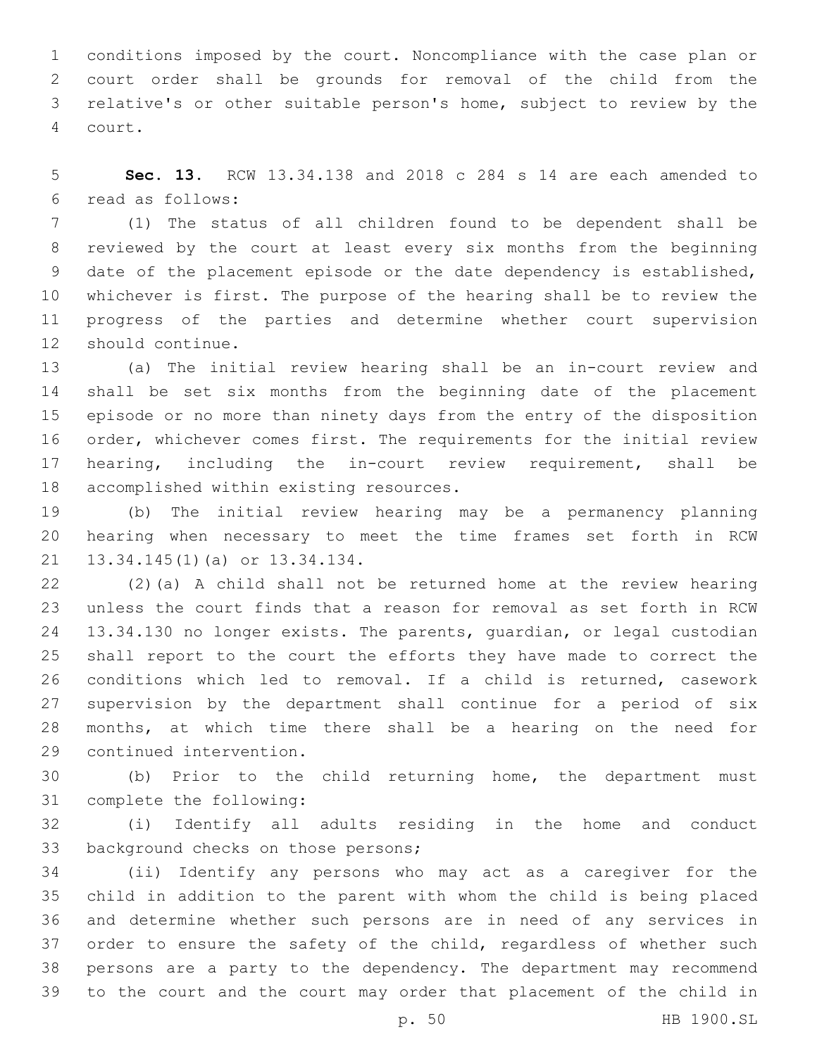conditions imposed by the court. Noncompliance with the case plan or court order shall be grounds for removal of the child from the relative's or other suitable person's home, subject to review by the court.

**Sec. 13.** RCW 13.34.138 and 2018 c 284 s 14 are each amended to read as follows:

(1) The status of all children found to be dependent shall be reviewed by the court at least every six months from the beginning date of the placement episode or the date dependency is established, whichever is first. The purpose of the hearing shall be to review the progress of the parties and determine whether court supervision should continue.

(a) The initial review hearing shall be an in-court review and shall be set six months from the beginning date of the placement episode or no more than ninety days from the entry of the disposition order, whichever comes first. The requirements for the initial review hearing, including the in-court review requirement, shall be accomplished within existing resources.

(b) The initial review hearing may be a permanency planning hearing when necessary to meet the time frames set forth in RCW 13.34.145(1)(a) or 13.34.134.

(2)(a) A child shall not be returned home at the review hearing unless the court finds that a reason for removal as set forth in RCW 13.34.130 no longer exists. The parents, guardian, or legal custodian shall report to the court the efforts they have made to correct the conditions which led to removal. If a child is returned, casework supervision by the department shall continue for a period of six months, at which time there shall be a hearing on the need for continued intervention.

(b) Prior to the child returning home, the department must complete the following:

(i) Identify all adults residing in the home and conduct background checks on those persons;

(ii) Identify any persons who may act as a caregiver for the child in addition to the parent with whom the child is being placed and determine whether such persons are in need of any services in order to ensure the safety of the child, regardless of whether such persons are a party to the dependency. The department may recommend to the court and the court may order that placement of the child in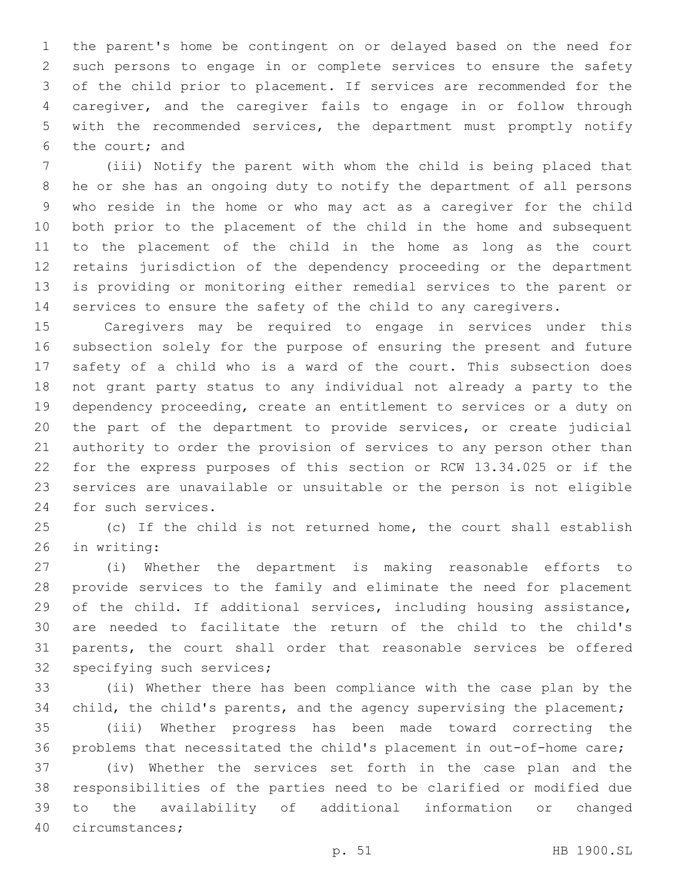the parent's home be contingent on or delayed based on the need for such persons to engage in or complete services to ensure the safety of the child prior to placement. If services are recommended for the caregiver, and the caregiver fails to engage in or follow through with the recommended services, the department must promptly notify the court; and

(iii) Notify the parent with whom the child is being placed that he or she has an ongoing duty to notify the department of all persons who reside in the home or who may act as a caregiver for the child both prior to the placement of the child in the home and subsequent to the placement of the child in the home as long as the court retains jurisdiction of the dependency proceeding or the department is providing or monitoring either remedial services to the parent or services to ensure the safety of the child to any caregivers.

Caregivers may be required to engage in services under this subsection solely for the purpose of ensuring the present and future safety of a child who is a ward of the court. This subsection does not grant party status to any individual not already a party to the dependency proceeding, create an entitlement to services or a duty on the part of the department to provide services, or create judicial authority to order the provision of services to any person other than for the express purposes of this section or RCW 13.34.025 or if the services are unavailable or unsuitable or the person is not eligible for such services.

(c) If the child is not returned home, the court shall establish in writing:

(i) Whether the department is making reasonable efforts to provide services to the family and eliminate the need for placement of the child. If additional services, including housing assistance, are needed to facilitate the return of the child to the child's parents, the court shall order that reasonable services be offered specifying such services;

(ii) Whether there has been compliance with the case plan by the child, the child's parents, and the agency supervising the placement;

(iii) Whether progress has been made toward correcting the problems that necessitated the child's placement in out-of-home care;

(iv) Whether the services set forth in the case plan and the responsibilities of the parties need to be clarified or modified due to the availability of additional information or changed circumstances;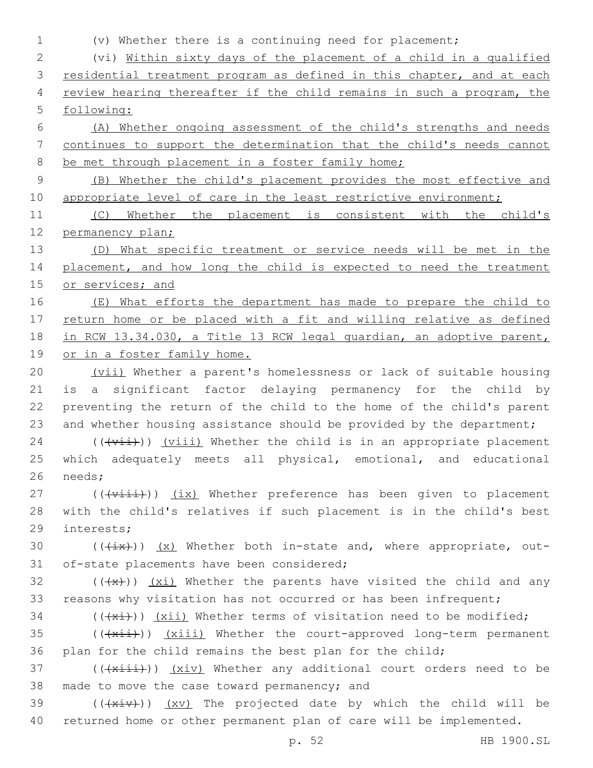(v) Whether there is a continuing need for placement;

(vi) Within sixty days of the placement of a child in a qualified residential treatment program as defined in this chapter, and at each review hearing thereafter if the child remains in such a program, the following:

(A) Whether ongoing assessment of the child's strengths and needs continues to support the determination that the child's needs cannot be met through placement in a foster family home;

(B) Whether the child's placement provides the most effective and appropriate level of care in the least restrictive environment;

(C) Whether the placement is consistent with the child's permanency plan;

(D) What specific treatment or service needs will be met in the placement, and how long the child is expected to need the treatment or services; and

(E) What efforts the department has made to prepare the child to return home or be placed with a fit and willing relative as defined in RCW 13.34.030, a Title 13 RCW legal guardian, an adoptive parent, or in a foster family home.

(vii) Whether a parent's homelessness or lack of suitable housing is a significant factor delaying permanency for the child by preventing the return of the child to the home of the child's parent and whether housing assistance should be provided by the department;

(((vii))) (viii) Whether the child is in an appropriate placement which adequately meets all physical, emotional, and educational needs;

(((viii))) (ix) Whether preference has been given to placement with the child's relatives if such placement is in the child's best interests;

(((ix))) (x) Whether both in-state and, where appropriate, out-of-state placements have been considered;

(((x))) (xi) Whether the parents have visited the child and any reasons why visitation has not occurred or has been infrequent;

(((xi))) (xii) Whether terms of visitation need to be modified;

(((xii))) (xiii) Whether the court-approved long-term permanent plan for the child remains the best plan for the child;

(((xiii))) (xiv) Whether any additional court orders need to be made to move the case toward permanency; and

(((xiv))) (xv) The projected date by which the child will be returned home or other permanent plan of care will be implemented.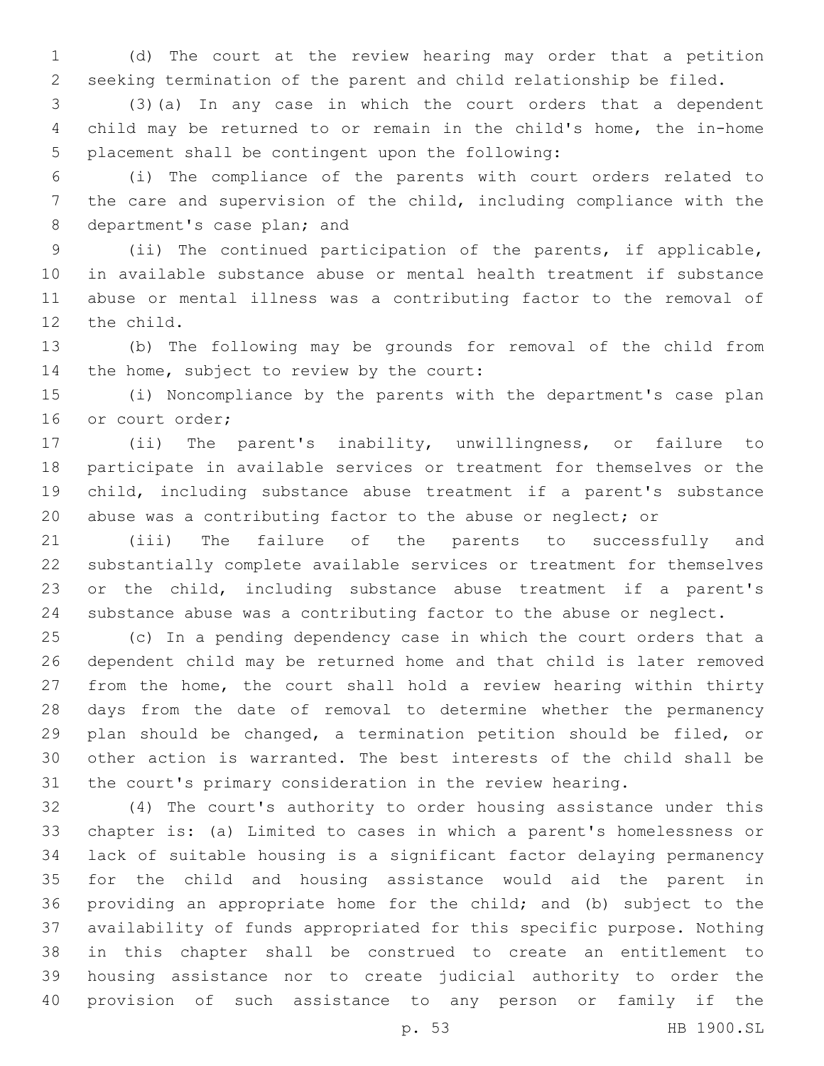(d) The court at the review hearing may order that a petition seeking termination of the parent and child relationship be filed.

(3)(a) In any case in which the court orders that a dependent child may be returned to or remain in the child's home, the in-home placement shall be contingent upon the following:

(i) The compliance of the parents with court orders related to the care and supervision of the child, including compliance with the department's case plan; and

(ii) The continued participation of the parents, if applicable, in available substance abuse or mental health treatment if substance abuse or mental illness was a contributing factor to the removal of the child.

(b) The following may be grounds for removal of the child from the home, subject to review by the court:

(i) Noncompliance by the parents with the department's case plan or court order;

(ii) The parent's inability, unwillingness, or failure to participate in available services or treatment for themselves or the child, including substance abuse treatment if a parent's substance abuse was a contributing factor to the abuse or neglect; or

(iii) The failure of the parents to successfully and substantially complete available services or treatment for themselves or the child, including substance abuse treatment if a parent's substance abuse was a contributing factor to the abuse or neglect.

(c) In a pending dependency case in which the court orders that a dependent child may be returned home and that child is later removed from the home, the court shall hold a review hearing within thirty days from the date of removal to determine whether the permanency plan should be changed, a termination petition should be filed, or other action is warranted. The best interests of the child shall be the court's primary consideration in the review hearing.

(4) The court's authority to order housing assistance under this chapter is: (a) Limited to cases in which a parent's homelessness or lack of suitable housing is a significant factor delaying permanency for the child and housing assistance would aid the parent in providing an appropriate home for the child; and (b) subject to the availability of funds appropriated for this specific purpose. Nothing in this chapter shall be construed to create an entitlement to housing assistance nor to create judicial authority to order the provision of such assistance to any person or family if the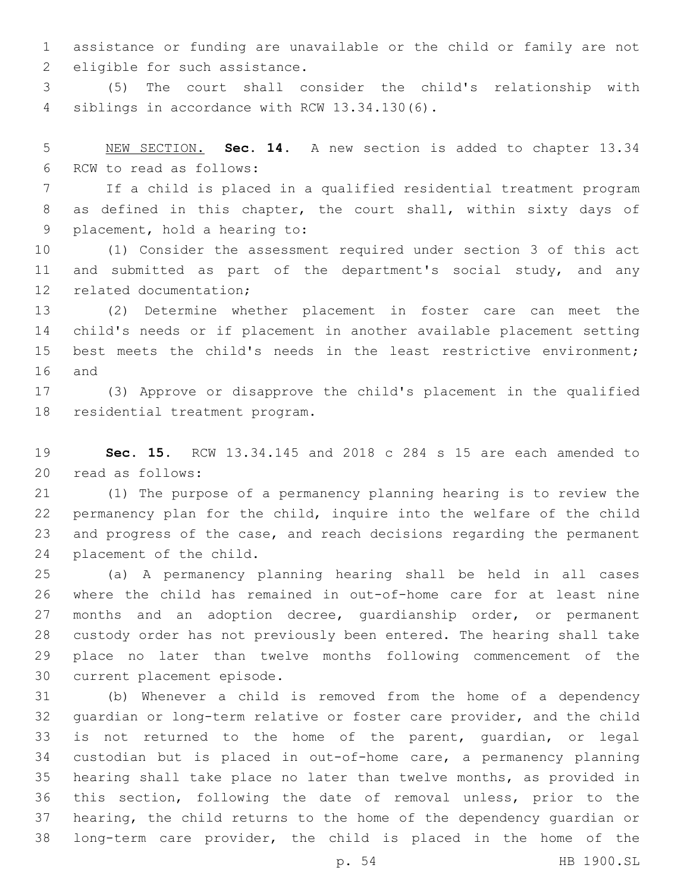assistance or funding are unavailable or the child or family are not eligible for such assistance.

(5) The court shall consider the child's relationship with siblings in accordance with RCW 13.34.130(6).

NEW SECTION. **Sec. 14.** A new section is added to chapter 13.34 RCW to read as follows:

If a child is placed in a qualified residential treatment program as defined in this chapter, the court shall, within sixty days of placement, hold a hearing to:

(1) Consider the assessment required under section 3 of this act and submitted as part of the department's social study, and any related documentation;

(2) Determine whether placement in foster care can meet the child's needs or if placement in another available placement setting best meets the child's needs in the least restrictive environment; and

(3) Approve or disapprove the child's placement in the qualified residential treatment program.

**Sec. 15.** RCW 13.34.145 and 2018 c 284 s 15 are each amended to read as follows:

(1) The purpose of a permanency planning hearing is to review the permanency plan for the child, inquire into the welfare of the child and progress of the case, and reach decisions regarding the permanent placement of the child.

(a) A permanency planning hearing shall be held in all cases where the child has remained in out-of-home care for at least nine months and an adoption decree, guardianship order, or permanent custody order has not previously been entered. The hearing shall take place no later than twelve months following commencement of the current placement episode.

(b) Whenever a child is removed from the home of a dependency guardian or long-term relative or foster care provider, and the child is not returned to the home of the parent, guardian, or legal custodian but is placed in out-of-home care, a permanency planning hearing shall take place no later than twelve months, as provided in this section, following the date of removal unless, prior to the hearing, the child returns to the home of the dependency guardian or long-term care provider, the child is placed in the home of the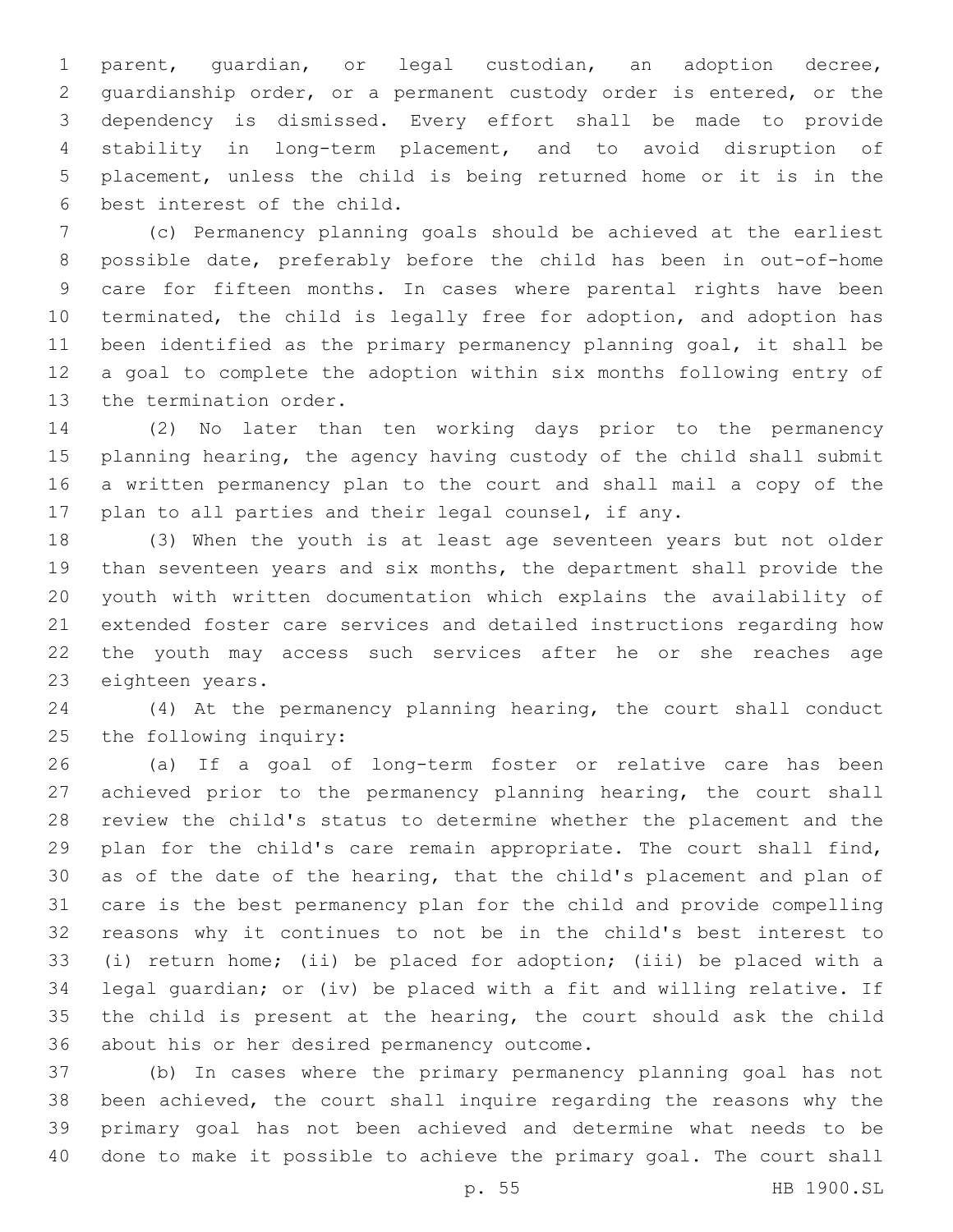parent, guardian, or legal custodian, an adoption decree, guardianship order, or a permanent custody order is entered, or the dependency is dismissed. Every effort shall be made to provide stability in long-term placement, and to avoid disruption of placement, unless the child is being returned home or it is in the best interest of the child.

(c) Permanency planning goals should be achieved at the earliest possible date, preferably before the child has been in out-of-home care for fifteen months. In cases where parental rights have been terminated, the child is legally free for adoption, and adoption has been identified as the primary permanency planning goal, it shall be a goal to complete the adoption within six months following entry of the termination order.

(2) No later than ten working days prior to the permanency planning hearing, the agency having custody of the child shall submit a written permanency plan to the court and shall mail a copy of the plan to all parties and their legal counsel, if any.

(3) When the youth is at least age seventeen years but not older than seventeen years and six months, the department shall provide the youth with written documentation which explains the availability of extended foster care services and detailed instructions regarding how the youth may access such services after he or she reaches age eighteen years.

(4) At the permanency planning hearing, the court shall conduct the following inquiry:

(a) If a goal of long-term foster or relative care has been achieved prior to the permanency planning hearing, the court shall review the child's status to determine whether the placement and the plan for the child's care remain appropriate. The court shall find, as of the date of the hearing, that the child's placement and plan of care is the best permanency plan for the child and provide compelling reasons why it continues to not be in the child's best interest to (i) return home; (ii) be placed for adoption; (iii) be placed with a legal guardian; or (iv) be placed with a fit and willing relative. If the child is present at the hearing, the court should ask the child about his or her desired permanency outcome.

(b) In cases where the primary permanency planning goal has not been achieved, the court shall inquire regarding the reasons why the primary goal has not been achieved and determine what needs to be done to make it possible to achieve the primary goal. The court shall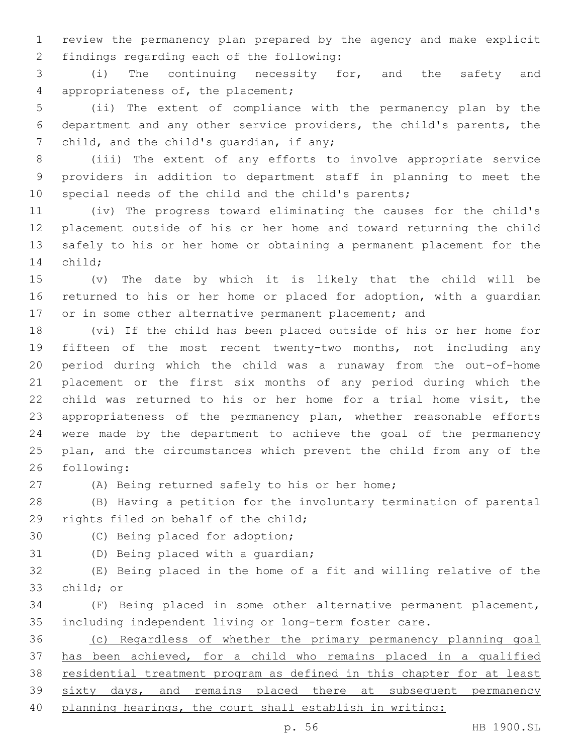review the permanency plan prepared by the agency and make explicit findings regarding each of the following:

(i) The continuing necessity for, and the safety and appropriateness of, the placement;

(ii) The extent of compliance with the permanency plan by the department and any other service providers, the child's parents, the child, and the child's guardian, if any;

(iii) The extent of any efforts to involve appropriate service providers in addition to department staff in planning to meet the special needs of the child and the child's parents;

(iv) The progress toward eliminating the causes for the child's placement outside of his or her home and toward returning the child safely to his or her home or obtaining a permanent placement for the child;

(v) The date by which it is likely that the child will be returned to his or her home or placed for adoption, with a guardian or in some other alternative permanent placement; and

(vi) If the child has been placed outside of his or her home for fifteen of the most recent twenty-two months, not including any period during which the child was a runaway from the out-of-home placement or the first six months of any period during which the child was returned to his or her home for a trial home visit, the appropriateness of the permanency plan, whether reasonable efforts were made by the department to achieve the goal of the permanency plan, and the circumstances which prevent the child from any of the following:

(A) Being returned safely to his or her home;

(B) Having a petition for the involuntary termination of parental rights filed on behalf of the child;

(C) Being placed for adoption;

(D) Being placed with a guardian;

(E) Being placed in the home of a fit and willing relative of the child; or

(F) Being placed in some other alternative permanent placement, including independent living or long-term foster care.

(c) Regardless of whether the primary permanency planning goal has been achieved, for a child who remains placed in a qualified residential treatment program as defined in this chapter for at least sixty days, and remains placed there at subsequent permanency planning hearings, the court shall establish in writing: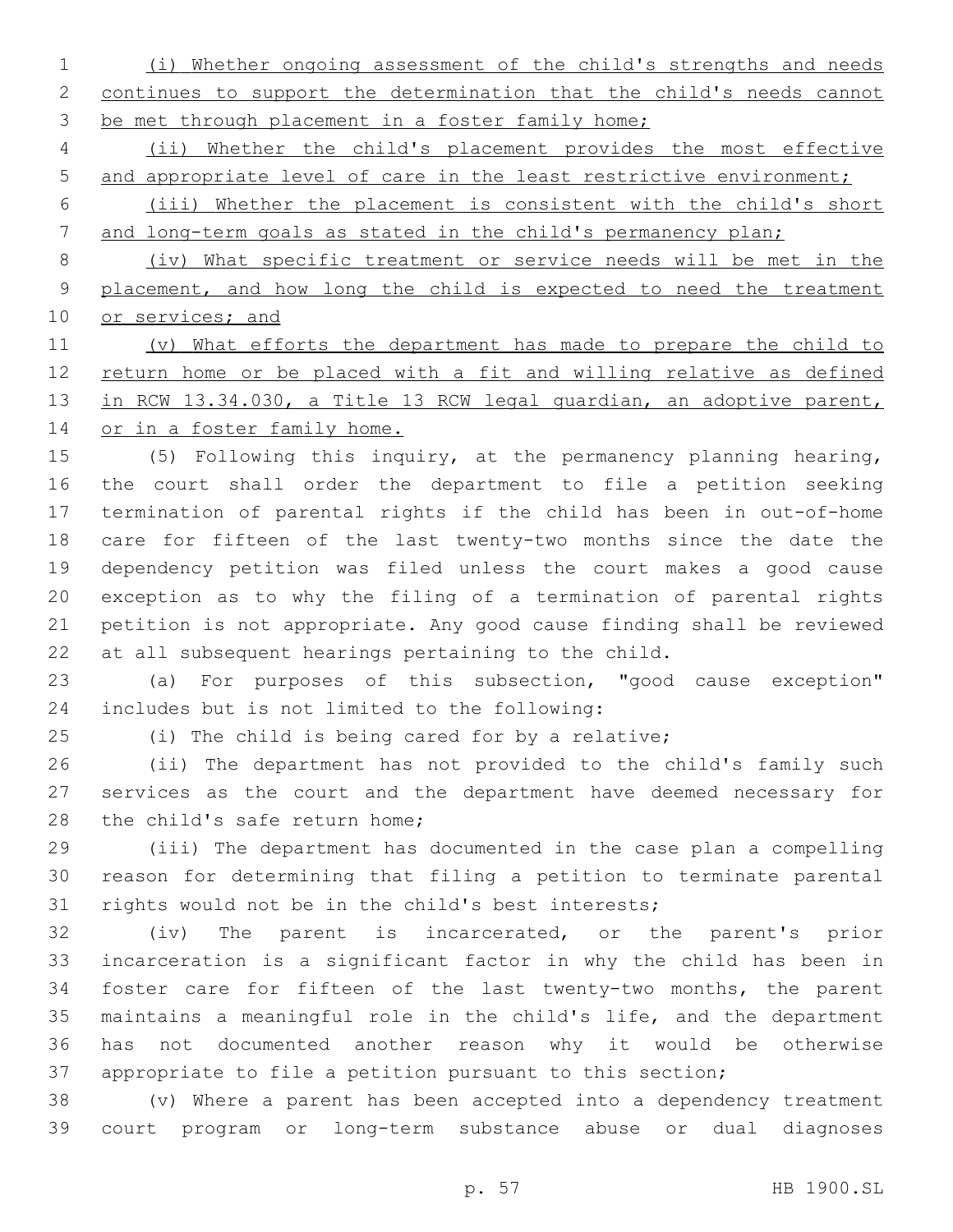(i) Whether ongoing assessment of the child's strengths and needs continues to support the determination that the child's needs cannot be met through placement in a foster family home;

(ii) Whether the child's placement provides the most effective and appropriate level of care in the least restrictive environment;

(iii) Whether the placement is consistent with the child's short and long-term goals as stated in the child's permanency plan;

(iv) What specific treatment or service needs will be met in the placement, and how long the child is expected to need the treatment or services; and

(v) What efforts the department has made to prepare the child to return home or be placed with a fit and willing relative as defined in RCW 13.34.030, a Title 13 RCW legal guardian, an adoptive parent, or in a foster family home.

(5) Following this inquiry, at the permanency planning hearing, the court shall order the department to file a petition seeking termination of parental rights if the child has been in out-of-home care for fifteen of the last twenty-two months since the date the dependency petition was filed unless the court makes a good cause exception as to why the filing of a termination of parental rights petition is not appropriate. Any good cause finding shall be reviewed at all subsequent hearings pertaining to the child.

(a) For purposes of this subsection, "good cause exception" includes but is not limited to the following:

(i) The child is being cared for by a relative;

(ii) The department has not provided to the child's family such services as the court and the department have deemed necessary for the child's safe return home;

(iii) The department has documented in the case plan a compelling reason for determining that filing a petition to terminate parental rights would not be in the child's best interests;

(iv) The parent is incarcerated, or the parent's prior incarceration is a significant factor in why the child has been in foster care for fifteen of the last twenty-two months, the parent maintains a meaningful role in the child's life, and the department has not documented another reason why it would be otherwise appropriate to file a petition pursuant to this section;

(v) Where a parent has been accepted into a dependency treatment court program or long-term substance abuse or dual diagnoses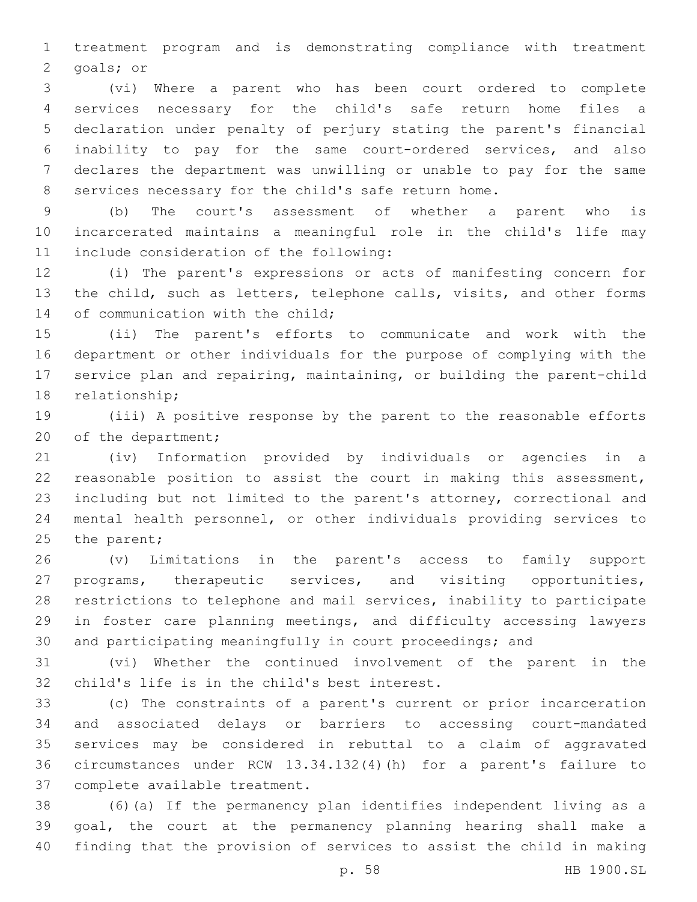treatment program and is demonstrating compliance with treatment goals; or

(vi) Where a parent who has been court ordered to complete services necessary for the child's safe return home files a declaration under penalty of perjury stating the parent's financial inability to pay for the same court-ordered services, and also declares the department was unwilling or unable to pay for the same services necessary for the child's safe return home.

(b) The court's assessment of whether a parent who is incarcerated maintains a meaningful role in the child's life may include consideration of the following:

(i) The parent's expressions or acts of manifesting concern for the child, such as letters, telephone calls, visits, and other forms of communication with the child;

(ii) The parent's efforts to communicate and work with the department or other individuals for the purpose of complying with the service plan and repairing, maintaining, or building the parent-child relationship;

(iii) A positive response by the parent to the reasonable efforts of the department;

(iv) Information provided by individuals or agencies in a reasonable position to assist the court in making this assessment, including but not limited to the parent's attorney, correctional and mental health personnel, or other individuals providing services to the parent;

(v) Limitations in the parent's access to family support programs, therapeutic services, and visiting opportunities, restrictions to telephone and mail services, inability to participate in foster care planning meetings, and difficulty accessing lawyers and participating meaningfully in court proceedings; and

(vi) Whether the continued involvement of the parent in the child's life is in the child's best interest.

(c) The constraints of a parent's current or prior incarceration and associated delays or barriers to accessing court-mandated services may be considered in rebuttal to a claim of aggravated circumstances under RCW 13.34.132(4)(h) for a parent's failure to complete available treatment.

(6)(a) If the permanency plan identifies independent living as a goal, the court at the permanency planning hearing shall make a finding that the provision of services to assist the child in making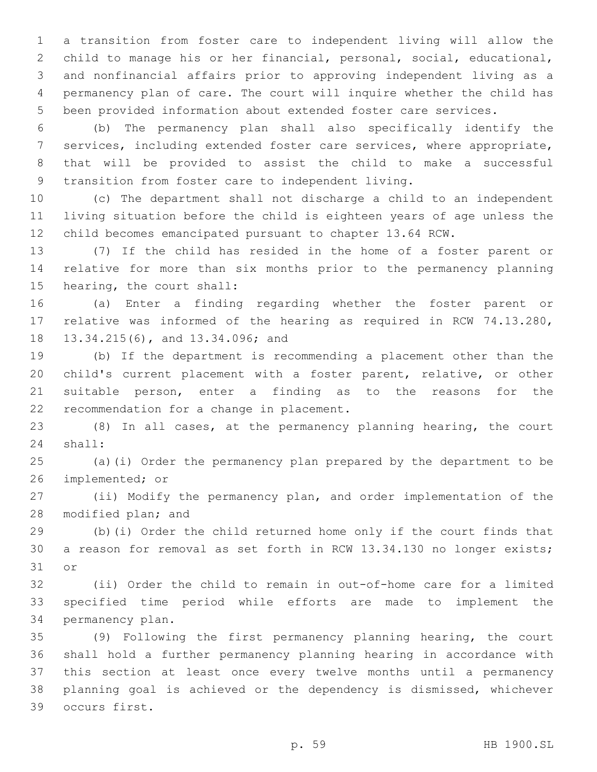a transition from foster care to independent living will allow the child to manage his or her financial, personal, social, educational, and nonfinancial affairs prior to approving independent living as a permanency plan of care. The court will inquire whether the child has been provided information about extended foster care services.

(b) The permanency plan shall also specifically identify the services, including extended foster care services, where appropriate, that will be provided to assist the child to make a successful transition from foster care to independent living.

(c) The department shall not discharge a child to an independent living situation before the child is eighteen years of age unless the child becomes emancipated pursuant to chapter 13.64 RCW.

(7) If the child has resided in the home of a foster parent or relative for more than six months prior to the permanency planning hearing, the court shall:

(a) Enter a finding regarding whether the foster parent or relative was informed of the hearing as required in RCW 74.13.280, 13.34.215(6), and 13.34.096; and

(b) If the department is recommending a placement other than the child's current placement with a foster parent, relative, or other suitable person, enter a finding as to the reasons for the recommendation for a change in placement.

(8) In all cases, at the permanency planning hearing, the court shall:

(a)(i) Order the permanency plan prepared by the department to be implemented; or

(ii) Modify the permanency plan, and order implementation of the modified plan; and

(b)(i) Order the child returned home only if the court finds that a reason for removal as set forth in RCW 13.34.130 no longer exists; or

(ii) Order the child to remain in out-of-home care for a limited specified time period while efforts are made to implement the permanency plan.

(9) Following the first permanency planning hearing, the court shall hold a further permanency planning hearing in accordance with this section at least once every twelve months until a permanency planning goal is achieved or the dependency is dismissed, whichever occurs first.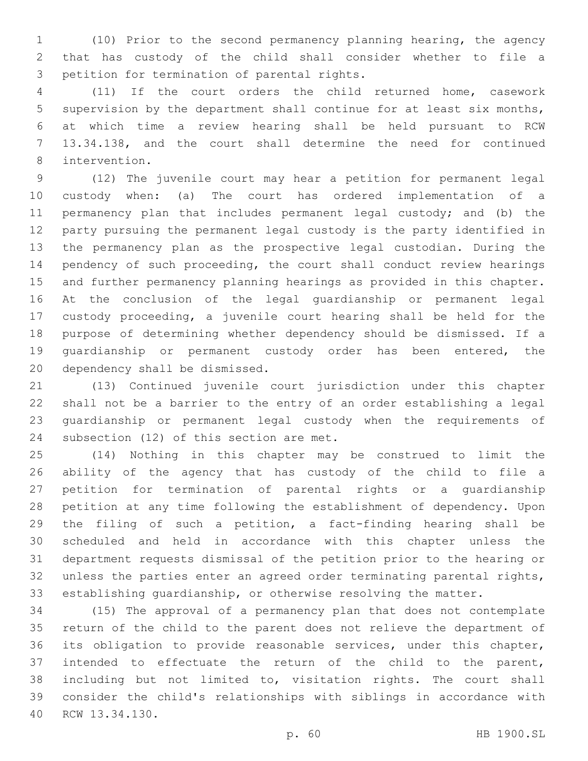(10) Prior to the second permanency planning hearing, the agency that has custody of the child shall consider whether to file a petition for termination of parental rights.

(11) If the court orders the child returned home, casework supervision by the department shall continue for at least six months, at which time a review hearing shall be held pursuant to RCW 13.34.138, and the court shall determine the need for continued intervention.

(12) The juvenile court may hear a petition for permanent legal custody when: (a) The court has ordered implementation of a permanency plan that includes permanent legal custody; and (b) the party pursuing the permanent legal custody is the party identified in the permanency plan as the prospective legal custodian. During the pendency of such proceeding, the court shall conduct review hearings and further permanency planning hearings as provided in this chapter. At the conclusion of the legal guardianship or permanent legal custody proceeding, a juvenile court hearing shall be held for the purpose of determining whether dependency should be dismissed. If a guardianship or permanent custody order has been entered, the dependency shall be dismissed.

(13) Continued juvenile court jurisdiction under this chapter shall not be a barrier to the entry of an order establishing a legal guardianship or permanent legal custody when the requirements of subsection (12) of this section are met.

(14) Nothing in this chapter may be construed to limit the ability of the agency that has custody of the child to file a petition for termination of parental rights or a guardianship petition at any time following the establishment of dependency. Upon the filing of such a petition, a fact-finding hearing shall be scheduled and held in accordance with this chapter unless the department requests dismissal of the petition prior to the hearing or unless the parties enter an agreed order terminating parental rights, establishing guardianship, or otherwise resolving the matter.

(15) The approval of a permanency plan that does not contemplate return of the child to the parent does not relieve the department of its obligation to provide reasonable services, under this chapter, intended to effectuate the return of the child to the parent, including but not limited to, visitation rights. The court shall consider the child's relationships with siblings in accordance with RCW 13.34.130.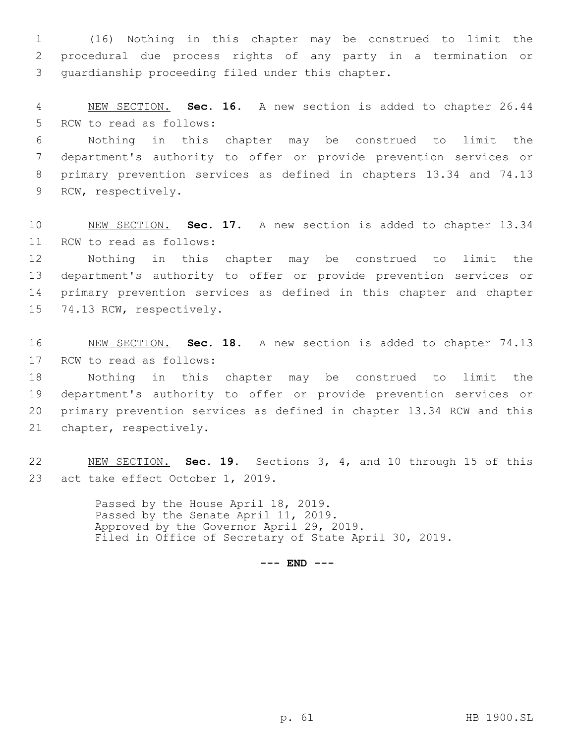(16) Nothing in this chapter may be construed to limit the procedural due process rights of any party in a termination or guardianship proceeding filed under this chapter.

NEW SECTION. **Sec. 16.** A new section is added to chapter 26.44 RCW to read as follows:

Nothing in this chapter may be construed to limit the department's authority to offer or provide prevention services or primary prevention services as defined in chapters 13.34 and 74.13 RCW, respectively.

NEW SECTION. **Sec. 17.** A new section is added to chapter 13.34 RCW to read as follows:

Nothing in this chapter may be construed to limit the department's authority to offer or provide prevention services or primary prevention services as defined in this chapter and chapter 74.13 RCW, respectively.

NEW SECTION. **Sec. 18.** A new section is added to chapter 74.13 RCW to read as follows:

Nothing in this chapter may be construed to limit the department's authority to offer or provide prevention services or primary prevention services as defined in chapter 13.34 RCW and this chapter, respectively.

NEW SECTION. **Sec. 19.** Sections 3, 4, and 10 through 15 of this act take effect October 1, 2019.

Passed by the House April 18, 2019.
Passed by the Senate April 11, 2019.
Approved by the Governor April 29, 2019.
Filed in Office of Secretary of State April 30, 2019.

**--- END ---**